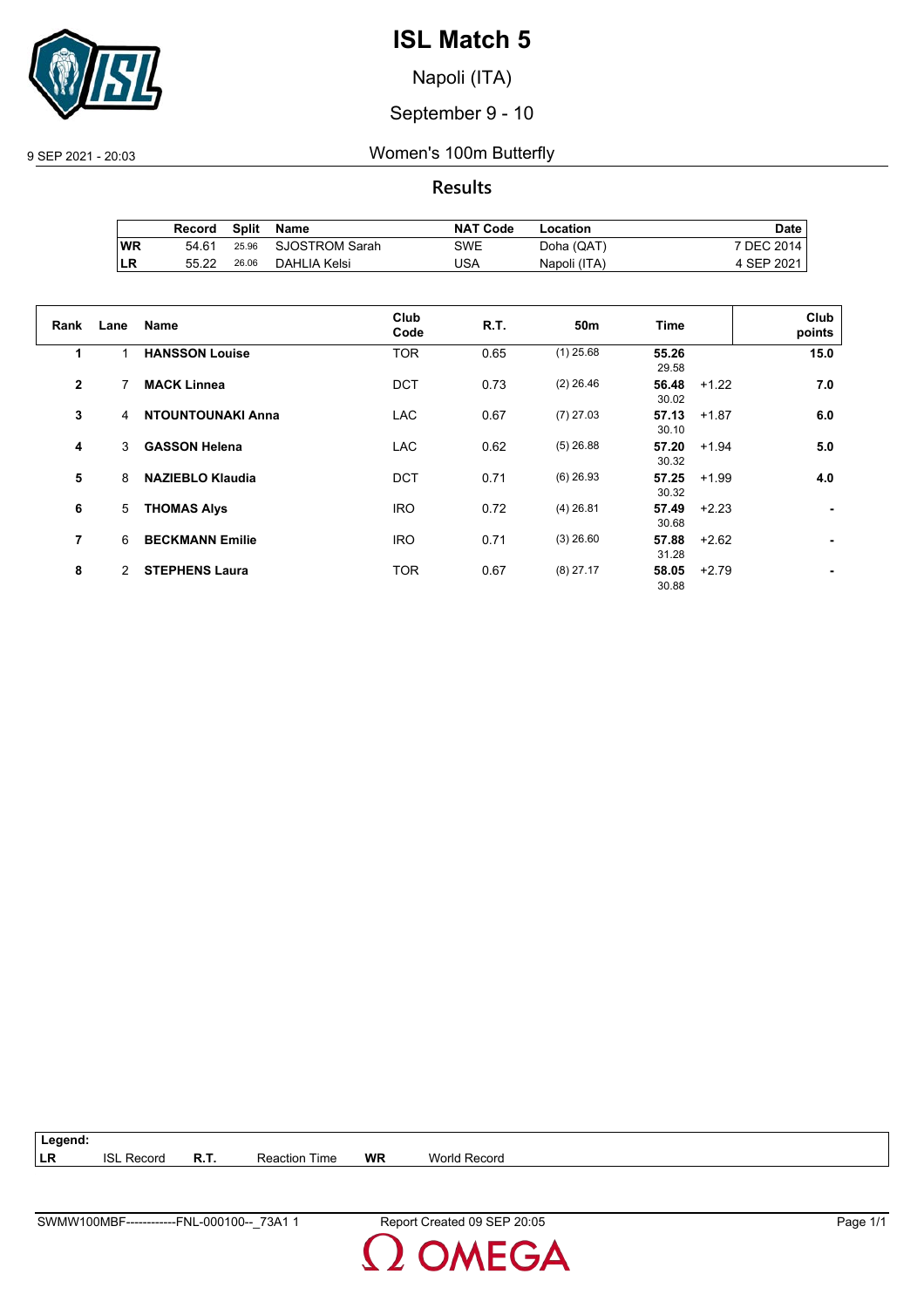# ISL Match 5

Napoli (ITA)

September 9 - 10

9 SEP 2021 - 20:03

Women's 100m Butterfly

## Results

| | Record | Split | Name | NAT Code | Location | Date |
|---|---|---|---|---|---|---|
| WR | 54.61 | 25.96 | SJOSTROM Sarah | SWE | Doha (QAT) | 7 DEC 2014 |
| LR | 55.22 | 26.06 | DAHLIA Kelsi | USA | Napoli (ITA) | 4 SEP 2021 |

| Rank | Lane | Name | Club Code | R.T. | 50m | Time | | Club points |
|---|---|---|---|---|---|---|---|---|
| 1 | 1 | **HANSSON Louise** | TOR | 0.65 | (1) 25.68 | **55.26** 29.58 | | **15.0** |
| 2 | 7 | **MACK Linnea** | DCT | 0.73 | (2) 26.46 | **56.48** 30.02 | +1.22 | **7.0** |
| 3 | 4 | **NTOUNTOUNAKI Anna** | LAC | 0.67 | (7) 27.03 | **57.13** 30.10 | +1.87 | **6.0** |
| 4 | 3 | **GASSON Helena** | LAC | 0.62 | (5) 26.88 | **57.20** 30.32 | +1.94 | **5.0** |
| 5 | 8 | **NAZIEBLO Klaudia** | DCT | 0.71 | (6) 26.93 | **57.25** 30.32 | +1.99 | **4.0** |
| 6 | 5 | **THOMAS Alys** | IRO | 0.72 | (4) 26.81 | **57.49** 30.68 | +2.23 | **-** |
| 7 | 6 | **BECKMANN Emilie** | IRO | 0.71 | (3) 26.60 | **57.88** 31.28 | +2.62 | **-** |
| 8 | 2 | **STEPHENS Laura** | TOR | 0.67 | (8) 27.17 | **58.05** 30.88 | +2.79 | **-** |

**Legend:**

| | | | | | |
|---|---|---|---|---|---|
| **LR** | ISL Record | **R.T.** | Reaction Time | **WR** | World Record |

SWMW100MBF------------FNL-000100--_73A1 1 Report Created 09 SEP 20:05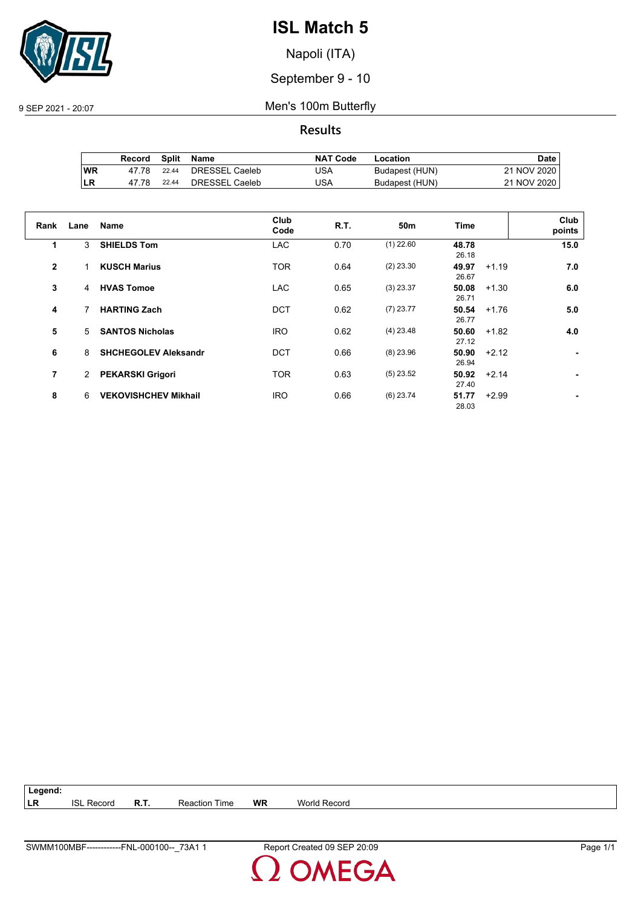# ISL Match 5

Napoli (ITA)

September 9 - 10

9 SEP 2021 - 20:07

## Men's 100m Butterfly

### Results

| | Record | Split | Name | NAT Code | Location | Date |
|---|---|---|---|---|---|---|
| WR | 47.78 | 22.44 | DRESSEL Caeleb | USA | Budapest (HUN) | 21 NOV 2020 |
| LR | 47.78 | 22.44 | DRESSEL Caeleb | USA | Budapest (HUN) | 21 NOV 2020 |

| Rank | Lane | Name | Club Code | R.T. | 50m | Time | | Club points |
|---|---|---|---|---|---|---|---|---|
| 1 | 3 | **SHIELDS Tom** | LAC | 0.70 | (1) 22.60 | **48.78** 26.18 | | **15.0** |
| 2 | 1 | **KUSCH Marius** | TOR | 0.64 | (2) 23.30 | **49.97** 26.67 | +1.19 | **7.0** |
| 3 | 4 | **HVAS Tomoe** | LAC | 0.65 | (3) 23.37 | **50.08** 26.71 | +1.30 | **6.0** |
| 4 | 7 | **HARTING Zach** | DCT | 0.62 | (7) 23.77 | **50.54** 26.77 | +1.76 | **5.0** |
| 5 | 5 | **SANTOS Nicholas** | IRO | 0.62 | (4) 23.48 | **50.60** 27.12 | +1.82 | **4.0** |
| 6 | 8 | **SHCHEGOLEV Aleksandr** | DCT | 0.66 | (8) 23.96 | **50.90** 26.94 | +2.12 | **-** |
| 7 | 2 | **PEKARSKI Grigori** | TOR | 0.63 | (5) 23.52 | **50.92** 27.40 | +2.14 | **-** |
| 8 | 6 | **VEKOVISHCHEV Mikhail** | IRO | 0.66 | (6) 23.74 | **51.77** 28.03 | +2.99 | **-** |

**Legend:**

| | | | | | |
|---|---|---|---|---|---|
| **LR** | ISL Record | **R.T.** | Reaction Time | **WR** | World Record |

SWMM100MBF------------FNL-000100--_73A1 1 Report Created 09 SEP 20:09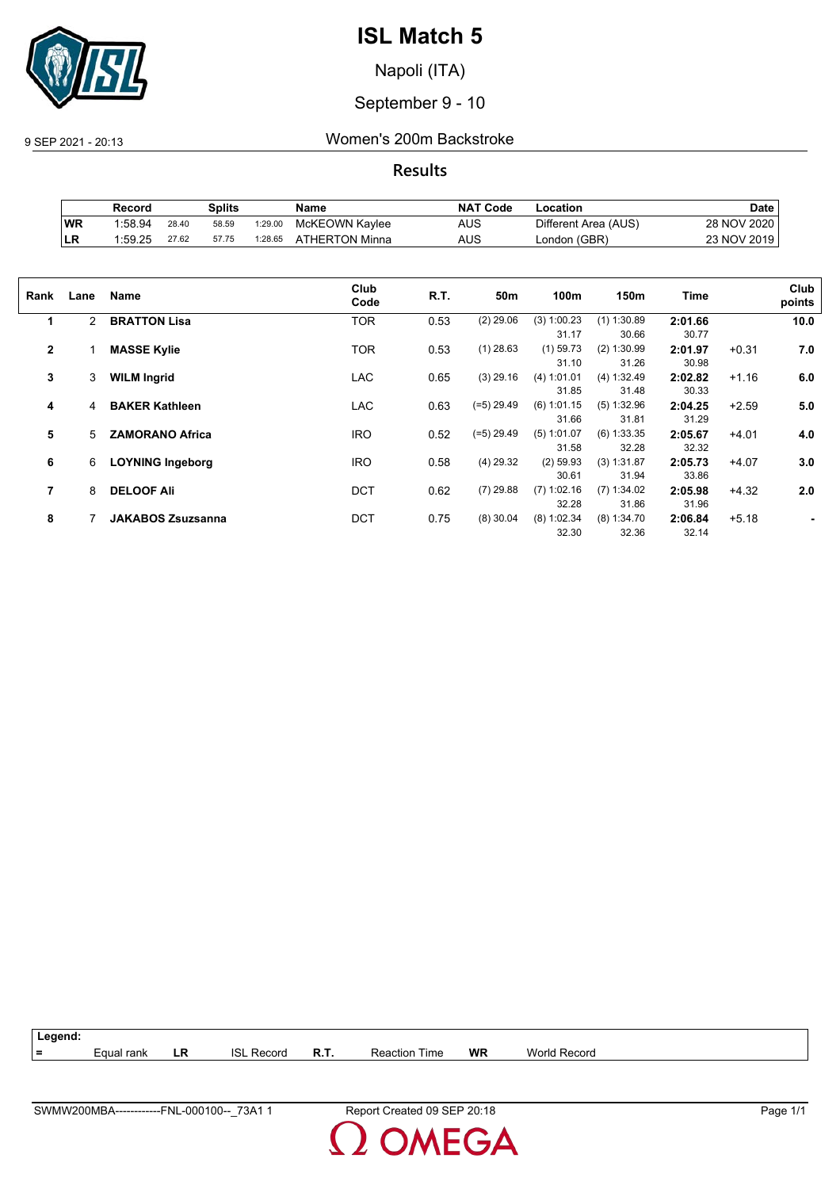# ISL Match 5

Napoli (ITA)

September 9 - 10

9 SEP 2021 - 20:13

## Women's 200m Backstroke

### Results

| | Record | Splits | | | Name | NAT Code | Location | Date |
|---|---|---|---|---|---|---|---|---|
| WR | 1:58.94 | 28.40 | 58.59 | 1:29.00 | McKEOWN Kaylee | AUS | Different Area (AUS) | 28 NOV 2020 |
| LR | 1:59.25 | 27.62 | 57.75 | 1:28.65 | ATHERTON Minna | AUS | London (GBR) | 23 NOV 2019 |

| Rank | Lane | Name | Club Code | R.T. | 50m | 100m | 150m | Time | | Club points |
|---|---|---|---|---|---|---|---|---|---|---|
| 1 | 2 | **BRATTON Lisa** | TOR | 0.53 | (2) 29.06 | (3) 1:00.23<br>31.17 | (1) 1:30.89<br>30.66 | **2:01.66**<br>30.77 | | **10.0** |
| 2 | 1 | **MASSE Kylie** | TOR | 0.53 | (1) 28.63 | (1) 59.73<br>31.10 | (2) 1:30.99<br>31.26 | **2:01.97**<br>30.98 | +0.31 | **7.0** |
| 3 | 3 | **WILM Ingrid** | LAC | 0.65 | (3) 29.16 | (4) 1:01.01<br>31.85 | (4) 1:32.49<br>31.48 | **2:02.82**<br>30.33 | +1.16 | **6.0** |
| 4 | 4 | **BAKER Kathleen** | LAC | 0.63 | (=5) 29.49 | (6) 1:01.15<br>31.66 | (5) 1:32.96<br>31.81 | **2:04.25**<br>31.29 | +2.59 | **5.0** |
| 5 | 5 | **ZAMORANO Africa** | IRO | 0.52 | (=5) 29.49 | (5) 1:01.07<br>31.58 | (6) 1:33.35<br>32.28 | **2:05.67**<br>32.32 | +4.01 | **4.0** |
| 6 | 6 | **LOYNING Ingeborg** | IRO | 0.58 | (4) 29.32 | (2) 59.93<br>30.61 | (3) 1:31.87<br>31.94 | **2:05.73**<br>33.86 | +4.07 | **3.0** |
| 7 | 8 | **DELOOF Ali** | DCT | 0.62 | (7) 29.88 | (7) 1:02.16<br>32.28 | (7) 1:34.02<br>31.86 | **2:05.98**<br>31.96 | +4.32 | **2.0** |
| 8 | 7 | **JAKABOS Zsuzsanna** | DCT | 0.75 | (8) 30.04 | (8) 1:02.34<br>32.30 | (8) 1:34.70<br>32.36 | **2:06.84**<br>32.14 | +5.18 | **-** |

**Legend:**

| = | Equal rank | LR | ISL Record | R.T. | Reaction Time | WR | World Record |
|---|---|---|---|---|---|---|---|

SWMW200MBA------------FNL-000100--_73A1 1 Report Created 09 SEP 20:18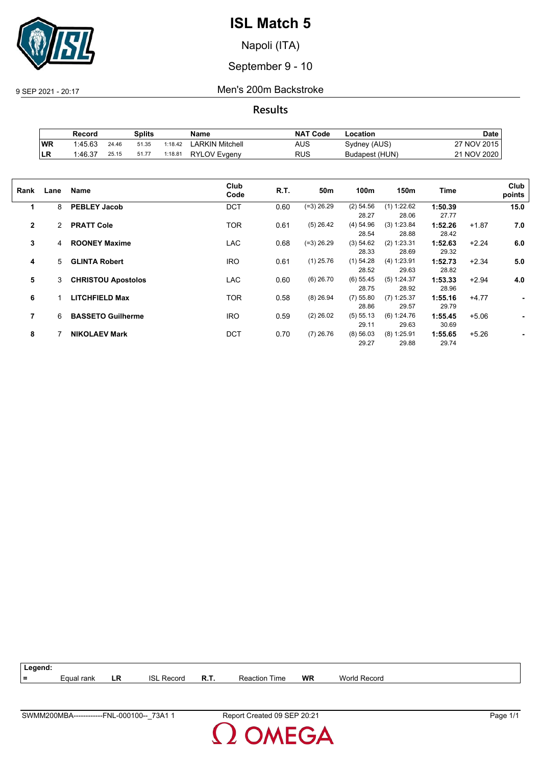# ISL Match 5

Napoli (ITA)

September 9 - 10

9 SEP 2021 - 20:17

## Men's 200m Backstroke

### Results

| | Record | Splits | | | Name | NAT Code | Location | Date |
|---|---|---|---|---|---|---|---|---|
| WR | 1:45.63 | 24.46 | 51.35 | 1:18.42 | LARKIN Mitchell | AUS | Sydney (AUS) | 27 NOV 2015 |
| LR | 1:46.37 | 25.15 | 51.77 | 1:18.81 | RYLOV Evgeny | RUS | Budapest (HUN) | 21 NOV 2020 |

| Rank | Lane | Name | Club Code | R.T. | 50m | 100m | 150m | Time | | Club points |
|---|---|---|---|---|---|---|---|---|---|---|
| 1 | 8 | **PEBLEY Jacob** | DCT | 0.60 | (=3) 26.29 | (2) 54.56<br>28.27 | (1) 1:22.62<br>28.06 | **1:50.39**<br>27.77 | | **15.0** |
| 2 | 2 | **PRATT Cole** | TOR | 0.61 | (5) 26.42 | (4) 54.96<br>28.54 | (3) 1:23.84<br>28.88 | **1:52.26**<br>28.42 | +1.87 | **7.0** |
| 3 | 4 | **ROONEY Maxime** | LAC | 0.68 | (=3) 26.29 | (3) 54.62<br>28.33 | (2) 1:23.31<br>28.69 | **1:52.63**<br>29.32 | +2.24 | **6.0** |
| 4 | 5 | **GLINTA Robert** | IRO | 0.61 | (1) 25.76 | (1) 54.28<br>28.52 | (4) 1:23.91<br>29.63 | **1:52.73**<br>28.82 | +2.34 | **5.0** |
| 5 | 3 | **CHRISTOU Apostolos** | LAC | 0.60 | (6) 26.70 | (6) 55.45<br>28.75 | (5) 1:24.37<br>28.92 | **1:53.33**<br>28.96 | +2.94 | **4.0** |
| 6 | 1 | **LITCHFIELD Max** | TOR | 0.58 | (8) 26.94 | (7) 55.80<br>28.86 | (7) 1:25.37<br>29.57 | **1:55.16**<br>29.79 | +4.77 | **-** |
| 7 | 6 | **BASSETO Guilherme** | IRO | 0.59 | (2) 26.02 | (5) 55.13<br>29.11 | (6) 1:24.76<br>29.63 | **1:55.45**<br>30.69 | +5.06 | **-** |
| 8 | 7 | **NIKOLAEV Mark** | DCT | 0.70 | (7) 26.76 | (8) 56.03<br>29.27 | (8) 1:25.91<br>29.88 | **1:55.65**<br>29.74 | +5.26 | **-** |

| Legend: | | | | | | | |
|---|---|---|---|---|---|---|---|
| = | Equal rank | LR | ISL Record | R.T. | Reaction Time | WR | World Record |

SWMM200MBA------------FNL-000100--_73A1 1 Report Created 09 SEP 20:21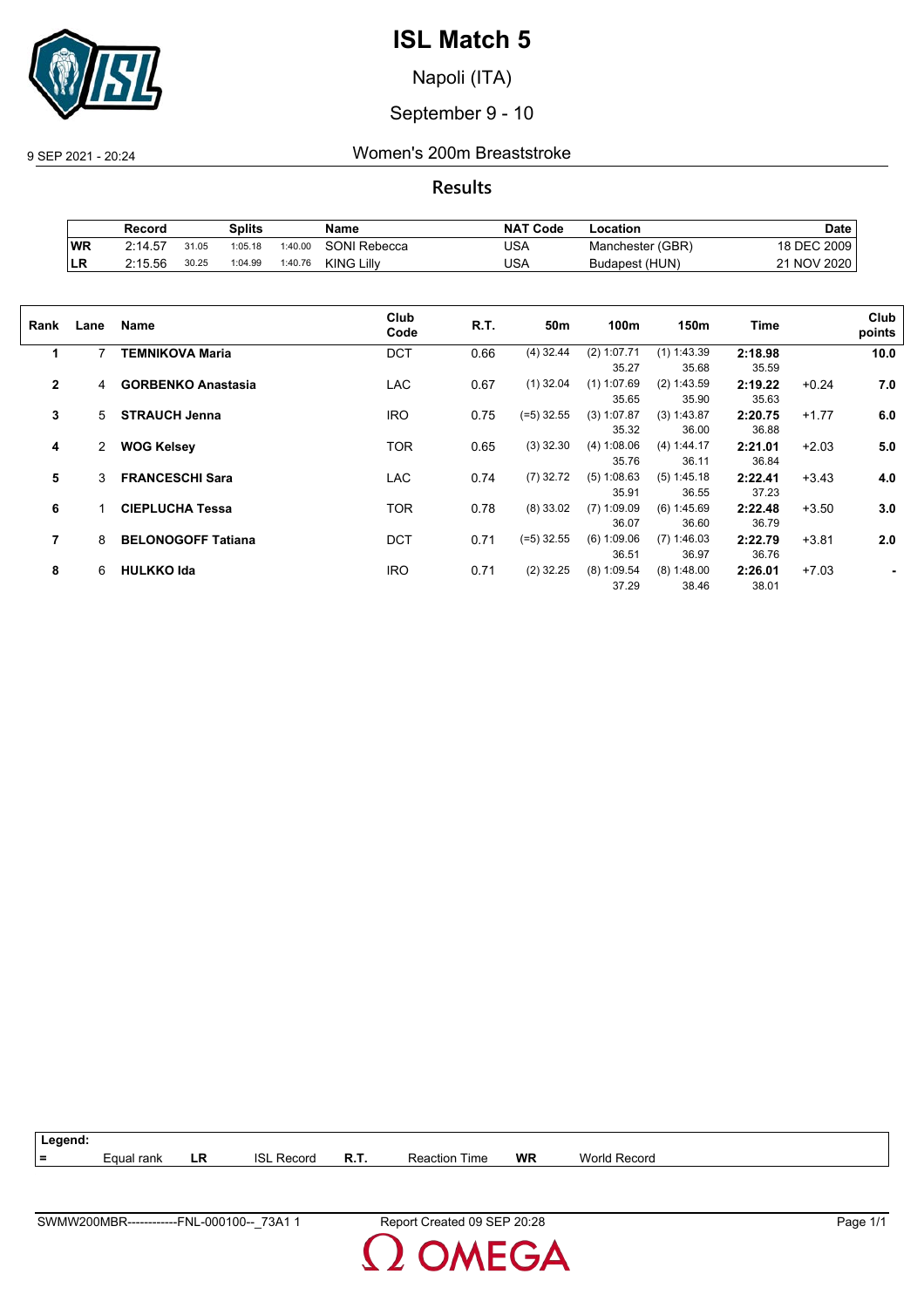# ISL Match 5

Napoli (ITA)

September 9 - 10

9 SEP 2021 - 20:24 Women's 200m Breaststroke

## Results

| | Record | Splits | | | Name | NAT Code | Location | Date |
|---|---|---|---|---|---|---|---|---|
| WR | 2:14.57 | 31.05 | 1:05.18 | 1:40.00 | SONI Rebecca | USA | Manchester (GBR) | 18 DEC 2009 |
| LR | 2:15.56 | 30.25 | 1:04.99 | 1:40.76 | KING Lilly | USA | Budapest (HUN) | 21 NOV 2020 |

| Rank | Lane | Name | Club Code | R.T. | 50m | 100m | 150m | Time | | Club points |
|---|---|---|---|---|---|---|---|---|---|---|
| 1 | 7 | **TEMNIKOVA Maria** | DCT | 0.66 | (4) 32.44 | (2) 1:07.71<br>35.27 | (1) 1:43.39<br>35.68 | **2:18.98**<br>35.59 | | **10.0** |
| 2 | 4 | **GORBENKO Anastasia** | LAC | 0.67 | (1) 32.04 | (1) 1:07.69<br>35.65 | (2) 1:43.59<br>35.90 | **2:19.22**<br>35.63 | +0.24 | **7.0** |
| 3 | 5 | **STRAUCH Jenna** | IRO | 0.75 | (=5) 32.55 | (3) 1:07.87<br>35.32 | (3) 1:43.87<br>36.00 | **2:20.75**<br>36.88 | +1.77 | **6.0** |
| 4 | 2 | **WOG Kelsey** | TOR | 0.65 | (3) 32.30 | (4) 1:08.06<br>35.76 | (4) 1:44.17<br>36.11 | **2:21.01**<br>36.84 | +2.03 | **5.0** |
| 5 | 3 | **FRANCESCHI Sara** | LAC | 0.74 | (7) 32.72 | (5) 1:08.63<br>35.91 | (5) 1:45.18<br>36.55 | **2:22.41**<br>37.23 | +3.43 | **4.0** |
| 6 | 1 | **CIEPLUCHA Tessa** | TOR | 0.78 | (8) 33.02 | (7) 1:09.09<br>36.07 | (6) 1:45.69<br>36.60 | **2:22.48**<br>36.79 | +3.50 | **3.0** |
| 7 | 8 | **BELONOGOFF Tatiana** | DCT | 0.71 | (=5) 32.55 | (6) 1:09.06<br>36.51 | (7) 1:46.03<br>36.97 | **2:22.79**<br>36.76 | +3.81 | **2.0** |
| 8 | 6 | **HULKKO Ida** | IRO | 0.71 | (2) 32.25 | (8) 1:09.54<br>37.29 | (8) 1:48.00<br>38.46 | **2:26.01**<br>38.01 | +7.03 | **-** |

**Legend:**

| = | Equal rank | LR | ISL Record | R.T. | Reaction Time | WR | World Record |
|---|---|---|---|---|---|---|---|

SWMW200MBR------------FNL-000100--_73A1 1 Report Created 09 SEP 20:28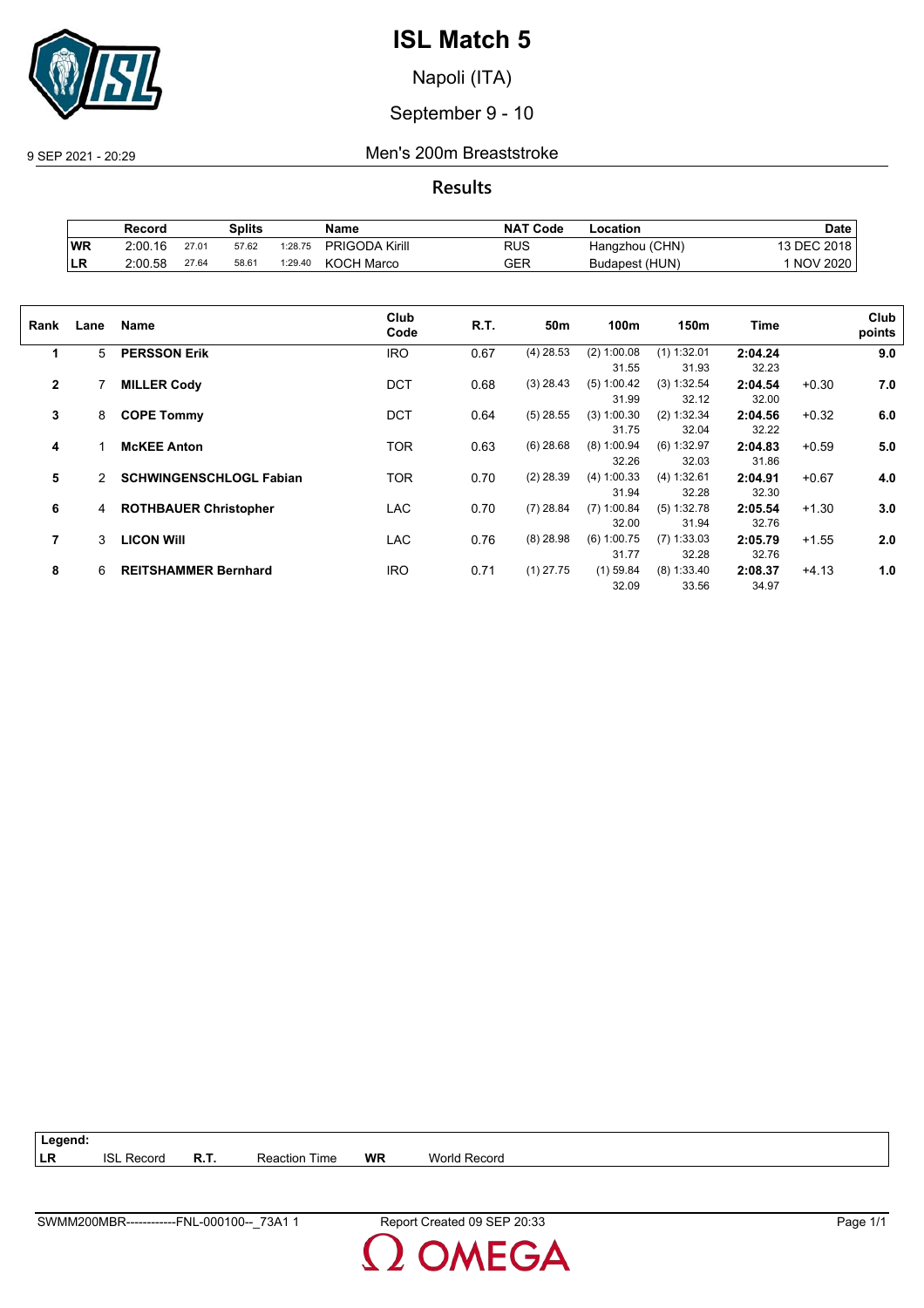# ISL Match 5

Napoli (ITA)

September 9 - 10

9 SEP 2021 - 20:29

## Men's 200m Breaststroke

### Results

| | Record | Splits | | | Name | NAT Code | Location | Date |
|---|---|---|---|---|---|---|---|---|
| WR | 2:00.16 | 27.01 | 57.62 | 1:28.75 | PRIGODA Kirill | RUS | Hangzhou (CHN) | 13 DEC 2018 |
| LR | 2:00.58 | 27.64 | 58.61 | 1:29.40 | KOCH Marco | GER | Budapest (HUN) | 1 NOV 2020 |

| Rank | Lane | Name | Club Code | R.T. | 50m | 100m | 150m | Time | | Club points |
|---|---|---|---|---|---|---|---|---|---|---|
| 1 | 5 | **PERSSON Erik** | IRO | 0.67 | (4) 28.53 | (2) 1:00.08 | (1) 1:32.01 | **2:04.24** | | **9.0** |
| | | | | | | 31.55 | 31.93 | 32.23 | | |
| 2 | 7 | **MILLER Cody** | DCT | 0.68 | (3) 28.43 | (5) 1:00.42 | (3) 1:32.54 | **2:04.54** | +0.30 | **7.0** |
| | | | | | | 31.99 | 32.12 | 32.00 | | |
| 3 | 8 | **COPE Tommy** | DCT | 0.64 | (5) 28.55 | (3) 1:00.30 | (2) 1:32.34 | **2:04.56** | +0.32 | **6.0** |
| | | | | | | 31.75 | 32.04 | 32.22 | | |
| 4 | 1 | **McKEE Anton** | TOR | 0.63 | (6) 28.68 | (8) 1:00.94 | (6) 1:32.97 | **2:04.83** | +0.59 | **5.0** |
| | | | | | | 32.26 | 32.03 | 31.86 | | |
| 5 | 2 | **SCHWINGENSCHLOGL Fabian** | TOR | 0.70 | (2) 28.39 | (4) 1:00.33 | (4) 1:32.61 | **2:04.91** | +0.67 | **4.0** |
| | | | | | | 31.94 | 32.28 | 32.30 | | |
| 6 | 4 | **ROTHBAUER Christopher** | LAC | 0.70 | (7) 28.84 | (7) 1:00.84 | (5) 1:32.78 | **2:05.54** | +1.30 | **3.0** |
| | | | | | | 32.00 | 31.94 | 32.76 | | |
| 7 | 3 | **LICON Will** | LAC | 0.76 | (8) 28.98 | (6) 1:00.75 | (7) 1:33.03 | **2:05.79** | +1.55 | **2.0** |
| | | | | | | 31.77 | 32.28 | 32.76 | | |
| 8 | 6 | **REITSHAMMER Bernhard** | IRO | 0.71 | (1) 27.75 | (1) 59.84 | (8) 1:33.40 | **2:08.37** | +4.13 | **1.0** |
| | | | | | | 32.09 | 33.56 | 34.97 | | |

| Legend: | | | | | |
|---|---|---|---|---|---|
| LR | ISL Record | R.T. | Reaction Time | WR | World Record |

SWMM200MBR------------FNL-000100--_73A1 1 Report Created 09 SEP 20:33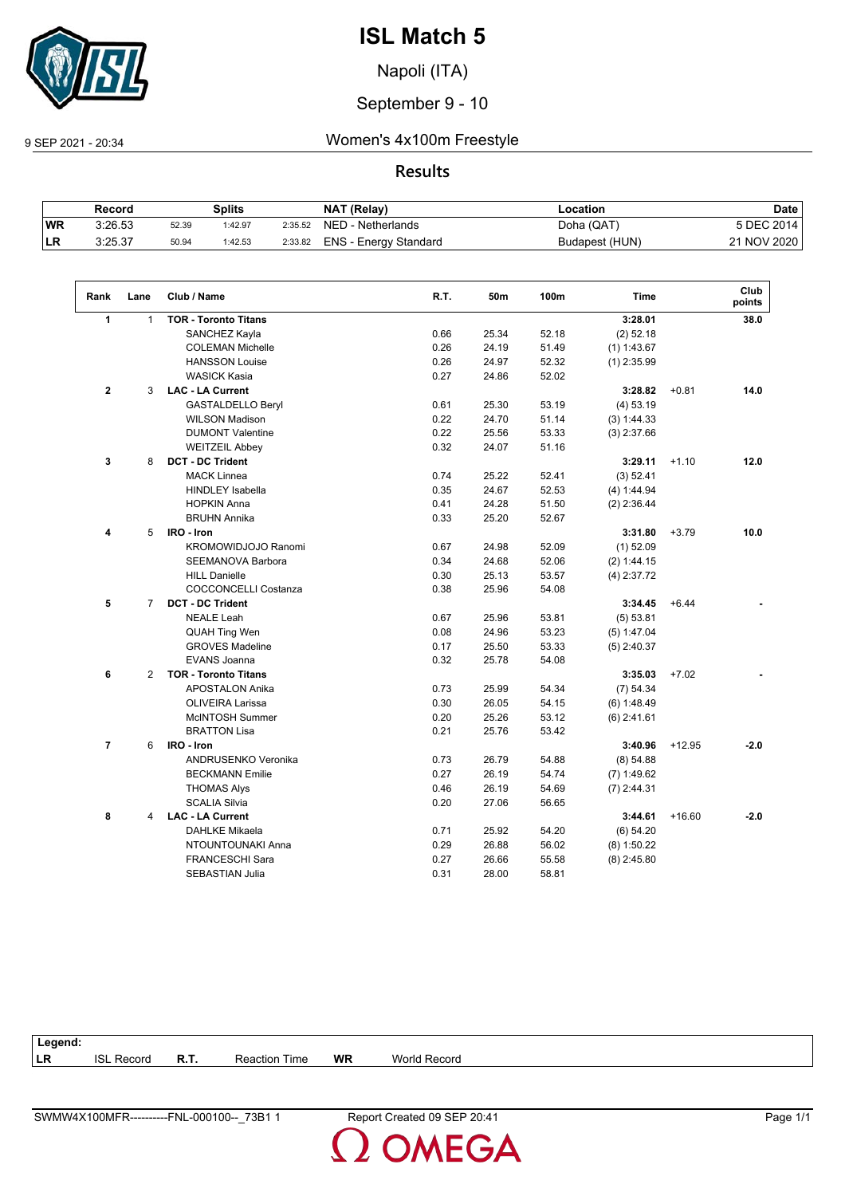# ISL Match 5

Napoli (ITA)

September 9 - 10

9 SEP 2021 - 20:34

## Women's 4x100m Freestyle

### Results

| | Record | Splits | | | NAT (Relay) | Location | Date |
|---|---|---|---|---|---|---|---|
| WR | 3:26.53 | 52.39 | 1:42.97 | 2:35.52 | NED - Netherlands | Doha (QAT) | 5 DEC 2014 |
| LR | 3:25.37 | 50.94 | 1:42.53 | 2:33.82 | ENS - Energy Standard | Budapest (HUN) | 21 NOV 2020 |

| Rank | Lane | Club / Name | R.T. | 50m | 100m | Time | | Club points |
|---|---|---|---|---|---|---|---|---|
| 1 | 1 | **TOR - Toronto Titans** | | | | **3:28.01** | | **38.0** |
| | | SANCHEZ Kayla | 0.66 | 25.34 | 52.18 | (2) 52.18 | | |
| | | COLEMAN Michelle | 0.26 | 24.19 | 51.49 | (1) 1:43.67 | | |
| | | HANSSON Louise | 0.26 | 24.97 | 52.32 | (1) 2:35.99 | | |
| | | WASICK Kasia | 0.27 | 24.86 | 52.02 | | | |
| 2 | 3 | **LAC - LA Current** | | | | **3:28.82** | +0.81 | **14.0** |
| | | GASTALDELLO Beryl | 0.61 | 25.30 | 53.19 | (4) 53.19 | | |
| | | WILSON Madison | 0.22 | 24.70 | 51.14 | (3) 1:44.33 | | |
| | | DUMONT Valentine | 0.22 | 25.56 | 53.33 | (3) 2:37.66 | | |
| | | WEITZEIL Abbey | 0.32 | 24.07 | 51.16 | | | |
| 3 | 8 | **DCT - DC Trident** | | | | **3:29.11** | +1.10 | **12.0** |
| | | MACK Linnea | 0.74 | 25.22 | 52.41 | (3) 52.41 | | |
| | | HINDLEY Isabella | 0.35 | 24.67 | 52.53 | (4) 1:44.94 | | |
| | | HOPKIN Anna | 0.41 | 24.28 | 51.50 | (2) 2:36.44 | | |
| | | BRUHN Annika | 0.33 | 25.20 | 52.67 | | | |
| 4 | 5 | **IRO - Iron** | | | | **3:31.80** | +3.79 | **10.0** |
| | | KROMOWIDJOJO Ranomi | 0.67 | 24.98 | 52.09 | (1) 52.09 | | |
| | | SEEMANOVA Barbora | 0.34 | 24.68 | 52.06 | (2) 1:44.15 | | |
| | | HILL Danielle | 0.30 | 25.13 | 53.57 | (4) 2:37.72 | | |
| | | COCCONCELLI Costanza | 0.38 | 25.96 | 54.08 | | | |
| 5 | 7 | **DCT - DC Trident** | | | | **3:34.45** | +6.44 | **-** |
| | | NEALE Leah | 0.67 | 25.96 | 53.81 | (5) 53.81 | | |
| | | QUAH Ting Wen | 0.08 | 24.96 | 53.23 | (5) 1:47.04 | | |
| | | GROVES Madeline | 0.17 | 25.50 | 53.33 | (5) 2:40.37 | | |
| | | EVANS Joanna | 0.32 | 25.78 | 54.08 | | | |
| 6 | 2 | **TOR - Toronto Titans** | | | | **3:35.03** | +7.02 | **-** |
| | | APOSTALON Anika | 0.73 | 25.99 | 54.34 | (7) 54.34 | | |
| | | OLIVEIRA Larissa | 0.30 | 26.05 | 54.15 | (6) 1:48.49 | | |
| | | McINTOSH Summer | 0.20 | 25.26 | 53.12 | (6) 2:41.61 | | |
| | | BRATTON Lisa | 0.21 | 25.76 | 53.42 | | | |
| 7 | 6 | **IRO - Iron** | | | | **3:40.96** | +12.95 | **-2.0** |
| | | ANDRUSENKO Veronika | 0.73 | 26.79 | 54.88 | (8) 54.88 | | |
| | | BECKMANN Emilie | 0.27 | 26.19 | 54.74 | (7) 1:49.62 | | |
| | | THOMAS Alys | 0.46 | 26.19 | 54.69 | (7) 2:44.31 | | |
| | | SCALIA Silvia | 0.20 | 27.06 | 56.65 | | | |
| 8 | 4 | **LAC - LA Current** | | | | **3:44.61** | +16.60 | **-2.0** |
| | | DAHLKE Mikaela | 0.71 | 25.92 | 54.20 | (6) 54.20 | | |
| | | NTOUNTOUNAKI Anna | 0.29 | 26.88 | 56.02 | (8) 1:50.22 | | |
| | | FRANCESCHI Sara | 0.27 | 26.66 | 55.58 | (8) 2:45.80 | | |
| | | SEBASTIAN Julia | 0.31 | 28.00 | 58.81 | | | |

**Legend:**

| LR | ISL Record | R.T. | Reaction Time | WR | World Record |
|---|---|---|---|---|---|

SWMW4X100MFR----------FNL-000100--_73B1 1 Report Created 09 SEP 20:41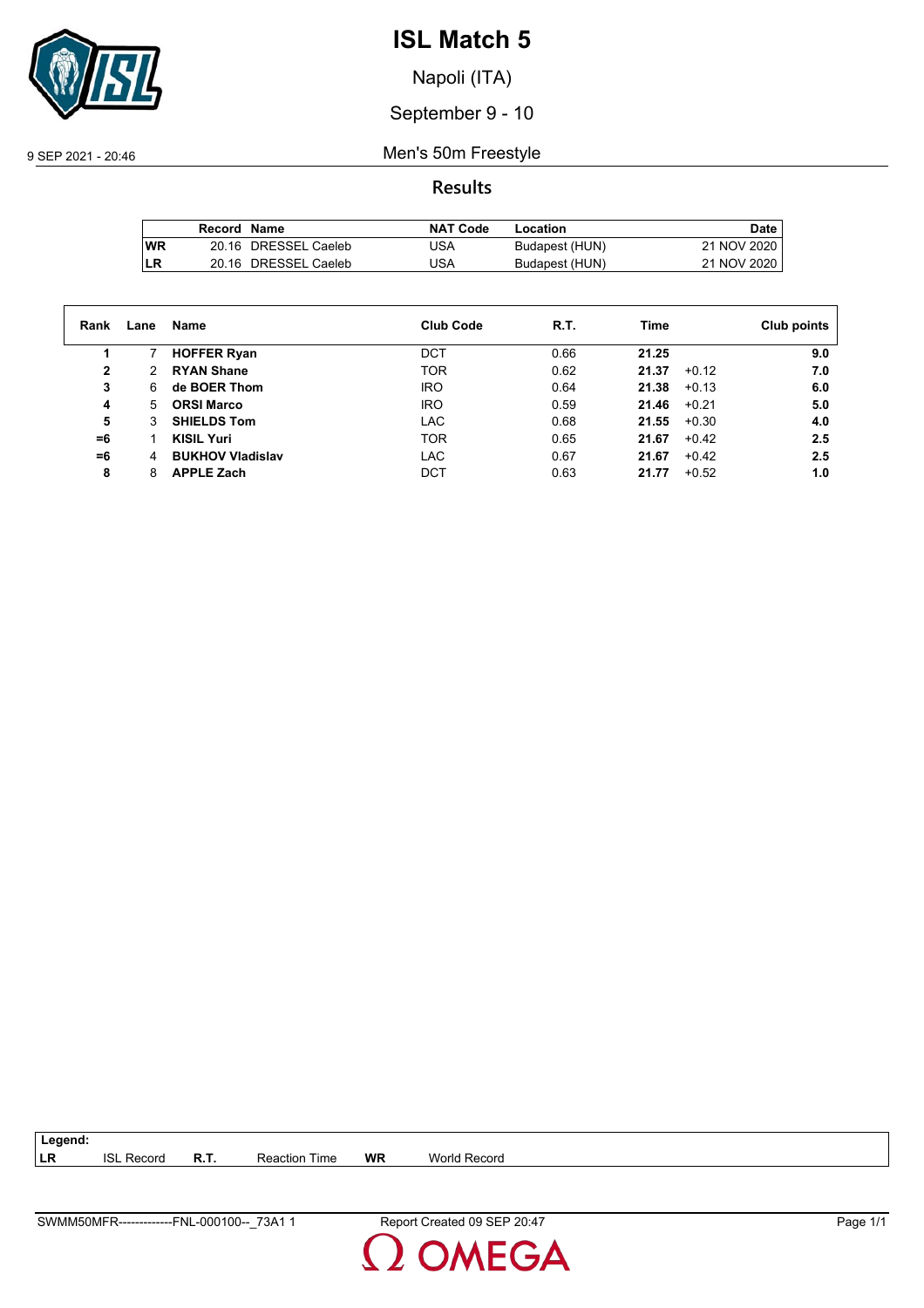# ISL Match 5

Napoli (ITA)

September 9 - 10

9 SEP 2021 - 20:46

Men's 50m Freestyle

## Results

| | Record | Name | NAT Code | Location | Date |
|---|---|---|---|---|---|
| WR | 20.16 | DRESSEL Caeleb | USA | Budapest (HUN) | 21 NOV 2020 |
| LR | 20.16 | DRESSEL Caeleb | USA | Budapest (HUN) | 21 NOV 2020 |

| Rank | Lane | Name | Club Code | R.T. | Time | | Club points |
|---|---|---|---|---|---|---|---|
| **1** | 7 | **HOFFER Ryan** | DCT | 0.66 | **21.25** | | **9.0** |
| **2** | 2 | **RYAN Shane** | TOR | 0.62 | **21.37** | +0.12 | **7.0** |
| **3** | 6 | **de BOER Thom** | IRO | 0.64 | **21.38** | +0.13 | **6.0** |
| **4** | 5 | **ORSI Marco** | IRO | 0.59 | **21.46** | +0.21 | **5.0** |
| **5** | 3 | **SHIELDS Tom** | LAC | 0.68 | **21.55** | +0.30 | **4.0** |
| **=6** | 1 | **KISIL Yuri** | TOR | 0.65 | **21.67** | +0.42 | **2.5** |
| **=6** | 4 | **BUKHOV Vladislav** | LAC | 0.67 | **21.67** | +0.42 | **2.5** |
| **8** | 8 | **APPLE Zach** | DCT | 0.63 | **21.77** | +0.52 | **1.0** |

**Legend:**

| | | | | | |
|---|---|---|---|---|---|
| **LR** | ISL Record | **R.T.** | Reaction Time | **WR** | World Record |

SWMM50MFR-------------FNL-000100--_73A1 1 Report Created 09 SEP 20:47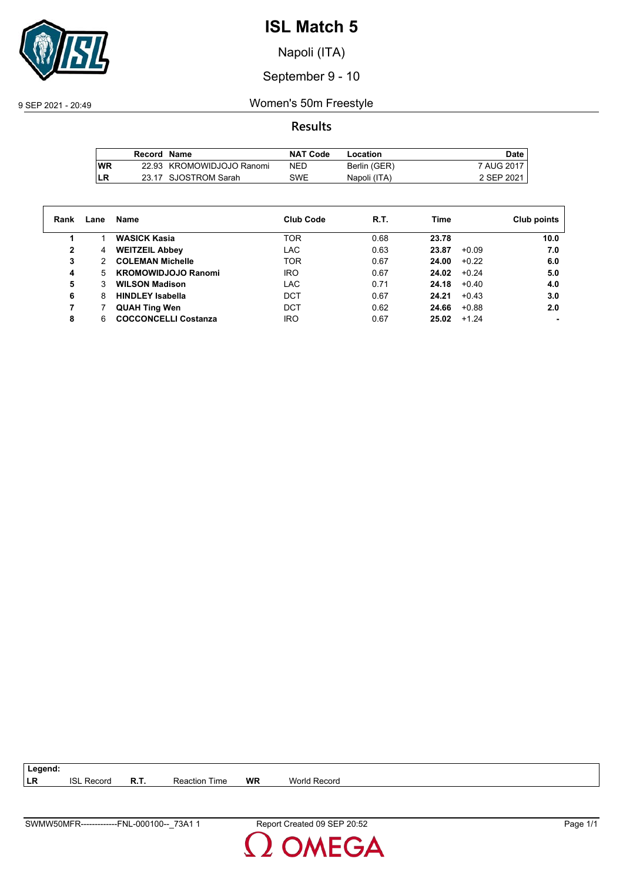# ISL Match 5

Napoli (ITA)

September 9 - 10

9 SEP 2021 - 20:49

## Women's 50m Freestyle

### Results

| | Record | Name | NAT Code | Location | Date |
|---|---|---|---|---|---|
| WR | 22.93 | KROMOWIDJOJO Ranomi | NED | Berlin (GER) | 7 AUG 2017 |
| LR | 23.17 | SJOSTROM Sarah | SWE | Napoli (ITA) | 2 SEP 2021 |

| Rank | Lane | Name | Club Code | R.T. | Time | | Club points |
|---|---|---|---|---|---|---|---|
| **1** | 1 | **WASICK Kasia** | TOR | 0.68 | **23.78** | | **10.0** |
| **2** | 4 | **WEITZEIL Abbey** | LAC | 0.63 | **23.87** | +0.09 | **7.0** |
| **3** | 2 | **COLEMAN Michelle** | TOR | 0.67 | **24.00** | +0.22 | **6.0** |
| **4** | 5 | **KROMOWIDJOJO Ranomi** | IRO | 0.67 | **24.02** | +0.24 | **5.0** |
| **5** | 3 | **WILSON Madison** | LAC | 0.71 | **24.18** | +0.40 | **4.0** |
| **6** | 8 | **HINDLEY Isabella** | DCT | 0.67 | **24.21** | +0.43 | **3.0** |
| **7** | 7 | **QUAH Ting Wen** | DCT | 0.62 | **24.66** | +0.88 | **2.0** |
| **8** | 6 | **COCCONCELLI Costanza** | IRO | 0.67 | **25.02** | +1.24 | **-** |

**Legend:**

| | | | | | |
|---|---|---|---|---|---|
| **LR** | ISL Record | **R.T.** | Reaction Time | **WR** | World Record |

SWMW50MFR-------------FNL-000100--_73A1 1 Report Created 09 SEP 20:52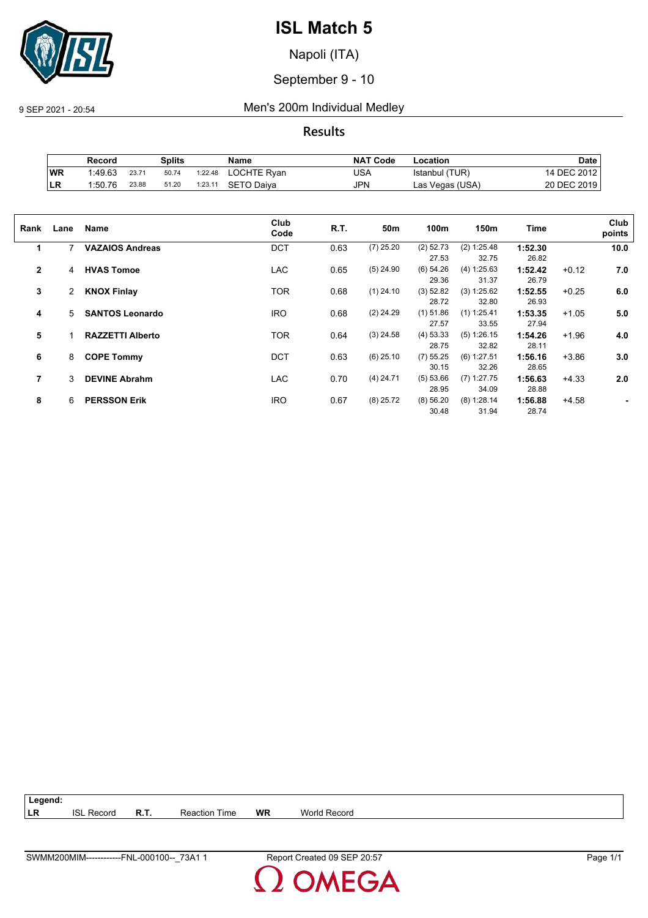# ISL Match 5

Napoli (ITA)

September 9 - 10

9 SEP 2021 - 20:54

## Men's 200m Individual Medley

### Results

| | Record | Splits | | | Name | NAT Code | Location | Date |
|---|---|---|---|---|---|---|---|---|
| WR | 1:49.63 | 23.71 | 50.74 | 1:22.48 | LOCHTE Ryan | USA | Istanbul (TUR) | 14 DEC 2012 |
| LR | 1:50.76 | 23.88 | 51.20 | 1:23.11 | SETO Daiya | JPN | Las Vegas (USA) | 20 DEC 2019 |

| Rank | Lane | Name | Club Code | R.T. | 50m | 100m | 150m | Time | | Club points |
|---|---|---|---|---|---|---|---|---|---|---|
| 1 | 7 | **VAZAIOS Andreas** | DCT | 0.63 | (7) 25.20 | (2) 52.73<br>27.53 | (2) 1:25.48<br>32.75 | **1:52.30**<br>26.82 | | **10.0** |
| 2 | 4 | **HVAS Tomoe** | LAC | 0.65 | (5) 24.90 | (6) 54.26<br>29.36 | (4) 1:25.63<br>31.37 | **1:52.42**<br>26.79 | +0.12 | **7.0** |
| 3 | 2 | **KNOX Finlay** | TOR | 0.68 | (1) 24.10 | (3) 52.82<br>28.72 | (3) 1:25.62<br>32.80 | **1:52.55**<br>26.93 | +0.25 | **6.0** |
| 4 | 5 | **SANTOS Leonardo** | IRO | 0.68 | (2) 24.29 | (1) 51.86<br>27.57 | (1) 1:25.41<br>33.55 | **1:53.35**<br>27.94 | +1.05 | **5.0** |
| 5 | 1 | **RAZZETTI Alberto** | TOR | 0.64 | (3) 24.58 | (4) 53.33<br>28.75 | (5) 1:26.15<br>32.82 | **1:54.26**<br>28.11 | +1.96 | **4.0** |
| 6 | 8 | **COPE Tommy** | DCT | 0.63 | (6) 25.10 | (7) 55.25<br>30.15 | (6) 1:27.51<br>32.26 | **1:56.16**<br>28.65 | +3.86 | **3.0** |
| 7 | 3 | **DEVINE Abrahm** | LAC | 0.70 | (4) 24.71 | (5) 53.66<br>28.95 | (7) 1:27.75<br>34.09 | **1:56.63**<br>28.88 | +4.33 | **2.0** |
| 8 | 6 | **PERSSON Erik** | IRO | 0.67 | (8) 25.72 | (8) 56.20<br>30.48 | (8) 1:28.14<br>31.94 | **1:56.88**<br>28.74 | +4.58 | **-** |

| Legend: | | | | | |
|---|---|---|---|---|---|
| LR | ISL Record | R.T. | Reaction Time | WR | World Record |

SWMM200MIM------------FNL-000100--_73A1 1 Report Created 09 SEP 20:57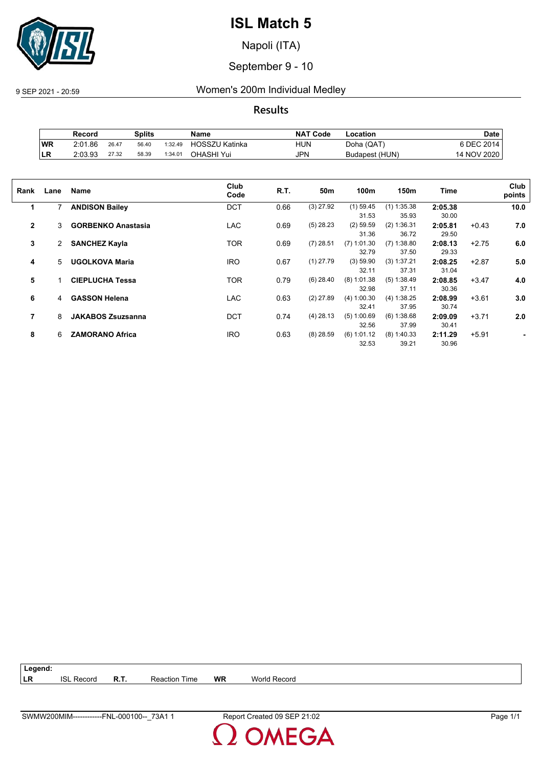# ISL Match 5

Napoli (ITA)

September 9 - 10

9 SEP 2021 - 20:59

## Women's 200m Individual Medley

### Results

| | Record | Splits | | | Name | NAT Code | Location | Date |
|---|---|---|---|---|---|---|---|---|
| WR | 2:01.86 | 26.47 | 56.40 | 1:32.49 | HOSSZU Katinka | HUN | Doha (QAT) | 6 DEC 2014 |
| LR | 2:03.93 | 27.32 | 58.39 | 1:34.01 | OHASHI Yui | JPN | Budapest (HUN) | 14 NOV 2020 |

| Rank | Lane | Name | Club Code | R.T. | 50m | 100m | 150m | Time | | Club points |
|---|---|---|---|---|---|---|---|---|---|---|
| 1 | 7 | **ANDISON Bailey** | DCT | 0.66 | (3) 27.92 | (1) 59.45<br>31.53 | (1) 1:35.38<br>35.93 | **2:05.38**<br>30.00 | | **10.0** |
| 2 | 3 | **GORBENKO Anastasia** | LAC | 0.69 | (5) 28.23 | (2) 59.59<br>31.36 | (2) 1:36.31<br>36.72 | **2:05.81**<br>29.50 | +0.43 | **7.0** |
| 3 | 2 | **SANCHEZ Kayla** | TOR | 0.69 | (7) 28.51 | (7) 1:01.30<br>32.79 | (7) 1:38.80<br>37.50 | **2:08.13**<br>29.33 | +2.75 | **6.0** |
| 4 | 5 | **UGOLKOVA Maria** | IRO | 0.67 | (1) 27.79 | (3) 59.90<br>32.11 | (3) 1:37.21<br>37.31 | **2:08.25**<br>31.04 | +2.87 | **5.0** |
| 5 | 1 | **CIEPLUCHA Tessa** | TOR | 0.79 | (6) 28.40 | (8) 1:01.38<br>32.98 | (5) 1:38.49<br>37.11 | **2:08.85**<br>30.36 | +3.47 | **4.0** |
| 6 | 4 | **GASSON Helena** | LAC | 0.63 | (2) 27.89 | (4) 1:00.30<br>32.41 | (4) 1:38.25<br>37.95 | **2:08.99**<br>30.74 | +3.61 | **3.0** |
| 7 | 8 | **JAKABOS Zsuzsanna** | DCT | 0.74 | (4) 28.13 | (5) 1:00.69<br>32.56 | (6) 1:38.68<br>37.99 | **2:09.09**<br>30.41 | +3.71 | **2.0** |
| 8 | 6 | **ZAMORANO Africa** | IRO | 0.63 | (8) 28.59 | (6) 1:01.12<br>32.53 | (8) 1:40.33<br>39.21 | **2:11.29**<br>30.96 | +5.91 | **-** |

| Legend: | | | | | |
|---|---|---|---|---|---|
| LR | ISL Record | R.T. | Reaction Time | WR | World Record |

SWMW200MIM------------FNL-000100--_73A1 1 Report Created 09 SEP 21:02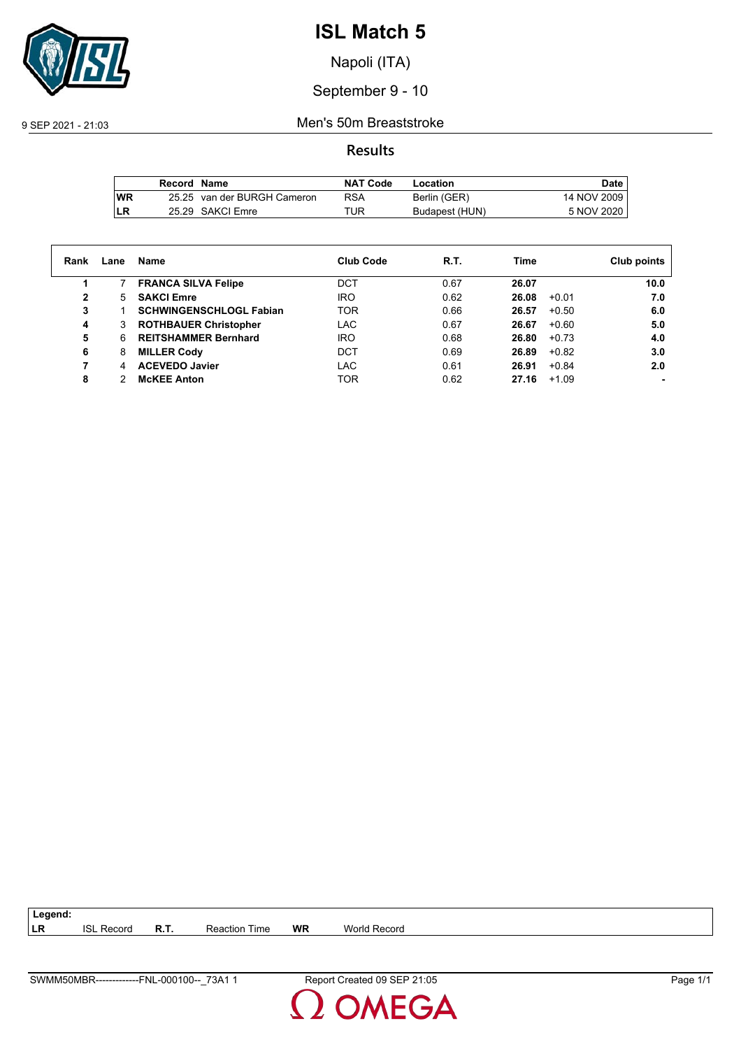# ISL Match 5

Napoli (ITA)

September 9 - 10

9 SEP 2021 - 21:03

Men's 50m Breaststroke

## Results

| | Record | Name | NAT Code | Location | Date |
|---|---|---|---|---|---|
| WR | 25.25 | van der BURGH Cameron | RSA | Berlin (GER) | 14 NOV 2009 |
| LR | 25.29 | SAKCI Emre | TUR | Budapest (HUN) | 5 NOV 2020 |

| Rank | Lane | Name | Club Code | R.T. | Time | | Club points |
|---|---|---|---|---|---|---|---|
| **1** | 7 | **FRANCA SILVA Felipe** | DCT | 0.67 | **26.07** | | **10.0** |
| **2** | 5 | **SAKCI Emre** | IRO | 0.62 | **26.08** | +0.01 | **7.0** |
| **3** | 1 | **SCHWINGENSCHLOGL Fabian** | TOR | 0.66 | **26.57** | +0.50 | **6.0** |
| **4** | 3 | **ROTHBAUER Christopher** | LAC | 0.67 | **26.67** | +0.60 | **5.0** |
| **5** | 6 | **REITSHAMMER Bernhard** | IRO | 0.68 | **26.80** | +0.73 | **4.0** |
| **6** | 8 | **MILLER Cody** | DCT | 0.69 | **26.89** | +0.82 | **3.0** |
| **7** | 4 | **ACEVEDO Javier** | LAC | 0.61 | **26.91** | +0.84 | **2.0** |
| **8** | 2 | **McKEE Anton** | TOR | 0.62 | **27.16** | +1.09 | **-** |

**Legend:**

| | | | | | |
|---|---|---|---|---|---|
| **LR** | ISL Record | **R.T.** | Reaction Time | **WR** | World Record |

SWMM50MBR-------------FNL-000100--_73A1 1 Report Created 09 SEP 21:05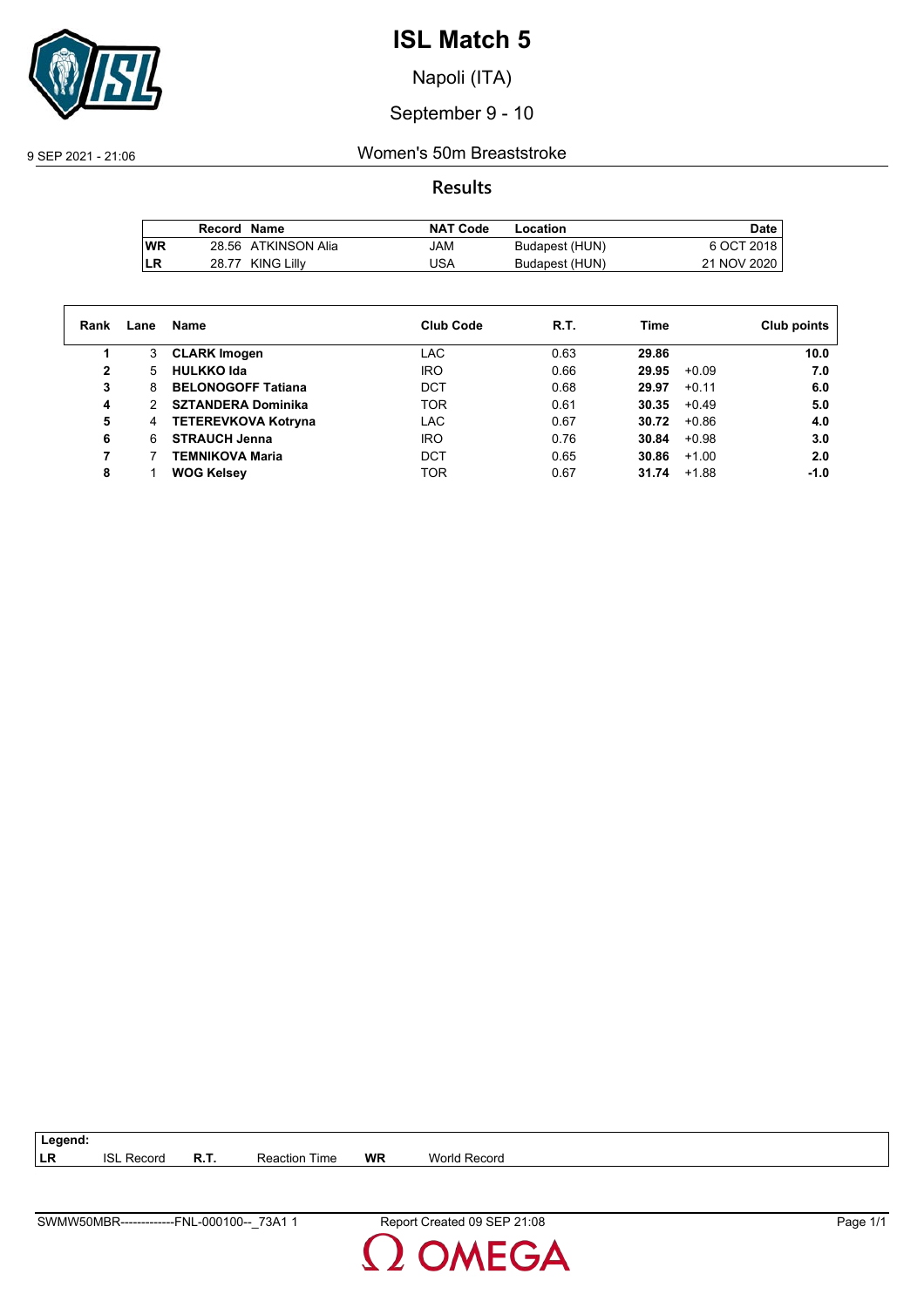# ISL Match 5

Napoli (ITA)

September 9 - 10

9 SEP 2021 - 21:06

## Women's 50m Breaststroke

### Results

| | Record | Name | NAT Code | Location | Date |
|---|---|---|---|---|---|
| WR | 28.56 | ATKINSON Alia | JAM | Budapest (HUN) | 6 OCT 2018 |
| LR | 28.77 | KING Lilly | USA | Budapest (HUN) | 21 NOV 2020 |

| Rank | Lane | Name | Club Code | R.T. | Time | | Club points |
|---|---|---|---|---|---|---|---|
| 1 | 3 | **CLARK Imogen** | LAC | 0.63 | **29.86** | | **10.0** |
| 2 | 5 | **HULKKO Ida** | IRO | 0.66 | **29.95** | +0.09 | **7.0** |
| 3 | 8 | **BELONOGOFF Tatiana** | DCT | 0.68 | **29.97** | +0.11 | **6.0** |
| 4 | 2 | **SZTANDERA Dominika** | TOR | 0.61 | **30.35** | +0.49 | **5.0** |
| 5 | 4 | **TETEREVKOVA Kotryna** | LAC | 0.67 | **30.72** | +0.86 | **4.0** |
| 6 | 6 | **STRAUCH Jenna** | IRO | 0.76 | **30.84** | +0.98 | **3.0** |
| 7 | 7 | **TEMNIKOVA Maria** | DCT | 0.65 | **30.86** | +1.00 | **2.0** |
| 8 | 1 | **WOG Kelsey** | TOR | 0.67 | **31.74** | +1.88 | **-1.0** |

**Legend:**

| | | | | | |
|---|---|---|---|---|---|
| **LR** | ISL Record | **R.T.** | Reaction Time | **WR** | World Record |

SWMW50MBR-------------FNL-000100--_73A1 1 Report Created 09 SEP 21:08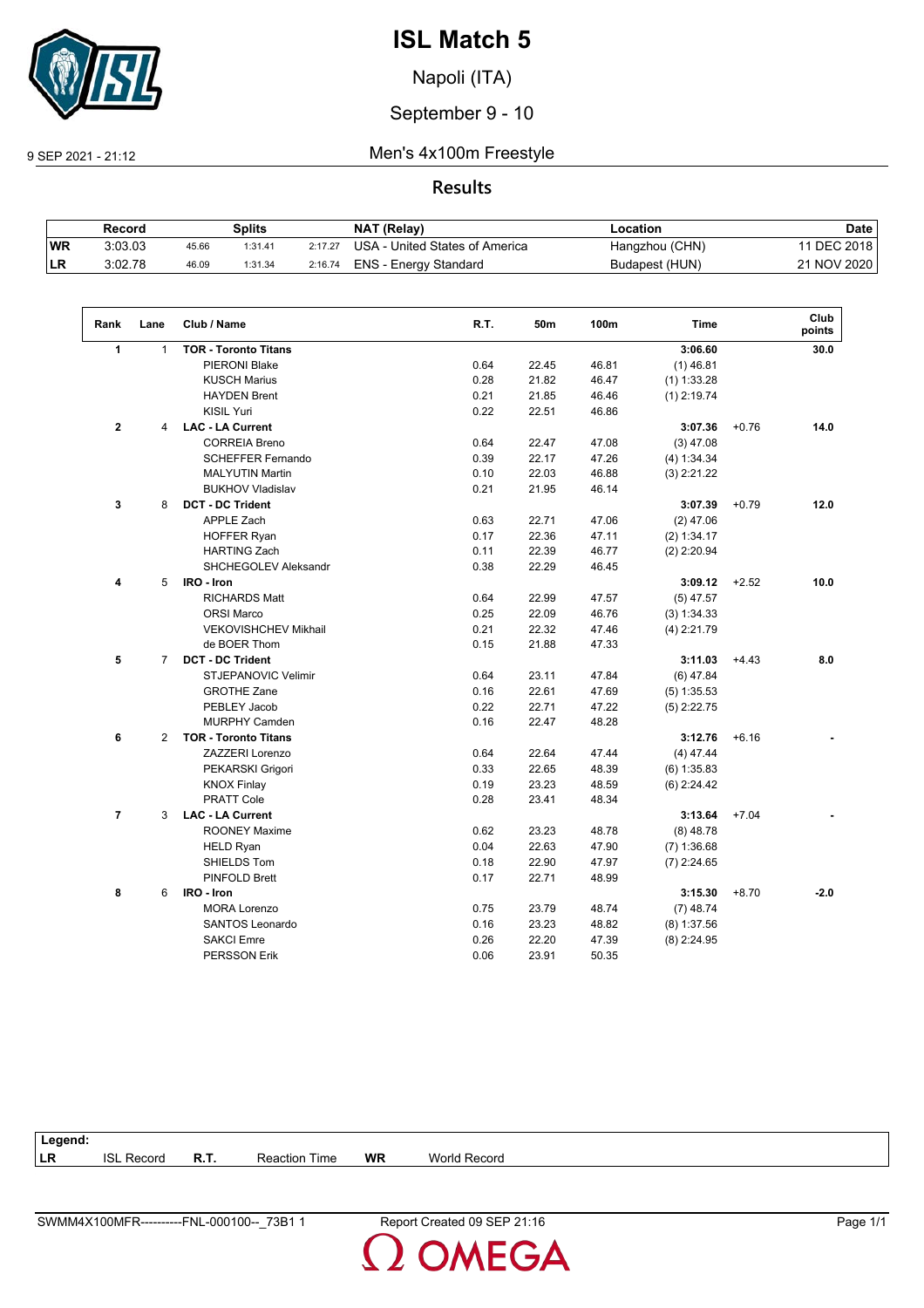# ISL Match 5

Napoli (ITA)

September 9 - 10

9 SEP 2021 - 21:12

## Men's 4x100m Freestyle

### Results

| | Record | Splits | | | NAT (Relay) | Location | Date |
|---|---|---|---|---|---|---|---|
| WR | 3:03.03 | 45.66 | 1:31.41 | 2:17.27 | USA - United States of America | Hangzhou (CHN) | 11 DEC 2018 |
| LR | 3:02.78 | 46.09 | 1:31.34 | 2:16.74 | ENS - Energy Standard | Budapest (HUN) | 21 NOV 2020 |

| Rank | Lane | Club / Name | R.T. | 50m | 100m | Time | | Club points |
|---|---|---|---|---|---|---|---|---|
| 1 | 1 | **TOR - Toronto Titans** | | | | **3:06.60** | | **30.0** |
| | | PIERONI Blake | 0.64 | 22.45 | 46.81 | (1) 46.81 | | |
| | | KUSCH Marius | 0.28 | 21.82 | 46.47 | (1) 1:33.28 | | |
| | | HAYDEN Brent | 0.21 | 21.85 | 46.46 | (1) 2:19.74 | | |
| | | KISIL Yuri | 0.22 | 22.51 | 46.86 | | | |
| 2 | 4 | **LAC - LA Current** | | | | **3:07.36** | +0.76 | **14.0** |
| | | CORREIA Breno | 0.64 | 22.47 | 47.08 | (3) 47.08 | | |
| | | SCHEFFER Fernando | 0.39 | 22.17 | 47.26 | (4) 1:34.34 | | |
| | | MALYUTIN Martin | 0.10 | 22.03 | 46.88 | (3) 2:21.22 | | |
| | | BUKHOV Vladislav | 0.21 | 21.95 | 46.14 | | | |
| 3 | 8 | **DCT - DC Trident** | | | | **3:07.39** | +0.79 | **12.0** |
| | | APPLE Zach | 0.63 | 22.71 | 47.06 | (2) 47.06 | | |
| | | HOFFER Ryan | 0.17 | 22.36 | 47.11 | (2) 1:34.17 | | |
| | | HARTING Zach | 0.11 | 22.39 | 46.77 | (2) 2:20.94 | | |
| | | SHCHEGOLEV Aleksandr | 0.38 | 22.29 | 46.45 | | | |
| 4 | 5 | **IRO - Iron** | | | | **3:09.12** | +2.52 | **10.0** |
| | | RICHARDS Matt | 0.64 | 22.99 | 47.57 | (5) 47.57 | | |
| | | ORSI Marco | 0.25 | 22.09 | 46.76 | (3) 1:34.33 | | |
| | | VEKOVISHCHEV Mikhail | 0.21 | 22.32 | 47.46 | (4) 2:21.79 | | |
| | | de BOER Thom | 0.15 | 21.88 | 47.33 | | | |
| 5 | 7 | **DCT - DC Trident** | | | | **3:11.03** | +4.43 | **8.0** |
| | | STJEPANOVIC Velimir | 0.64 | 23.11 | 47.84 | (6) 47.84 | | |
| | | GROTHE Zane | 0.16 | 22.61 | 47.69 | (5) 1:35.53 | | |
| | | PEBLEY Jacob | 0.22 | 22.71 | 47.22 | (5) 2:22.75 | | |
| | | MURPHY Camden | 0.16 | 22.47 | 48.28 | | | |
| 6 | 2 | **TOR - Toronto Titans** | | | | **3:12.76** | +6.16 | **-** |
| | | ZAZZERI Lorenzo | 0.64 | 22.64 | 47.44 | (4) 47.44 | | |
| | | PEKARSKI Grigori | 0.33 | 22.65 | 48.39 | (6) 1:35.83 | | |
| | | KNOX Finlay | 0.19 | 23.23 | 48.59 | (6) 2:24.42 | | |
| | | PRATT Cole | 0.28 | 23.41 | 48.34 | | | |
| 7 | 3 | **LAC - LA Current** | | | | **3:13.64** | +7.04 | **-** |
| | | ROONEY Maxime | 0.62 | 23.23 | 48.78 | (8) 48.78 | | |
| | | HELD Ryan | 0.04 | 22.63 | 47.90 | (7) 1:36.68 | | |
| | | SHIELDS Tom | 0.18 | 22.90 | 47.97 | (7) 2:24.65 | | |
| | | PINFOLD Brett | 0.17 | 22.71 | 48.99 | | | |
| 8 | 6 | **IRO - Iron** | | | | **3:15.30** | +8.70 | **-2.0** |
| | | MORA Lorenzo | 0.75 | 23.79 | 48.74 | (7) 48.74 | | |
| | | SANTOS Leonardo | 0.16 | 23.23 | 48.82 | (8) 1:37.56 | | |
| | | SAKCI Emre | 0.26 | 22.20 | 47.39 | (8) 2:24.95 | | |
| | | PERSSON Erik | 0.06 | 23.91 | 50.35 | | | |

**Legend:**

| LR | ISL Record | R.T. | Reaction Time | WR | World Record |
|---|---|---|---|---|---|

SWMM4X100MFR----------FNL-000100--_73B1 1 Report Created 09 SEP 21:16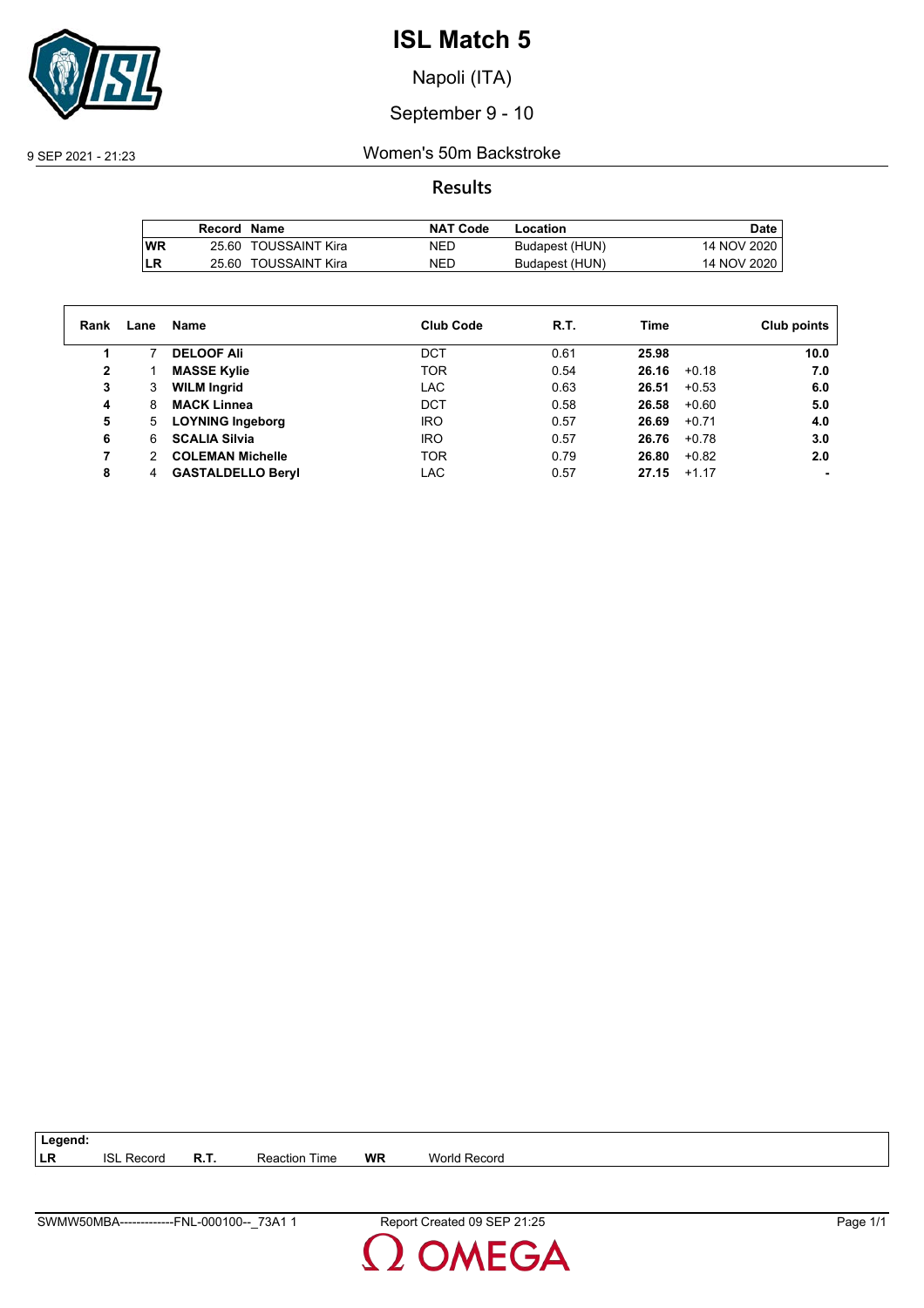# ISL Match 5

Napoli (ITA)

September 9 - 10

9 SEP 2021 - 21:23

## Women's 50m Backstroke

### Results

| | Record | Name | NAT Code | Location | Date |
|---|---|---|---|---|---|
| WR | 25.60 | TOUSSAINT Kira | NED | Budapest (HUN) | 14 NOV 2020 |
| LR | 25.60 | TOUSSAINT Kira | NED | Budapest (HUN) | 14 NOV 2020 |

| Rank | Lane | Name | Club Code | R.T. | Time | | Club points |
|---|---|---|---|---|---|---|---|
| 1 | 7 | **DELOOF Ali** | DCT | 0.61 | **25.98** | | **10.0** |
| 2 | 1 | **MASSE Kylie** | TOR | 0.54 | **26.16** | +0.18 | **7.0** |
| 3 | 3 | **WILM Ingrid** | LAC | 0.63 | **26.51** | +0.53 | **6.0** |
| 4 | 8 | **MACK Linnea** | DCT | 0.58 | **26.58** | +0.60 | **5.0** |
| 5 | 5 | **LOYNING Ingeborg** | IRO | 0.57 | **26.69** | +0.71 | **4.0** |
| 6 | 6 | **SCALIA Silvia** | IRO | 0.57 | **26.76** | +0.78 | **3.0** |
| 7 | 2 | **COLEMAN Michelle** | TOR | 0.79 | **26.80** | +0.82 | **2.0** |
| 8 | 4 | **GASTALDELLO Beryl** | LAC | 0.57 | **27.15** | +1.17 | **-** |

**Legend:**

| | | | | | |
|---|---|---|---|---|---|
| **LR** | ISL Record | **R.T.** | Reaction Time | **WR** | World Record |

SWMW50MBA-------------FNL-000100--_73A1 1 Report Created 09 SEP 21:25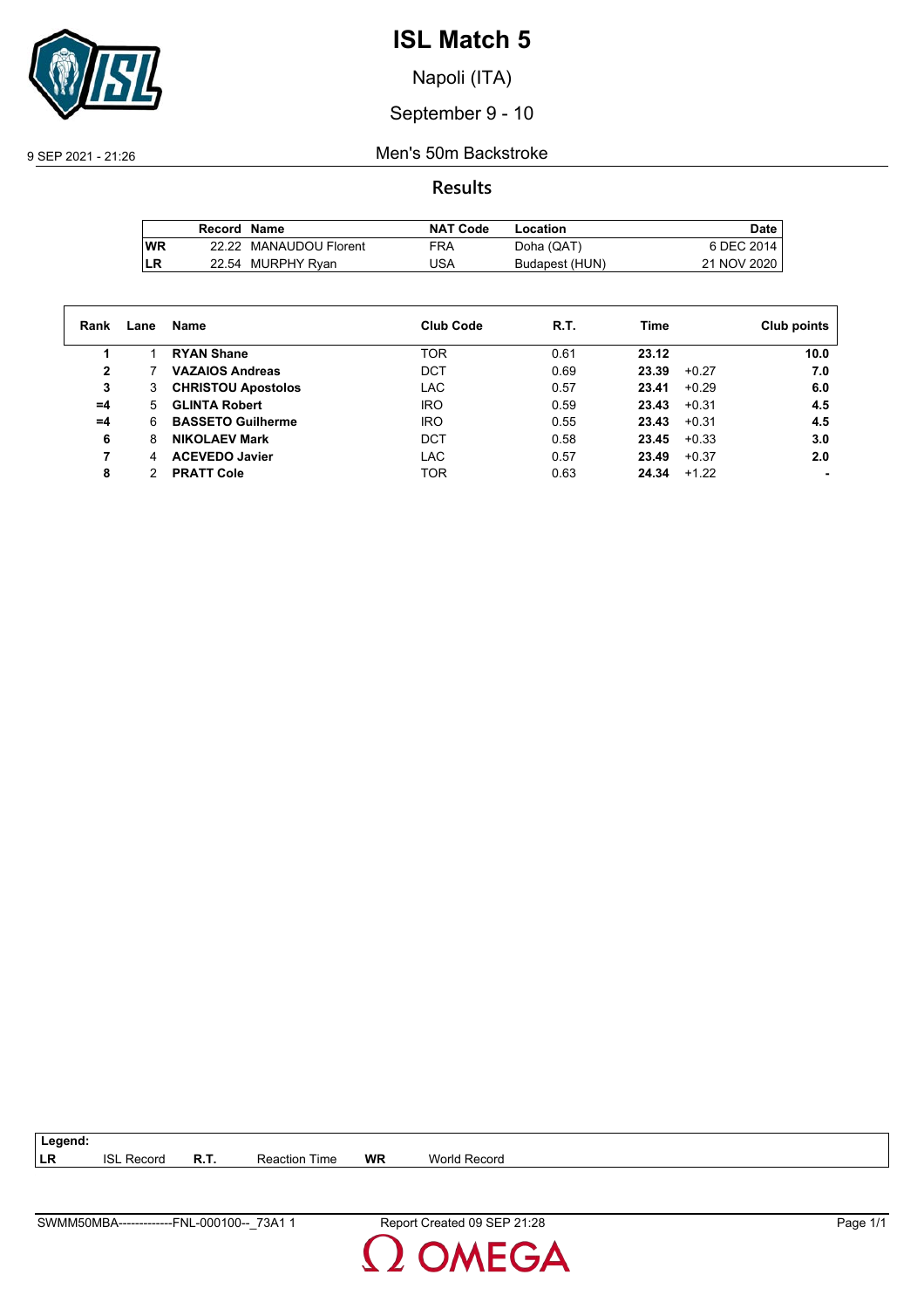# ISL Match 5

Napoli (ITA)

September 9 - 10

9 SEP 2021 - 21:26

## Men's 50m Backstroke

### Results

| | Record | Name | NAT Code | Location | Date |
|---|---|---|---|---|---|
| WR | 22.22 | MANAUDOU Florent | FRA | Doha (QAT) | 6 DEC 2014 |
| LR | 22.54 | MURPHY Ryan | USA | Budapest (HUN) | 21 NOV 2020 |

| Rank | Lane | Name | Club Code | R.T. | Time | | Club points |
|---|---|---|---|---|---|---|---|
| 1 | 1 | **RYAN Shane** | TOR | 0.61 | **23.12** | | **10.0** |
| 2 | 7 | **VAZAIOS Andreas** | DCT | 0.69 | **23.39** | +0.27 | **7.0** |
| 3 | 3 | **CHRISTOU Apostolos** | LAC | 0.57 | **23.41** | +0.29 | **6.0** |
| =4 | 5 | **GLINTA Robert** | IRO | 0.59 | **23.43** | +0.31 | **4.5** |
| =4 | 6 | **BASSETO Guilherme** | IRO | 0.55 | **23.43** | +0.31 | **4.5** |
| 6 | 8 | **NIKOLAEV Mark** | DCT | 0.58 | **23.45** | +0.33 | **3.0** |
| 7 | 4 | **ACEVEDO Javier** | LAC | 0.57 | **23.49** | +0.37 | **2.0** |
| 8 | 2 | **PRATT Cole** | TOR | 0.63 | **24.34** | +1.22 | **-** |

**Legend:**

| | | | | | |
|---|---|---|---|---|---|
| **LR** | ISL Record | **R.T.** | Reaction Time | **WR** | World Record |

SWMM50MBA-------------FNL-000100--_73A1 1 Report Created 09 SEP 21:28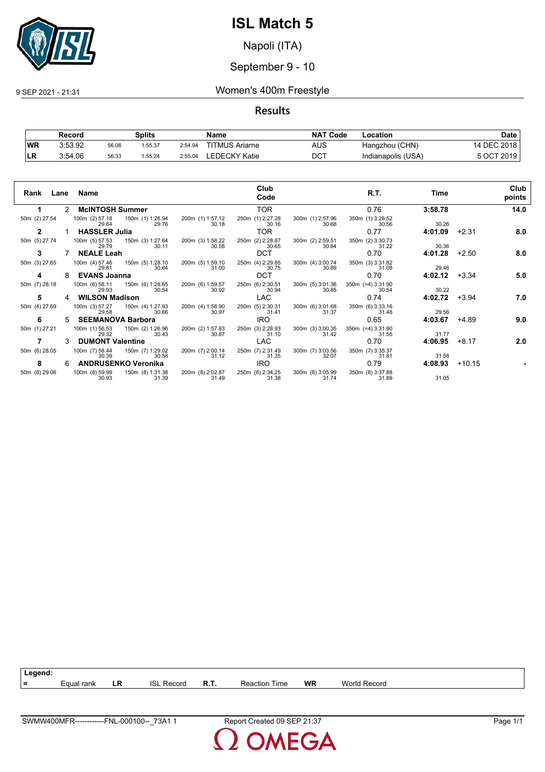# ISL Match 5

Napoli (ITA)

September 9 - 10

9 SEP 2021 - 21:31

## Women's 400m Freestyle

### Results

| | Record | Splits | | | Name | NAT Code | Location | Date |
|---|---|---|---|---|---|---|---|---|
| WR | 3:53.92 | 56.08 | 1:55.37 | 2:54.94 | TITMUS Ariarne | AUS | Hangzhou (CHN) | 14 DEC 2018 |
| LR | 3:54.06 | 56.33 | 1:55.24 | 2:55.04 | LEDECKY Katie | DCT | Indianapolis (USA) | 5 OCT 2019 |

| Rank | Lane | Name | Club Code | R.T. | Time | | Club points |
|---|---|---|---|---|---|---|---|
| 1 | 2 | McINTOSH Summer | TOR | 0.76 | 3:58.78 | | 14.0 |
| 2 | 1 | HASSLER Julia | TOR | 0.77 | 4:01.09 | +2.31 | 8.0 |
| 3 | 7 | NEALE Leah | DCT | 0.70 | 4:01.28 | +2.50 | 8.0 |
| 4 | 8 | EVANS Joanna | DCT | 0.70 | 4:02.12 | +3.34 | 5.0 |
| 5 | 4 | WILSON Madison | LAC | 0.74 | 4:02.72 | +3.94 | 7.0 |
| 6 | 5 | SEEMANOVA Barbora | IRO | 0.65 | 4:03.67 | +4.89 | 9.0 |
| 7 | 3 | DUMONT Valentine | LAC | 0.70 | 4:06.95 | +8.17 | 2.0 |
| 8 | 6 | ANDRUSENKO Veronika | IRO | 0.79 | 4:08.93 | +10.15 | - |

**Splits**

| Name | 50m | 100m | 150m | 200m | 250m | 300m | 350m | 400m |
|---|---|---|---|---|---|---|---|---|
| McINTOSH Summer | (2) 27.54 | (2) 57.18 / 29.64 | (1) 1:26.94 / 29.76 | (1) 1:57.12 / 30.18 | (1) 2:27.28 / 30.16 | (1) 2:57.96 / 30.68 | (1) 3:28.52 / 30.56 | 30.26 |
| HASSLER Julia | (5) 27.74 | (5) 57.53 / 29.79 | (3) 1:27.64 / 30.11 | (3) 1:58.22 / 30.58 | (2) 2:28.87 / 30.65 | (2) 2:59.51 / 30.64 | (2) 3:30.73 / 31.22 | 30.36 |
| NEALE Leah | (3) 27.65 | (4) 57.46 / 29.81 | (5) 1:28.10 / 30.64 | (5) 1:59.10 / 31.00 | (4) 2:29.85 / 30.75 | (4) 3:00.74 / 30.89 | (3) 3:31.82 / 31.08 | 29.46 |
| EVANS Joanna | (7) 28.18 | (6) 58.11 / 29.93 | (6) 1:28.65 / 30.54 | (6) 1:59.57 / 30.92 | (6) 2:30.51 / 30.94 | (5) 3:01.36 / 30.85 | (=4) 3:31.90 / 30.54 | 30.22 |
| WILSON Madison | (4) 27.69 | (3) 57.27 / 29.58 | (4) 1:27.93 / 30.66 | (4) 1:58.90 / 30.97 | (5) 2:30.31 / 31.41 | (6) 3:01.68 / 31.37 | (6) 3:33.16 / 31.48 | 29.56 |
| SEEMANOVA Barbora | (1) 27.21 | (1) 56.53 / 29.32 | (2) 1:26.96 / 30.43 | (2) 1:57.83 / 30.87 | (3) 2:28.93 / 31.10 | (3) 3:00.35 / 31.42 | (=4) 3:31.90 / 31.55 | 31.77 |
| DUMONT Valentine | (6) 28.05 | (7) 58.44 / 30.39 | (7) 1:29.02 / 30.58 | (7) 2:00.14 / 31.12 | (7) 2:31.49 / 31.35 | (7) 3:03.56 / 32.07 | (7) 3:35.37 / 31.81 | 31.58 |
| ANDRUSENKO Veronika | (8) 29.06 | (8) 59.99 / 30.93 | (8) 1:31.38 / 31.39 | (8) 2:02.87 / 31.49 | (8) 2:34.25 / 31.38 | (8) 3:05.99 / 31.74 | (8) 3:37.88 / 31.89 | 31.05 |

**Legend:**

| = | Equal rank | LR | ISL Record | R.T. | Reaction Time | WR | World Record |
|---|---|---|---|---|---|---|---|

SWMW400MFR------------FNL-000100--_73A1 1 Report Created 09 SEP 21:37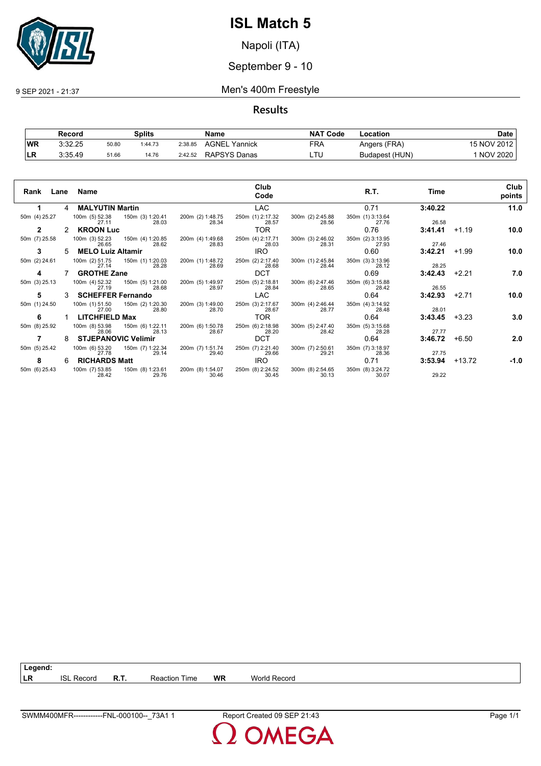# ISL Match 5

Napoli (ITA)

September 9 - 10

9 SEP 2021 - 21:37

## Men's 400m Freestyle

### Results

| | Record | Splits | | | Name | NAT Code | Location | Date |
|---|---|---|---|---|---|---|---|---|
| WR | 3:32.25 | 50.80 | 1:44.73 | 2:38.85 | AGNEL Yannick | FRA | Angers (FRA) | 15 NOV 2012 |
| LR | 3:35.49 | 51.66 | 14.76 | 2:42.52 | RAPSYS Danas | LTU | Budapest (HUN) | 1 NOV 2020 |

| Rank | Lane | Name | Club Code | R.T. | Time | | Club points |
|---|---|---|---|---|---|---|---|
| 1 | 4 | MALYUTIN Martin | LAC | 0.71 | 3:40.22 | | 11.0 |
| 50m (4) 25.27 | 100m (5) 52.38 / 27.11 | 150m (3) 1:20.41 / 28.03 | 200m (2) 1:48.75 / 28.34 | 250m (1) 2:17.32 / 28.57 | 300m (2) 2:45.88 / 28.56 | 350m (1) 3:13.64 / 27.76 | 26.58 |
| 2 | 2 | KROON Luc | TOR | 0.76 | 3:41.41 | +1.19 | 10.0 |
| 50m (7) 25.58 | 100m (3) 52.23 / 26.65 | 150m (4) 1:20.85 / 28.62 | 200m (4) 1:49.68 / 28.83 | 250m (4) 2:17.71 / 28.03 | 300m (3) 2:46.02 / 28.31 | 350m (2) 3:13.95 / 27.93 | 27.46 |
| 3 | 5 | MELO Luiz Altamir | IRO | 0.60 | 3:42.21 | +1.99 | 10.0 |
| 50m (2) 24.61 | 100m (2) 51.75 / 27.14 | 150m (1) 1:20.03 / 28.28 | 200m (1) 1:48.72 / 28.69 | 250m (2) 2:17.40 / 28.68 | 300m (1) 2:45.84 / 28.44 | 350m (3) 3:13.96 / 28.12 | 28.25 |
| 4 | 7 | GROTHE Zane | DCT | 0.69 | 3:42.43 | +2.21 | 7.0 |
| 50m (3) 25.13 | 100m (4) 52.32 / 27.19 | 150m (5) 1:21.00 / 28.68 | 200m (5) 1:49.97 / 28.97 | 250m (5) 2:18.81 / 28.84 | 300m (6) 2:47.46 / 28.65 | 350m (6) 3:15.88 / 28.42 | 26.55 |
| 5 | 3 | SCHEFFER Fernando | LAC | 0.64 | 3:42.93 | +2.71 | 10.0 |
| 50m (1) 24.50 | 100m (1) 51.50 / 27.00 | 150m (2) 1:20.30 / 28.80 | 200m (3) 1:49.00 / 28.70 | 250m (3) 2:17.67 / 28.67 | 300m (4) 2:46.44 / 28.77 | 350m (4) 3:14.92 / 28.48 | 28.01 |
| 6 | 1 | LITCHFIELD Max | TOR | 0.64 | 3:43.45 | +3.23 | 3.0 |
| 50m (8) 25.92 | 100m (8) 53.98 / 28.06 | 150m (6) 1:22.11 / 28.13 | 200m (6) 1:50.78 / 28.67 | 250m (6) 2:18.98 / 28.20 | 300m (5) 2:47.40 / 28.42 | 350m (5) 3:15.68 / 28.28 | 27.77 |
| 7 | 8 | STJEPANOVIC Velimir | DCT | 0.64 | 3:46.72 | +6.50 | 2.0 |
| 50m (5) 25.42 | 100m (6) 53.20 / 27.78 | 150m (7) 1:22.34 / 29.14 | 200m (7) 1:51.74 / 29.40 | 250m (7) 2:21.40 / 29.66 | 300m (7) 2:50.61 / 29.21 | 350m (7) 3:18.97 / 28.36 | 27.75 |
| 8 | 6 | RICHARDS Matt | IRO | 0.71 | 3:53.94 | +13.72 | -1.0 |
| 50m (6) 25.43 | 100m (7) 53.85 / 28.42 | 150m (8) 1:23.61 / 29.76 | 200m (8) 1:54.07 / 30.46 | 250m (8) 2:24.52 / 30.45 | 300m (8) 2:54.65 / 30.13 | 350m (8) 3:24.72 / 30.07 | 29.22 |

**Legend:**

| LR | ISL Record | R.T. | Reaction Time | WR | World Record |
|---|---|---|---|---|---|

SWMM400MFR------------FNL-000100--_73A1 1 Report Created 09 SEP 21:43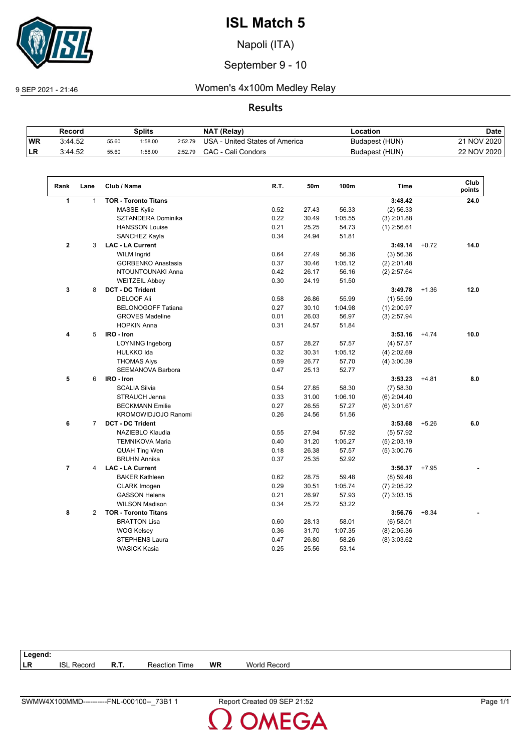# ISL Match 5

Napoli (ITA)

September 9 - 10

9 SEP 2021 - 21:46

## Women's 4x100m Medley Relay

### Results

| | Record | | Splits | | NAT (Relay) | Location | Date |
|---|---|---|---|---|---|---|---|
| WR | 3:44.52 | 55.60 | 1:58.00 | 2:52.79 | USA - United States of America | Budapest (HUN) | 21 NOV 2020 |
| LR | 3:44.52 | 55.60 | 1:58.00 | 2:52.79 | CAC - Cali Condors | Budapest (HUN) | 22 NOV 2020 |

| Rank | Lane | Club / Name | R.T. | 50m | 100m | Time | | Club points |
|---|---|---|---|---|---|---|---|---|
| 1 | 1 | **TOR - Toronto Titans** | | | | **3:48.42** | | **24.0** |
| | | MASSE Kylie | 0.52 | 27.43 | 56.33 | (2) 56.33 | | |
| | | SZTANDERA Dominika | 0.22 | 30.49 | 1:05.55 | (3) 2:01.88 | | |
| | | HANSSON Louise | 0.21 | 25.25 | 54.73 | (1) 2:56.61 | | |
| | | SANCHEZ Kayla | 0.34 | 24.94 | 51.81 | | | |
| 2 | 3 | **LAC - LA Current** | | | | **3:49.14** | +0.72 | **14.0** |
| | | WILM Ingrid | 0.64 | 27.49 | 56.36 | (3) 56.36 | | |
| | | GORBENKO Anastasia | 0.37 | 30.46 | 1:05.12 | (2) 2:01.48 | | |
| | | NTOUNTOUNAKI Anna | 0.42 | 26.17 | 56.16 | (2) 2:57.64 | | |
| | | WEITZEIL Abbey | 0.30 | 24.19 | 51.50 | | | |
| 3 | 8 | **DCT - DC Trident** | | | | **3:49.78** | +1.36 | **12.0** |
| | | DELOOF Ali | 0.58 | 26.86 | 55.99 | (1) 55.99 | | |
| | | BELONOGOFF Tatiana | 0.27 | 30.10 | 1:04.98 | (1) 2:00.97 | | |
| | | GROVES Madeline | 0.01 | 26.03 | 56.97 | (3) 2:57.94 | | |
| | | HOPKIN Anna | 0.31 | 24.57 | 51.84 | | | |
| 4 | 5 | **IRO - Iron** | | | | **3:53.16** | +4.74 | **10.0** |
| | | LOYNING Ingeborg | 0.57 | 28.27 | 57.57 | (4) 57.57 | | |
| | | HULKKO Ida | 0.32 | 30.31 | 1:05.12 | (4) 2:02.69 | | |
| | | THOMAS Alys | 0.59 | 26.77 | 57.70 | (4) 3:00.39 | | |
| | | SEEMANOVA Barbora | 0.47 | 25.13 | 52.77 | | | |
| 5 | 6 | **IRO - Iron** | | | | **3:53.23** | +4.81 | **8.0** |
| | | SCALIA Silvia | 0.54 | 27.85 | 58.30 | (7) 58.30 | | |
| | | STRAUCH Jenna | 0.33 | 31.00 | 1:06.10 | (6) 2:04.40 | | |
| | | BECKMANN Emilie | 0.27 | 26.55 | 57.27 | (6) 3:01.67 | | |
| | | KROMOWIDJOJO Ranomi | 0.26 | 24.56 | 51.56 | | | |
| 6 | 7 | **DCT - DC Trident** | | | | **3:53.68** | +5.26 | **6.0** |
| | | NAZIEBLO Klaudia | 0.55 | 27.94 | 57.92 | (5) 57.92 | | |
| | | TEMNIKOVA Maria | 0.40 | 31.20 | 1:05.27 | (5) 2:03.19 | | |
| | | QUAH Ting Wen | 0.18 | 26.38 | 57.57 | (5) 3:00.76 | | |
| | | BRUHN Annika | 0.37 | 25.35 | 52.92 | | | |
| 7 | 4 | **LAC - LA Current** | | | | **3:56.37** | +7.95 | **-** |
| | | BAKER Kathleen | 0.62 | 28.75 | 59.48 | (8) 59.48 | | |
| | | CLARK Imogen | 0.29 | 30.51 | 1:05.74 | (7) 2:05.22 | | |
| | | GASSON Helena | 0.21 | 26.97 | 57.93 | (7) 3:03.15 | | |
| | | WILSON Madison | 0.34 | 25.72 | 53.22 | | | |
| 8 | 2 | **TOR - Toronto Titans** | | | | **3:56.76** | +8.34 | **-** |
| | | BRATTON Lisa | 0.60 | 28.13 | 58.01 | (6) 58.01 | | |
| | | WOG Kelsey | 0.36 | 31.70 | 1:07.35 | (8) 2:05.36 | | |
| | | STEPHENS Laura | 0.47 | 26.80 | 58.26 | (8) 3:03.62 | | |
| | | WASICK Kasia | 0.25 | 25.56 | 53.14 | | | |

**Legend:**

| LR | ISL Record | R.T. | Reaction Time | WR | World Record |
|---|---|---|---|---|---|

SWMW4X100MMD----------FNL-000100--_73B1 1 Report Created 09 SEP 21:52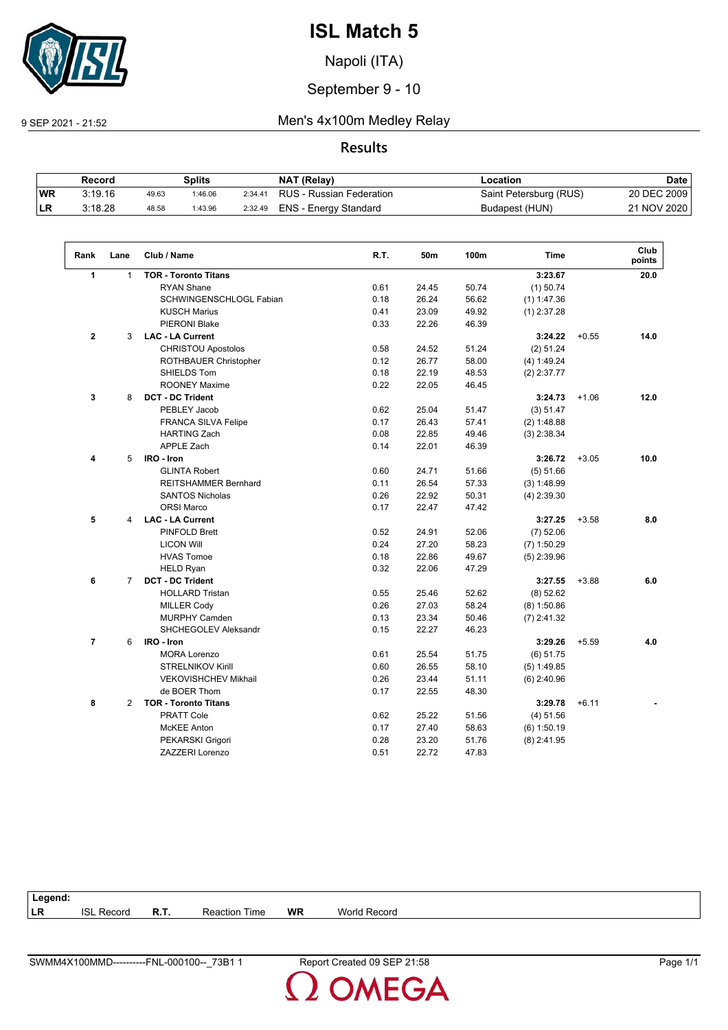# ISL Match 5

Napoli (ITA)

September 9 - 10

9 SEP 2021 - 21:52

## Men's 4x100m Medley Relay

### Results

| | Record | Splits | | | NAT (Relay) | Location | Date |
|---|---|---|---|---|---|---|---|
| **WR** | 3:19.16 | 49.63 | 1:46.06 | 2:34.41 | RUS - Russian Federation | Saint Petersburg (RUS) | 20 DEC 2009 |
| **LR** | 3:18.28 | 48.58 | 1:43.96 | 2:32.49 | ENS - Energy Standard | Budapest (HUN) | 21 NOV 2020 |

| Rank | Lane | Club / Name | R.T. | 50m | 100m | Time | | Club points |
|---|---|---|---|---|---|---|---|---|
| **1** | 1 | **TOR - Toronto Titans** | | | | **3:23.67** | | **20.0** |
| | | RYAN Shane | 0.61 | 24.45 | 50.74 | (1) 50.74 | | |
| | | SCHWINGENSCHLOGL Fabian | 0.18 | 26.24 | 56.62 | (1) 1:47.36 | | |
| | | KUSCH Marius | 0.41 | 23.09 | 49.92 | (1) 2:37.28 | | |
| | | PIERONI Blake | 0.33 | 22.26 | 46.39 | | | |
| **2** | 3 | **LAC - LA Current** | | | | **3:24.22** | +0.55 | **14.0** |
| | | CHRISTOU Apostolos | 0.58 | 24.52 | 51.24 | (2) 51.24 | | |
| | | ROTHBAUER Christopher | 0.12 | 26.77 | 58.00 | (4) 1:49.24 | | |
| | | SHIELDS Tom | 0.18 | 22.19 | 48.53 | (2) 2:37.77 | | |
| | | ROONEY Maxime | 0.22 | 22.05 | 46.45 | | | |
| **3** | 8 | **DCT - DC Trident** | | | | **3:24.73** | +1.06 | **12.0** |
| | | PEBLEY Jacob | 0.62 | 25.04 | 51.47 | (3) 51.47 | | |
| | | FRANCA SILVA Felipe | 0.17 | 26.43 | 57.41 | (2) 1:48.88 | | |
| | | HARTING Zach | 0.08 | 22.85 | 49.46 | (3) 2:38.34 | | |
| | | APPLE Zach | 0.14 | 22.01 | 46.39 | | | |
| **4** | 5 | **IRO - Iron** | | | | **3:26.72** | +3.05 | **10.0** |
| | | GLINTA Robert | 0.60 | 24.71 | 51.66 | (5) 51.66 | | |
| | | REITSHAMMER Bernhard | 0.11 | 26.54 | 57.33 | (3) 1:48.99 | | |
| | | SANTOS Nicholas | 0.26 | 22.92 | 50.31 | (4) 2:39.30 | | |
| | | ORSI Marco | 0.17 | 22.47 | 47.42 | | | |
| **5** | 4 | **LAC - LA Current** | | | | **3:27.25** | +3.58 | **8.0** |
| | | PINFOLD Brett | 0.52 | 24.91 | 52.06 | (7) 52.06 | | |
| | | LICON Will | 0.24 | 27.20 | 58.23 | (7) 1:50.29 | | |
| | | HVAS Tomoe | 0.18 | 22.86 | 49.67 | (5) 2:39.96 | | |
| | | HELD Ryan | 0.32 | 22.06 | 47.29 | | | |
| **6** | 7 | **DCT - DC Trident** | | | | **3:27.55** | +3.88 | **6.0** |
| | | HOLLARD Tristan | 0.55 | 25.46 | 52.62 | (8) 52.62 | | |
| | | MILLER Cody | 0.26 | 27.03 | 58.24 | (8) 1:50.86 | | |
| | | MURPHY Camden | 0.13 | 23.34 | 50.46 | (7) 2:41.32 | | |
| | | SHCHEGOLEV Aleksandr | 0.15 | 22.27 | 46.23 | | | |
| **7** | 6 | **IRO - Iron** | | | | **3:29.26** | +5.59 | **4.0** |
| | | MORA Lorenzo | 0.61 | 25.54 | 51.75 | (6) 51.75 | | |
| | | STRELNIKOV Kirill | 0.60 | 26.55 | 58.10 | (5) 1:49.85 | | |
| | | VEKOVISHCHEV Mikhail | 0.26 | 23.44 | 51.11 | (6) 2:40.96 | | |
| | | de BOER Thom | 0.17 | 22.55 | 48.30 | | | |
| **8** | 2 | **TOR - Toronto Titans** | | | | **3:29.78** | +6.11 | **-** |
| | | PRATT Cole | 0.62 | 25.22 | 51.56 | (4) 51.56 | | |
| | | McKEE Anton | 0.17 | 27.40 | 58.63 | (6) 1:50.19 | | |
| | | PEKARSKI Grigori | 0.28 | 23.20 | 51.76 | (8) 2:41.95 | | |
| | | ZAZZERI Lorenzo | 0.51 | 22.72 | 47.83 | | | |

**Legend:**

| | | | | | |
|---|---|---|---|---|---|
| **LR** | ISL Record | **R.T.** | Reaction Time | **WR** | World Record |

SWMM4X100MMD----------FNL-000100--_73B1 1 Report Created 09 SEP 21:58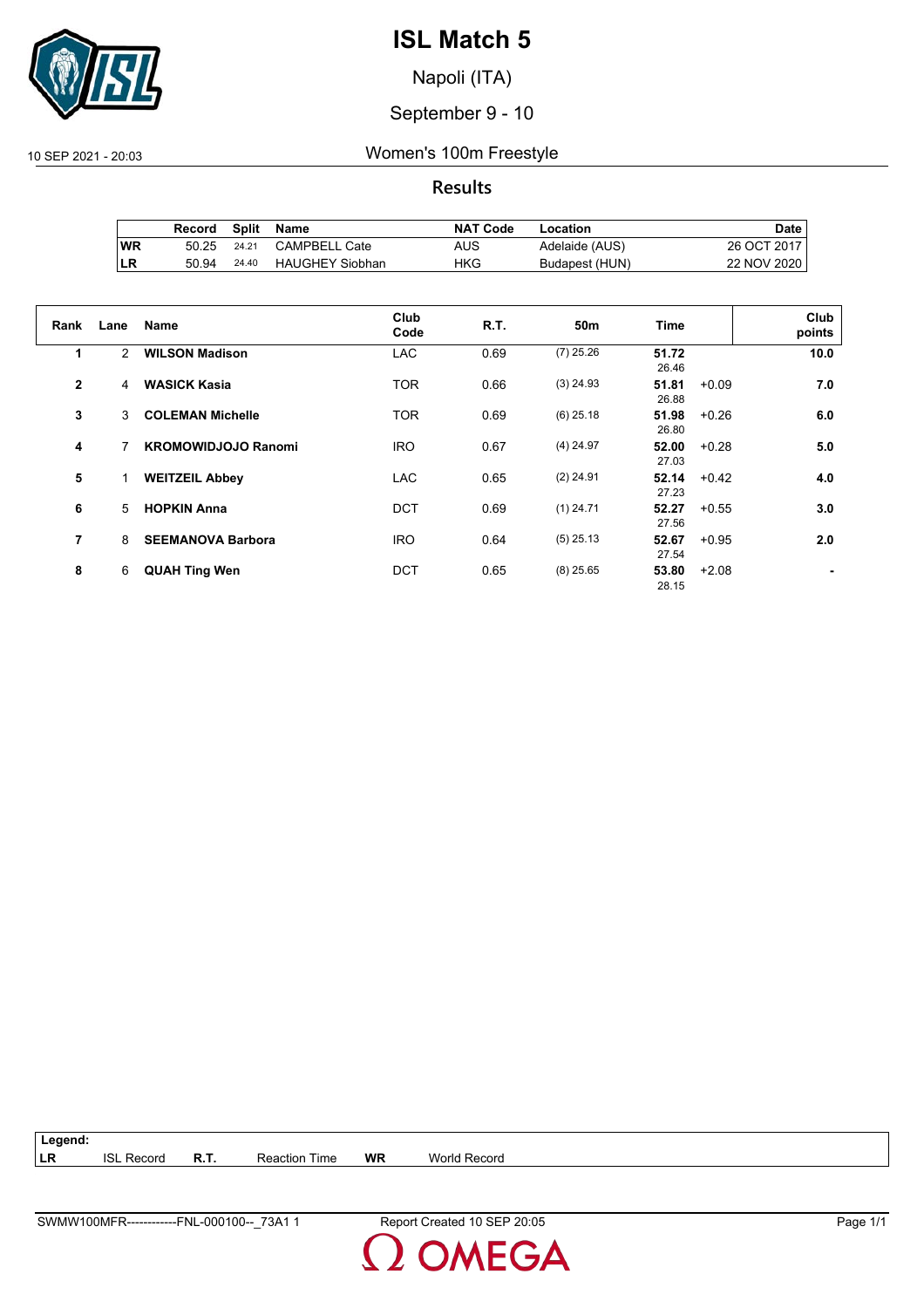# ISL Match 5

Napoli (ITA)

September 9 - 10

10 SEP 2021 - 20:03

Women's 100m Freestyle

**Results**

| | Record | Split | Name | NAT Code | Location | Date |
|---|---|---|---|---|---|---|
| **WR** | 50.25 | 24.21 | CAMPBELL Cate | AUS | Adelaide (AUS) | 26 OCT 2017 |
| **LR** | 50.94 | 24.40 | HAUGHEY Siobhan | HKG | Budapest (HUN) | 22 NOV 2020 |

| Rank | Lane | Name | Club Code | R.T. | 50m | Time | | Club points |
|---|---|---|---|---|---|---|---|---|
| **1** | 2 | **WILSON Madison** | LAC | 0.69 | (7) 25.26 | **51.72** 26.46 | | **10.0** |
| **2** | 4 | **WASICK Kasia** | TOR | 0.66 | (3) 24.93 | **51.81** 26.88 | +0.09 | **7.0** |
| **3** | 3 | **COLEMAN Michelle** | TOR | 0.69 | (6) 25.18 | **51.98** 26.80 | +0.26 | **6.0** |
| **4** | 7 | **KROMOWIDJOJO Ranomi** | IRO | 0.67 | (4) 24.97 | **52.00** 27.03 | +0.28 | **5.0** |
| **5** | 1 | **WEITZEIL Abbey** | LAC | 0.65 | (2) 24.91 | **52.14** 27.23 | +0.42 | **4.0** |
| **6** | 5 | **HOPKIN Anna** | DCT | 0.69 | (1) 24.71 | **52.27** 27.56 | +0.55 | **3.0** |
| **7** | 8 | **SEEMANOVA Barbora** | IRO | 0.64 | (5) 25.13 | **52.67** 27.54 | +0.95 | **2.0** |
| **8** | 6 | **QUAH Ting Wen** | DCT | 0.65 | (8) 25.65 | **53.80** 28.15 | +2.08 | **-** |

**Legend:**

| | | | | | |
|---|---|---|---|---|---|
| **LR** | ISL Record | **R.T.** | Reaction Time | **WR** | World Record |

SWMW100MFR------------FNL-000100--_73A1 1 Report Created 10 SEP 20:05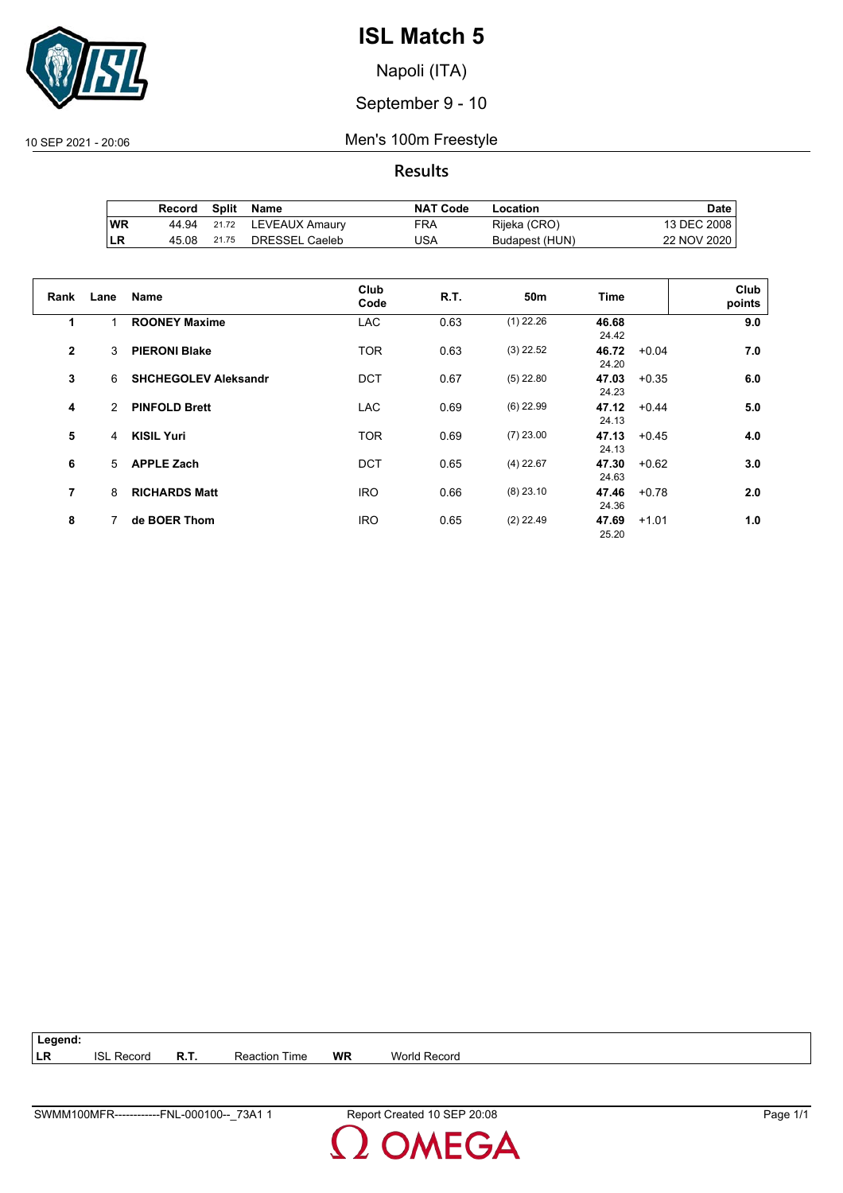# ISL Match 5

Napoli (ITA)

September 9 - 10

10 SEP 2021 - 20:06

Men's 100m Freestyle

## Results

| | Record | Split | Name | NAT Code | Location | Date |
|---|---|---|---|---|---|---|
| WR | 44.94 | 21.72 | LEVEAUX Amaury | FRA | Rijeka (CRO) | 13 DEC 2008 |
| LR | 45.08 | 21.75 | DRESSEL Caeleb | USA | Budapest (HUN) | 22 NOV 2020 |

| Rank | Lane | Name | Club Code | R.T. | 50m | Time | | Club points |
|---|---|---|---|---|---|---|---|---|
| 1 | 1 | **ROONEY Maxime** | LAC | 0.63 | (1) 22.26 | **46.68** 24.42 | | **9.0** |
| 2 | 3 | **PIERONI Blake** | TOR | 0.63 | (3) 22.52 | **46.72** 24.20 | +0.04 | **7.0** |
| 3 | 6 | **SHCHEGOLEV Aleksandr** | DCT | 0.67 | (5) 22.80 | **47.03** 24.23 | +0.35 | **6.0** |
| 4 | 2 | **PINFOLD Brett** | LAC | 0.69 | (6) 22.99 | **47.12** 24.13 | +0.44 | **5.0** |
| 5 | 4 | **KISIL Yuri** | TOR | 0.69 | (7) 23.00 | **47.13** 24.13 | +0.45 | **4.0** |
| 6 | 5 | **APPLE Zach** | DCT | 0.65 | (4) 22.67 | **47.30** 24.63 | +0.62 | **3.0** |
| 7 | 8 | **RICHARDS Matt** | IRO | 0.66 | (8) 23.10 | **47.46** 24.36 | +0.78 | **2.0** |
| 8 | 7 | **de BOER Thom** | IRO | 0.65 | (2) 22.49 | **47.69** 25.20 | +1.01 | **1.0** |

**Legend:**

| | | | | | |
|---|---|---|---|---|---|
| **LR** | ISL Record | **R.T.** | Reaction Time | **WR** | World Record |

SWMM100MFR------------FNL-000100--_73A1 1 — Report Created 10 SEP 20:08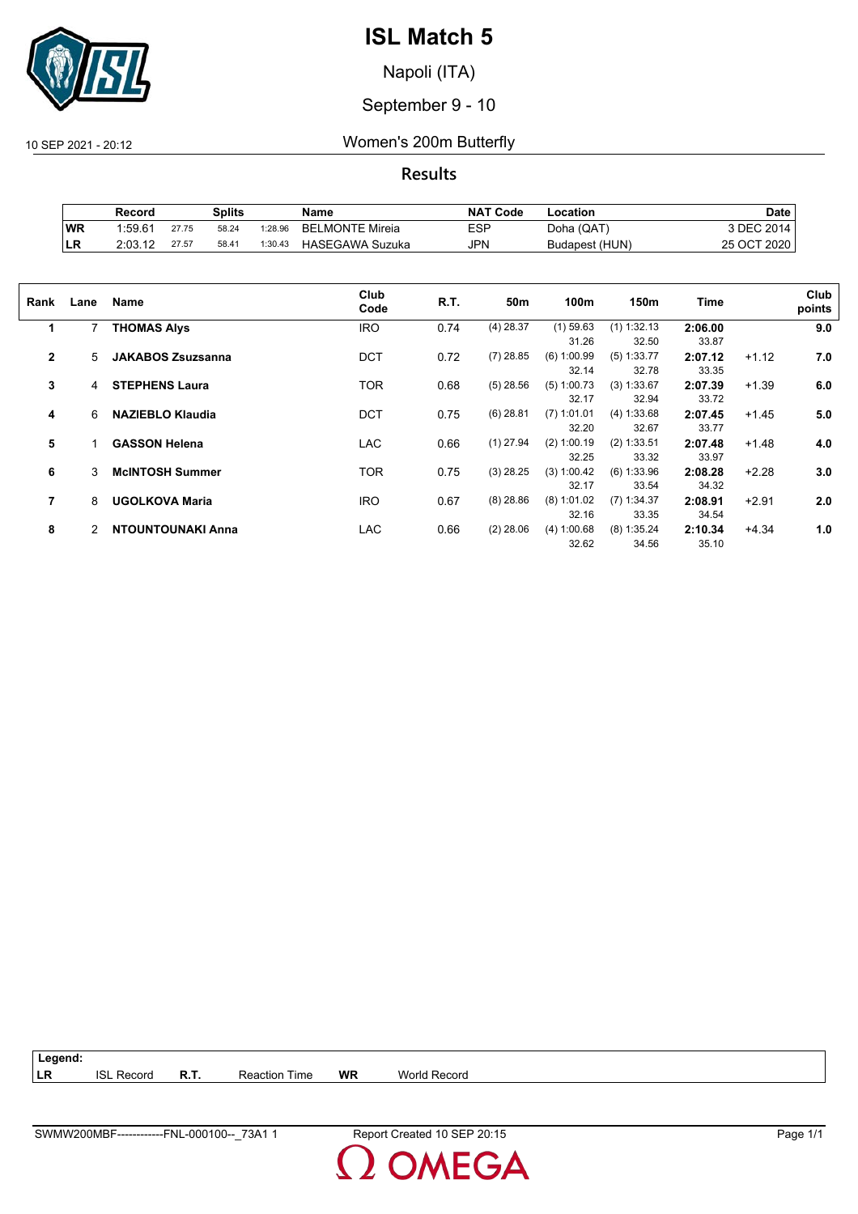# ISL Match 5

Napoli (ITA)

September 9 - 10

10 SEP 2021 - 20:12

## Women's 200m Butterfly

### Results

| | Record | Splits | | | Name | NAT Code | Location | Date |
|---|---|---|---|---|---|---|---|---|
| WR | 1:59.61 | 27.75 | 58.24 | 1:28.96 | BELMONTE Mireia | ESP | Doha (QAT) | 3 DEC 2014 |
| LR | 2:03.12 | 27.57 | 58.41 | 1:30.43 | HASEGAWA Suzuka | JPN | Budapest (HUN) | 25 OCT 2020 |

| Rank | Lane | Name | Club Code | R.T. | 50m | 100m | 150m | Time | | Club points |
|---|---|---|---|---|---|---|---|---|---|---|
| **1** | 7 | **THOMAS Alys** | IRO | 0.74 | (4) 28.37 | (1) 59.63<br>31.26 | (1) 1:32.13<br>32.50 | **2:06.00**<br>33.87 | | **9.0** |
| **2** | 5 | **JAKABOS Zsuzsanna** | DCT | 0.72 | (7) 28.85 | (6) 1:00.99<br>32.14 | (5) 1:33.77<br>32.78 | **2:07.12**<br>33.35 | +1.12 | **7.0** |
| **3** | 4 | **STEPHENS Laura** | TOR | 0.68 | (5) 28.56 | (5) 1:00.73<br>32.17 | (3) 1:33.67<br>32.94 | **2:07.39**<br>33.72 | +1.39 | **6.0** |
| **4** | 6 | **NAZIEBLO Klaudia** | DCT | 0.75 | (6) 28.81 | (7) 1:01.01<br>32.20 | (4) 1:33.68<br>32.67 | **2:07.45**<br>33.77 | +1.45 | **5.0** |
| **5** | 1 | **GASSON Helena** | LAC | 0.66 | (1) 27.94 | (2) 1:00.19<br>32.25 | (2) 1:33.51<br>33.32 | **2:07.48**<br>33.97 | +1.48 | **4.0** |
| **6** | 3 | **McINTOSH Summer** | TOR | 0.75 | (3) 28.25 | (3) 1:00.42<br>32.17 | (6) 1:33.96<br>33.54 | **2:08.28**<br>34.32 | +2.28 | **3.0** |
| **7** | 8 | **UGOLKOVA Maria** | IRO | 0.67 | (8) 28.86 | (8) 1:01.02<br>32.16 | (7) 1:34.37<br>33.35 | **2:08.91**<br>34.54 | +2.91 | **2.0** |
| **8** | 2 | **NTOUNTOUNAKI Anna** | LAC | 0.66 | (2) 28.06 | (4) 1:00.68<br>32.62 | (8) 1:35.24<br>34.56 | **2:10.34**<br>35.10 | +4.34 | **1.0** |

**Legend:**

| | | | | | |
|---|---|---|---|---|---|
| **LR** | ISL Record | **R.T.** | Reaction Time | **WR** | World Record |

SWMW200MBF------------FNL-000100--_73A1 1    Report Created 10 SEP 20:15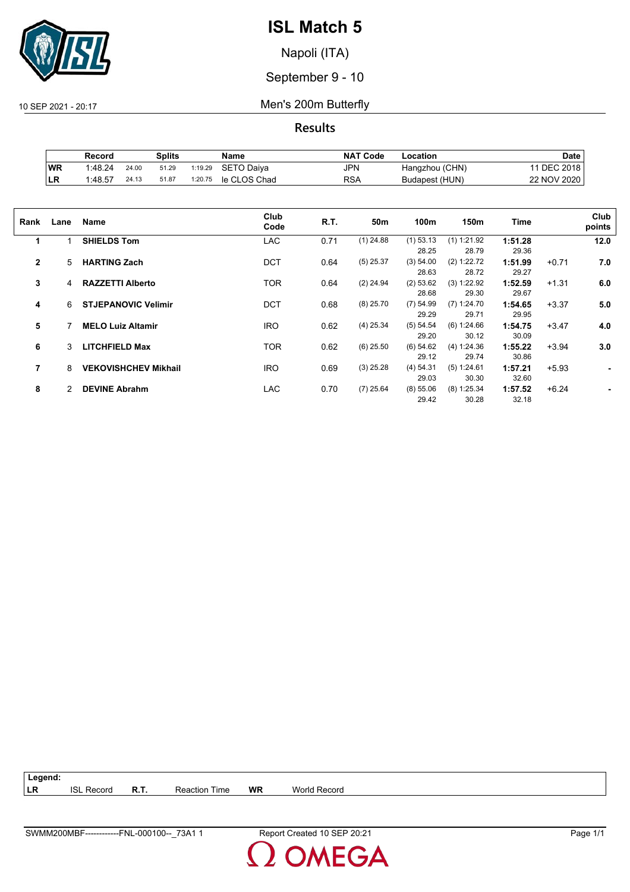# ISL Match 5

Napoli (ITA)

September 9 - 10

10 SEP 2021 - 20:17

## Men's 200m Butterfly

### Results

| | Record | Splits | | | Name | NAT Code | Location | Date |
|---|---|---|---|---|---|---|---|---|
| WR | 1:48.24 | 24.00 | 51.29 | 1:19.29 | SETO Daiya | JPN | Hangzhou (CHN) | 11 DEC 2018 |
| LR | 1:48.57 | 24.13 | 51.87 | 1:20.75 | le CLOS Chad | RSA | Budapest (HUN) | 22 NOV 2020 |

| Rank | Lane | Name | Club Code | R.T. | 50m | 100m | 150m | Time | | Club points |
|---|---|---|---|---|---|---|---|---|---|---|
| 1 | 1 | **SHIELDS Tom** | LAC | 0.71 | (1) 24.88 | (1) 53.13<br>28.25 | (1) 1:21.92<br>28.79 | **1:51.28**<br>29.36 | | **12.0** |
| 2 | 5 | **HARTING Zach** | DCT | 0.64 | (5) 25.37 | (3) 54.00<br>28.63 | (2) 1:22.72<br>28.72 | **1:51.99**<br>29.27 | +0.71 | **7.0** |
| 3 | 4 | **RAZZETTI Alberto** | TOR | 0.64 | (2) 24.94 | (2) 53.62<br>28.68 | (3) 1:22.92<br>29.30 | **1:52.59**<br>29.67 | +1.31 | **6.0** |
| 4 | 6 | **STJEPANOVIC Velimir** | DCT | 0.68 | (8) 25.70 | (7) 54.99<br>29.29 | (7) 1:24.70<br>29.71 | **1:54.65**<br>29.95 | +3.37 | **5.0** |
| 5 | 7 | **MELO Luiz Altamir** | IRO | 0.62 | (4) 25.34 | (5) 54.54<br>29.20 | (6) 1:24.66<br>30.12 | **1:54.75**<br>30.09 | +3.47 | **4.0** |
| 6 | 3 | **LITCHFIELD Max** | TOR | 0.62 | (6) 25.50 | (6) 54.62<br>29.12 | (4) 1:24.36<br>29.74 | **1:55.22**<br>30.86 | +3.94 | **3.0** |
| 7 | 8 | **VEKOVISHCHEV Mikhail** | IRO | 0.69 | (3) 25.28 | (4) 54.31<br>29.03 | (5) 1:24.61<br>30.30 | **1:57.21**<br>32.60 | +5.93 | **-** |
| 8 | 2 | **DEVINE Abrahm** | LAC | 0.70 | (7) 25.64 | (8) 55.06<br>29.42 | (8) 1:25.34<br>30.28 | **1:57.52**<br>32.18 | +6.24 | **-** |

| Legend: | | | | | |
|---|---|---|---|---|---|
| LR | ISL Record | R.T. | Reaction Time | WR | World Record |

SWMM200MBF------------FNL-000100--_73A1 1 Report Created 10 SEP 20:21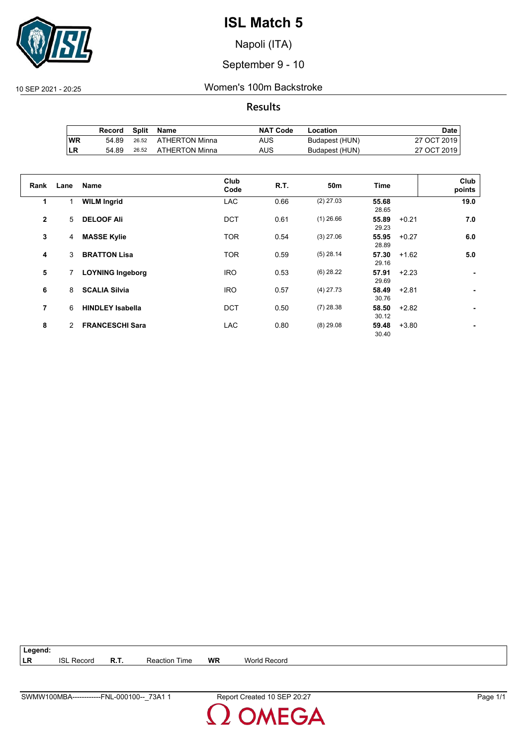# ISL Match 5

Napoli (ITA)

September 9 - 10

10 SEP 2021 - 20:25

## Women's 100m Backstroke

### Results

| | Record | Split | Name | NAT Code | Location | Date |
|---|---|---|---|---|---|---|
| WR | 54.89 | 26.52 | ATHERTON Minna | AUS | Budapest (HUN) | 27 OCT 2019 |
| LR | 54.89 | 26.52 | ATHERTON Minna | AUS | Budapest (HUN) | 27 OCT 2019 |

| Rank | Lane | Name | Club Code | R.T. | 50m | Time | | Club points |
|---|---|---|---|---|---|---|---|---|
| 1 | 1 | **WILM Ingrid** | LAC | 0.66 | (2) 27.03 | **55.68** 28.65 | | **19.0** |
| 2 | 5 | **DELOOF Ali** | DCT | 0.61 | (1) 26.66 | **55.89** 29.23 | +0.21 | **7.0** |
| 3 | 4 | **MASSE Kylie** | TOR | 0.54 | (3) 27.06 | **55.95** 28.89 | +0.27 | **6.0** |
| 4 | 3 | **BRATTON Lisa** | TOR | 0.59 | (5) 28.14 | **57.30** 29.16 | +1.62 | **5.0** |
| 5 | 7 | **LOYNING Ingeborg** | IRO | 0.53 | (6) 28.22 | **57.91** 29.69 | +2.23 | **-** |
| 6 | 8 | **SCALIA Silvia** | IRO | 0.57 | (4) 27.73 | **58.49** 30.76 | +2.81 | **-** |
| 7 | 6 | **HINDLEY Isabella** | DCT | 0.50 | (7) 28.38 | **58.50** 30.12 | +2.82 | **-** |
| 8 | 2 | **FRANCESCHI Sara** | LAC | 0.80 | (8) 29.08 | **59.48** 30.40 | +3.80 | **-** |

**Legend:**

| | | | | | |
|---|---|---|---|---|---|
| LR | ISL Record | R.T. | Reaction Time | WR | World Record |

SWMW100MBA------------FNL-000100--_73A1 1 Report Created 10 SEP 20:27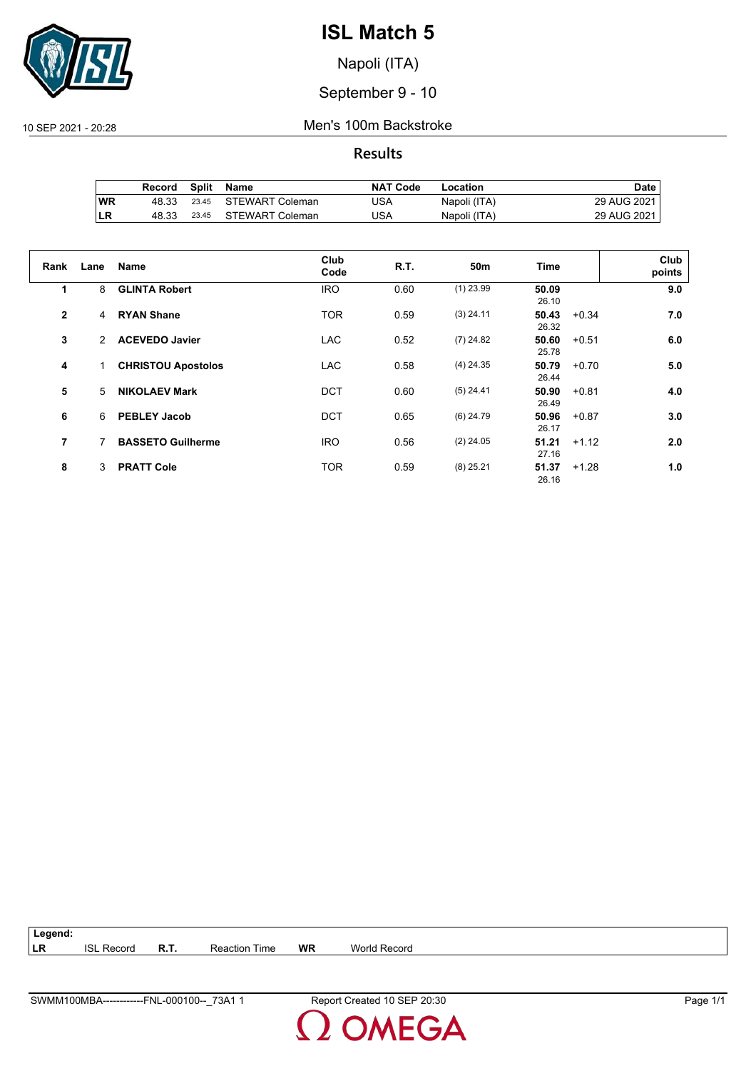# ISL Match 5

Napoli (ITA)

September 9 - 10

10 SEP 2021 - 20:28

Men's 100m Backstroke

**Results**

| | Record | Split | Name | NAT Code | Location | Date |
|---|---|---|---|---|---|---|
| **WR** | 48.33 | 23.45 | STEWART Coleman | USA | Napoli (ITA) | 29 AUG 2021 |
| **LR** | 48.33 | 23.45 | STEWART Coleman | USA | Napoli (ITA) | 29 AUG 2021 |

| Rank | Lane | Name | Club Code | R.T. | 50m | Time | | Club points |
|---|---|---|---|---|---|---|---|---|
| **1** | 8 | **GLINTA Robert** | IRO | 0.60 | (1) 23.99 | **50.09** 26.10 | | **9.0** |
| **2** | 4 | **RYAN Shane** | TOR | 0.59 | (3) 24.11 | **50.43** 26.32 | +0.34 | **7.0** |
| **3** | 2 | **ACEVEDO Javier** | LAC | 0.52 | (7) 24.82 | **50.60** 25.78 | +0.51 | **6.0** |
| **4** | 1 | **CHRISTOU Apostolos** | LAC | 0.58 | (4) 24.35 | **50.79** 26.44 | +0.70 | **5.0** |
| **5** | 5 | **NIKOLAEV Mark** | DCT | 0.60 | (5) 24.41 | **50.90** 26.49 | +0.81 | **4.0** |
| **6** | 6 | **PEBLEY Jacob** | DCT | 0.65 | (6) 24.79 | **50.96** 26.17 | +0.87 | **3.0** |
| **7** | 7 | **BASSETO Guilherme** | IRO | 0.56 | (2) 24.05 | **51.21** 27.16 | +1.12 | **2.0** |
| **8** | 3 | **PRATT Cole** | TOR | 0.59 | (8) 25.21 | **51.37** 26.16 | +1.28 | **1.0** |

**Legend:**

| | | | | | |
|---|---|---|---|---|---|
| **LR** | ISL Record | **R.T.** | Reaction Time | **WR** | World Record |

SWMM100MBA------------FNL-000100--_73A1 1 Report Created 10 SEP 20:30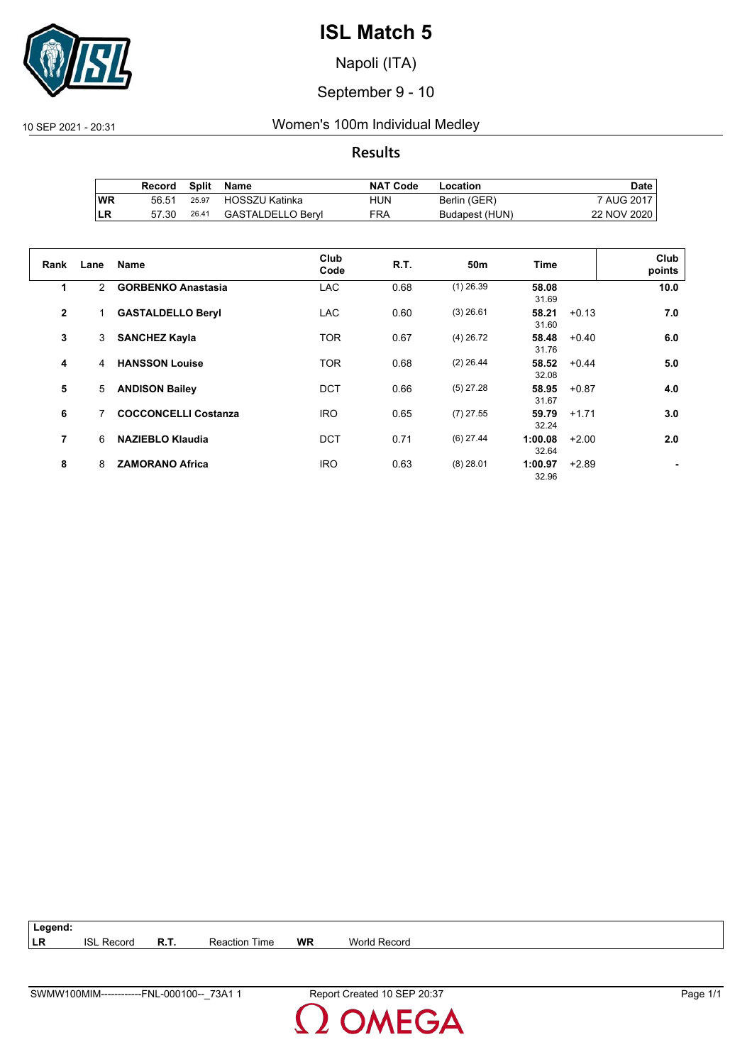# ISL Match 5

Napoli (ITA)

September 9 - 10

10 SEP 2021 - 20:31

## Women's 100m Individual Medley

### Results

| | Record | Split | Name | NAT Code | Location | Date |
|---|---|---|---|---|---|---|
| WR | 56.51 | 25.97 | HOSSZU Katinka | HUN | Berlin (GER) | 7 AUG 2017 |
| LR | 57.30 | 26.41 | GASTALDELLO Beryl | FRA | Budapest (HUN) | 22 NOV 2020 |

| Rank | Lane | Name | Club Code | R.T. | 50m | Time | | Club points |
|---|---|---|---|---|---|---|---|---|
| 1 | 2 | **GORBENKO Anastasia** | LAC | 0.68 | (1) 26.39 | **58.08** 31.69 | | **10.0** |
| 2 | 1 | **GASTALDELLO Beryl** | LAC | 0.60 | (3) 26.61 | **58.21** 31.60 | +0.13 | **7.0** |
| 3 | 3 | **SANCHEZ Kayla** | TOR | 0.67 | (4) 26.72 | **58.48** 31.76 | +0.40 | **6.0** |
| 4 | 4 | **HANSSON Louise** | TOR | 0.68 | (2) 26.44 | **58.52** 32.08 | +0.44 | **5.0** |
| 5 | 5 | **ANDISON Bailey** | DCT | 0.66 | (5) 27.28 | **58.95** 31.67 | +0.87 | **4.0** |
| 6 | 7 | **COCCONCELLI Costanza** | IRO | 0.65 | (7) 27.55 | **59.79** 32.24 | +1.71 | **3.0** |
| 7 | 6 | **NAZIEBLO Klaudia** | DCT | 0.71 | (6) 27.44 | **1:00.08** 32.64 | +2.00 | **2.0** |
| 8 | 8 | **ZAMORANO Africa** | IRO | 0.63 | (8) 28.01 | **1:00.97** 32.96 | +2.89 | **-** |

**Legend:**

| | | | | | |
|---|---|---|---|---|---|
| **LR** | ISL Record | **R.T.** | Reaction Time | **WR** | World Record |

SWMW100MIM------------FNL-000100--_73A1 1 Report Created 10 SEP 20:37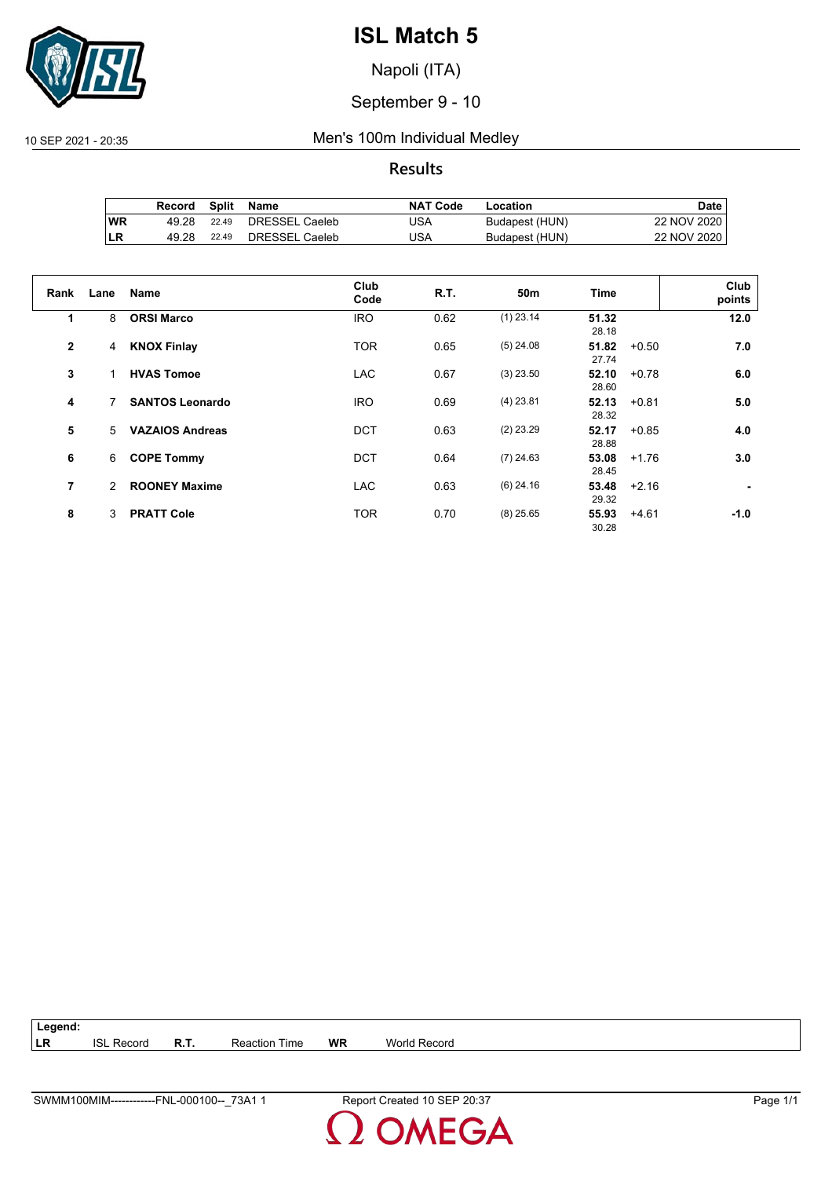# ISL Match 5

Napoli (ITA)

September 9 - 10

10 SEP 2021 - 20:35

## Men's 100m Individual Medley

### Results

| | Record | Split | Name | NAT Code | Location | Date |
|---|---|---|---|---|---|---|
| WR | 49.28 | 22.49 | DRESSEL Caeleb | USA | Budapest (HUN) | 22 NOV 2020 |
| LR | 49.28 | 22.49 | DRESSEL Caeleb | USA | Budapest (HUN) | 22 NOV 2020 |

| Rank | Lane | Name | Club Code | R.T. | 50m | Time | | Club points |
|---|---|---|---|---|---|---|---|---|
| 1 | 8 | **ORSI Marco** | IRO | 0.62 | (1) 23.14 | **51.32** 28.18 | | **12.0** |
| 2 | 4 | **KNOX Finlay** | TOR | 0.65 | (5) 24.08 | **51.82** 27.74 | +0.50 | **7.0** |
| 3 | 1 | **HVAS Tomoe** | LAC | 0.67 | (3) 23.50 | **52.10** 28.60 | +0.78 | **6.0** |
| 4 | 7 | **SANTOS Leonardo** | IRO | 0.69 | (4) 23.81 | **52.13** 28.32 | +0.81 | **5.0** |
| 5 | 5 | **VAZAIOS Andreas** | DCT | 0.63 | (2) 23.29 | **52.17** 28.88 | +0.85 | **4.0** |
| 6 | 6 | **COPE Tommy** | DCT | 0.64 | (7) 24.63 | **53.08** 28.45 | +1.76 | **3.0** |
| 7 | 2 | **ROONEY Maxime** | LAC | 0.63 | (6) 24.16 | **53.48** 29.32 | +2.16 | **-** |
| 8 | 3 | **PRATT Cole** | TOR | 0.70 | (8) 25.65 | **55.93** 30.28 | +4.61 | **-1.0** |

**Legend:**

| | | | | | |
|---|---|---|---|---|---|
| **LR** | ISL Record | **R.T.** | Reaction Time | **WR** | World Record |

SWMM100MIM------------FNL-000100--_73A1 1 Report Created 10 SEP 20:37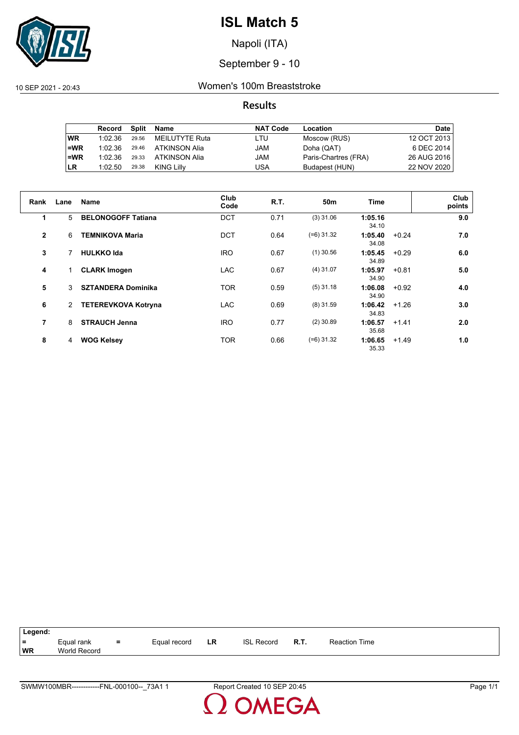# ISL Match 5

Napoli (ITA)

September 9 - 10

10 SEP 2021 - 20:43

## Women's 100m Breaststroke

### Results

| | Record | Split | Name | NAT Code | Location | Date |
|---|---|---|---|---|---|---|
| WR | 1:02.36 | 29.56 | MEILUTYTE Ruta | LTU | Moscow (RUS) | 12 OCT 2013 |
| =WR | 1:02.36 | 29.46 | ATKINSON Alia | JAM | Doha (QAT) | 6 DEC 2014 |
| =WR | 1:02.36 | 29.33 | ATKINSON Alia | JAM | Paris-Chartres (FRA) | 26 AUG 2016 |
| LR | 1:02.50 | 29.38 | KING Lilly | USA | Budapest (HUN) | 22 NOV 2020 |

| Rank | Lane | Name | Club Code | R.T. | 50m | Time | | Club points |
|---|---|---|---|---|---|---|---|---|
| 1 | 5 | **BELONOGOFF Tatiana** | DCT | 0.71 | (3) 31.06 | **1:05.16** 34.10 | | **9.0** |
| 2 | 6 | **TEMNIKOVA Maria** | DCT | 0.64 | (=6) 31.32 | **1:05.40** 34.08 | +0.24 | **7.0** |
| 3 | 7 | **HULKKO Ida** | IRO | 0.67 | (1) 30.56 | **1:05.45** 34.89 | +0.29 | **6.0** |
| 4 | 1 | **CLARK Imogen** | LAC | 0.67 | (4) 31.07 | **1:05.97** 34.90 | +0.81 | **5.0** |
| 5 | 3 | **SZTANDERA Dominika** | TOR | 0.59 | (5) 31.18 | **1:06.08** 34.90 | +0.92 | **4.0** |
| 6 | 2 | **TETEREVKOVA Kotryna** | LAC | 0.69 | (8) 31.59 | **1:06.42** 34.83 | +1.26 | **3.0** |
| 7 | 8 | **STRAUCH Jenna** | IRO | 0.77 | (2) 30.89 | **1:06.57** 35.68 | +1.41 | **2.0** |
| 8 | 4 | **WOG Kelsey** | TOR | 0.66 | (=6) 31.32 | **1:06.65** 35.33 | +1.49 | **1.0** |

**Legend:**

| | | | | | | | |
|---|---|---|---|---|---|---|---|
| = | Equal rank | = | Equal record | LR | ISL Record | R.T. | Reaction Time |
| WR | World Record | | | | | | |

SWMW100MBR------------FNL-000100--_73A1 1 — Report Created 10 SEP 20:45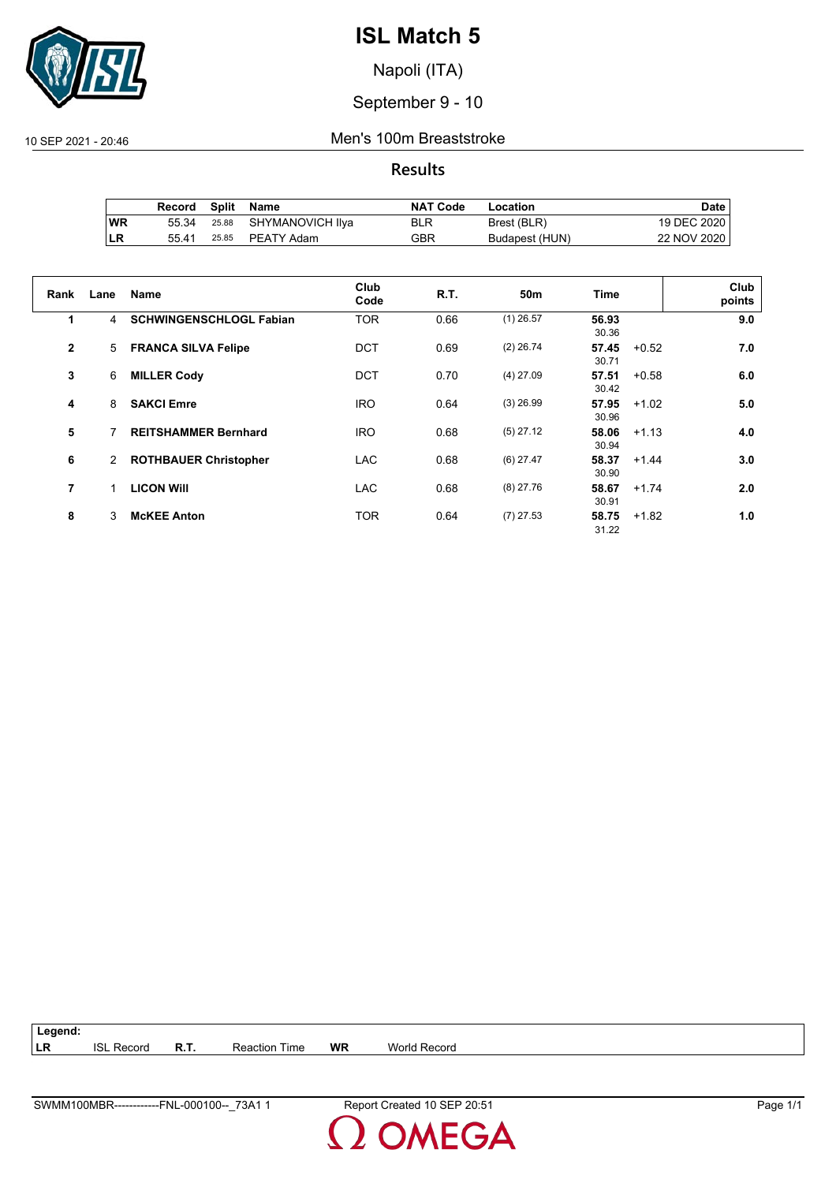# ISL Match 5

Napoli (ITA)

September 9 - 10

10 SEP 2021 - 20:46

Men's 100m Breaststroke

## Results

| | Record | Split | Name | NAT Code | Location | Date |
|---|---|---|---|---|---|---|
| WR | 55.34 | 25.88 | SHYMANOVICH Ilya | BLR | Brest (BLR) | 19 DEC 2020 |
| LR | 55.41 | 25.85 | PEATY Adam | GBR | Budapest (HUN) | 22 NOV 2020 |

| Rank | Lane | Name | Club Code | R.T. | 50m | Time | | Club points |
|---|---|---|---|---|---|---|---|---|
| 1 | 4 | **SCHWINGENSCHLOGL Fabian** | TOR | 0.66 | (1) 26.57 | **56.93** 30.36 | | **9.0** |
| 2 | 5 | **FRANCA SILVA Felipe** | DCT | 0.69 | (2) 26.74 | **57.45** 30.71 | +0.52 | **7.0** |
| 3 | 6 | **MILLER Cody** | DCT | 0.70 | (4) 27.09 | **57.51** 30.42 | +0.58 | **6.0** |
| 4 | 8 | **SAKCI Emre** | IRO | 0.64 | (3) 26.99 | **57.95** 30.96 | +1.02 | **5.0** |
| 5 | 7 | **REITSHAMMER Bernhard** | IRO | 0.68 | (5) 27.12 | **58.06** 30.94 | +1.13 | **4.0** |
| 6 | 2 | **ROTHBAUER Christopher** | LAC | 0.68 | (6) 27.47 | **58.37** 30.90 | +1.44 | **3.0** |
| 7 | 1 | **LICON Will** | LAC | 0.68 | (8) 27.76 | **58.67** 30.91 | +1.74 | **2.0** |
| 8 | 3 | **McKEE Anton** | TOR | 0.64 | (7) 27.53 | **58.75** 31.22 | +1.82 | **1.0** |

**Legend:**
**LR** ISL Record **R.T.** Reaction Time **WR** World Record

SWMM100MBR------------FNL-000100--_73A1 1 Report Created 10 SEP 20:51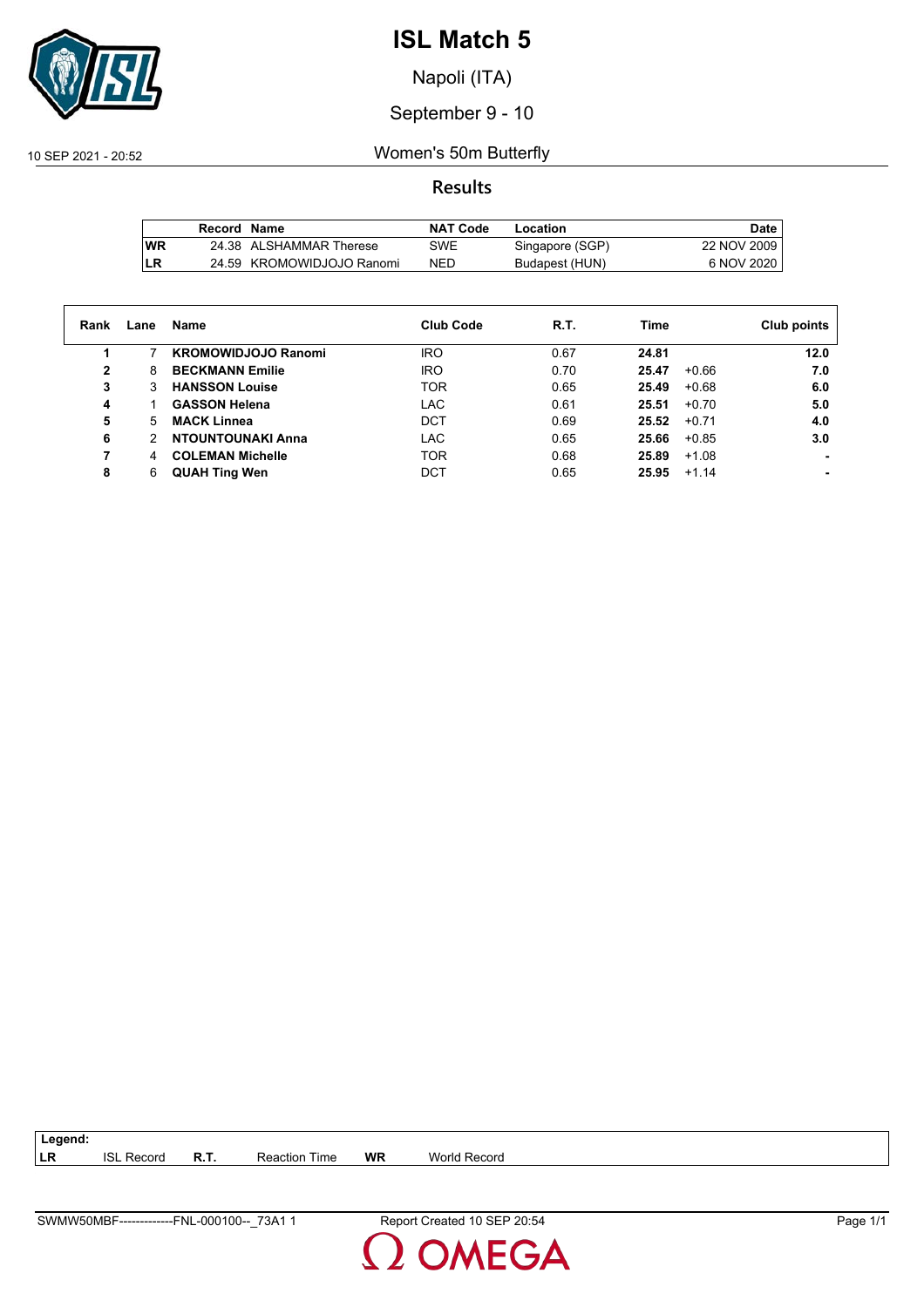# ISL Match 5

Napoli (ITA)

September 9 - 10

10 SEP 2021 - 20:52

Women's 50m Butterfly

## Results

| | Record | Name | NAT Code | Location | Date |
|---|---|---|---|---|---|
| WR | 24.38 | ALSHAMMAR Therese | SWE | Singapore (SGP) | 22 NOV 2009 |
| LR | 24.59 | KROMOWIDJOJO Ranomi | NED | Budapest (HUN) | 6 NOV 2020 |

| Rank | Lane | Name | Club Code | R.T. | Time | | Club points |
|---|---|---|---|---|---|---|---|
| 1 | 7 | **KROMOWIDJOJO Ranomi** | IRO | 0.67 | **24.81** | | **12.0** |
| 2 | 8 | **BECKMANN Emilie** | IRO | 0.70 | **25.47** | +0.66 | **7.0** |
| 3 | 3 | **HANSSON Louise** | TOR | 0.65 | **25.49** | +0.68 | **6.0** |
| 4 | 1 | **GASSON Helena** | LAC | 0.61 | **25.51** | +0.70 | **5.0** |
| 5 | 5 | **MACK Linnea** | DCT | 0.69 | **25.52** | +0.71 | **4.0** |
| 6 | 2 | **NTOUNTOUNAKI Anna** | LAC | 0.65 | **25.66** | +0.85 | **3.0** |
| 7 | 4 | **COLEMAN Michelle** | TOR | 0.68 | **25.89** | +1.08 | **-** |
| 8 | 6 | **QUAH Ting Wen** | DCT | 0.65 | **25.95** | +1.14 | **-** |

**Legend:**

| | | | | | |
|---|---|---|---|---|---|
| **LR** | ISL Record | **R.T.** | Reaction Time | **WR** | World Record |

SWMW50MBF-------------FNL-000100--_73A1 1    Report Created 10 SEP 20:54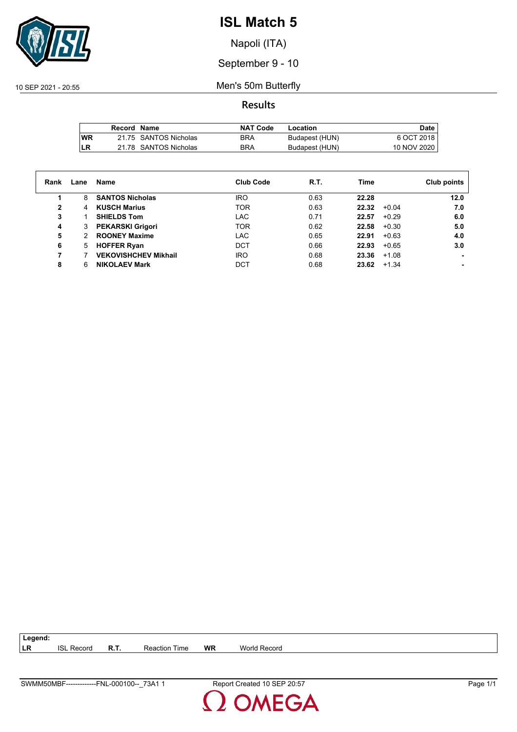# ISL Match 5

Napoli (ITA)

September 9 - 10

10 SEP 2021 - 20:55

## Men's 50m Butterfly

### Results

| | Record | Name | NAT Code | Location | Date |
|---|---|---|---|---|---|
| WR | 21.75 | SANTOS Nicholas | BRA | Budapest (HUN) | 6 OCT 2018 |
| LR | 21.78 | SANTOS Nicholas | BRA | Budapest (HUN) | 10 NOV 2020 |

| Rank | Lane | Name | Club Code | R.T. | Time | | Club points |
|---|---|---|---|---|---|---|---|
| **1** | 8 | **SANTOS Nicholas** | IRO | 0.63 | **22.28** | | **12.0** |
| **2** | 4 | **KUSCH Marius** | TOR | 0.63 | **22.32** | +0.04 | **7.0** |
| **3** | 1 | **SHIELDS Tom** | LAC | 0.71 | **22.57** | +0.29 | **6.0** |
| **4** | 3 | **PEKARSKI Grigori** | TOR | 0.62 | **22.58** | +0.30 | **5.0** |
| **5** | 2 | **ROONEY Maxime** | LAC | 0.65 | **22.91** | +0.63 | **4.0** |
| **6** | 5 | **HOFFER Ryan** | DCT | 0.66 | **22.93** | +0.65 | **3.0** |
| **7** | 7 | **VEKOVISHCHEV Mikhail** | IRO | 0.68 | **23.36** | +1.08 | **-** |
| **8** | 6 | **NIKOLAEV Mark** | DCT | 0.68 | **23.62** | +1.34 | **-** |

**Legend:**

| | | | | | |
|---|---|---|---|---|---|
| **LR** | ISL Record | **R.T.** | Reaction Time | **WR** | World Record |

SWMM50MBF-------------FNL-000100--_73A1 1 — Report Created 10 SEP 20:57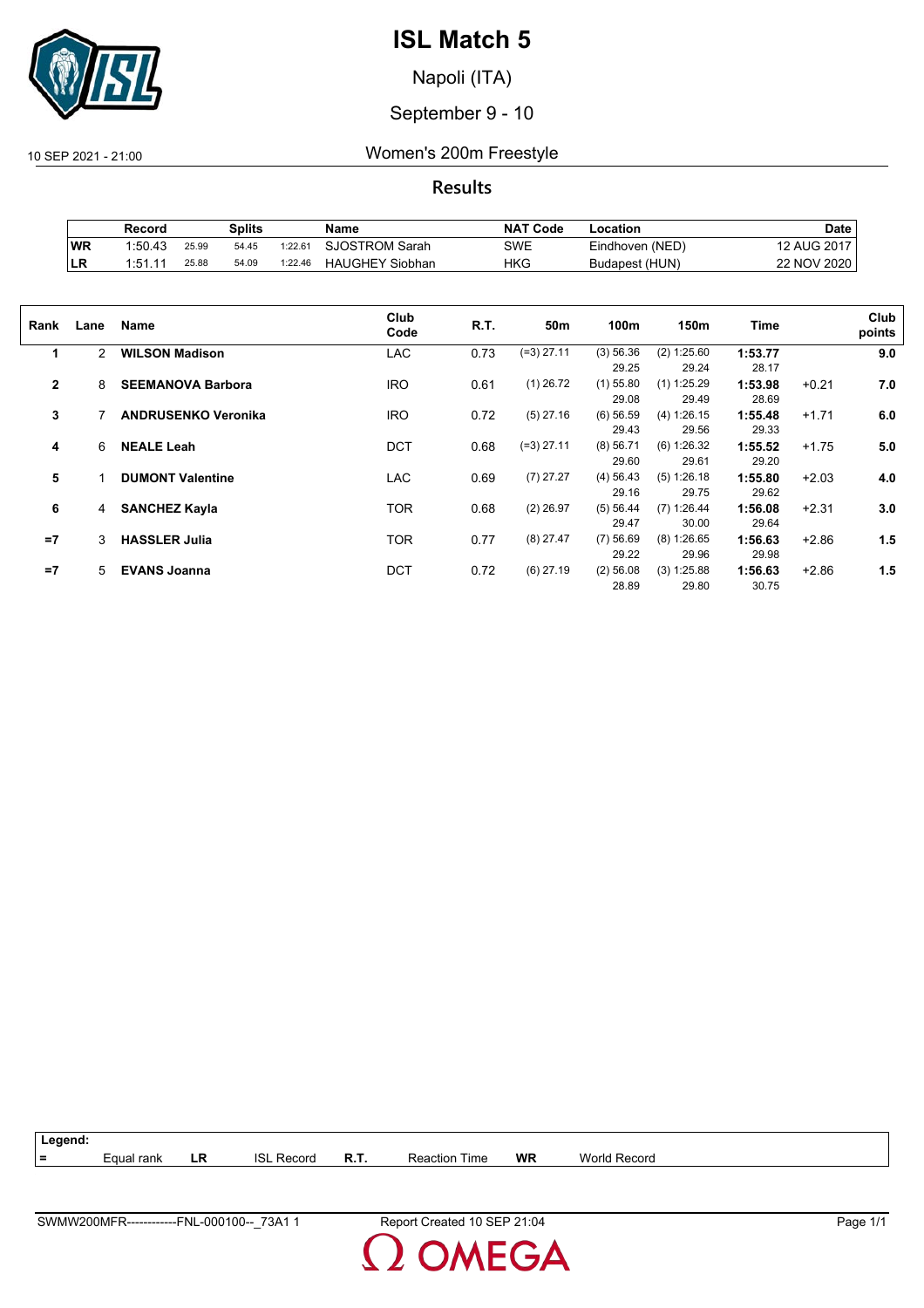# ISL Match 5

Napoli (ITA)

September 9 - 10

10 SEP 2021 - 21:00

Women's 200m Freestyle

## Results

| | Record | Splits | | | Name | NAT Code | Location | Date |
|---|---|---|---|---|---|---|---|---|
| WR | 1:50.43 | 25.99 | 54.45 | 1:22.61 | SJOSTROM Sarah | SWE | Eindhoven (NED) | 12 AUG 2017 |
| LR | 1:51.11 | 25.88 | 54.09 | 1:22.46 | HAUGHEY Siobhan | HKG | Budapest (HUN) | 22 NOV 2020 |

| Rank | Lane | Name | Club Code | R.T. | 50m | 100m | 150m | Time | | Club points |
|---|---|---|---|---|---|---|---|---|---|---|
| 1 | 2 | **WILSON Madison** | LAC | 0.73 | (=3) 27.11 | (3) 56.36<br>29.25 | (2) 1:25.60<br>29.24 | **1:53.77**<br>28.17 | | **9.0** |
| 2 | 8 | **SEEMANOVA Barbora** | IRO | 0.61 | (1) 26.72 | (1) 55.80<br>29.08 | (1) 1:25.29<br>29.49 | **1:53.98**<br>28.69 | +0.21 | **7.0** |
| 3 | 7 | **ANDRUSENKO Veronika** | IRO | 0.72 | (5) 27.16 | (6) 56.59<br>29.43 | (4) 1:26.15<br>29.56 | **1:55.48**<br>29.33 | +1.71 | **6.0** |
| 4 | 6 | **NEALE Leah** | DCT | 0.68 | (=3) 27.11 | (8) 56.71<br>29.60 | (6) 1:26.32<br>29.61 | **1:55.52**<br>29.20 | +1.75 | **5.0** |
| 5 | 1 | **DUMONT Valentine** | LAC | 0.69 | (7) 27.27 | (4) 56.43<br>29.16 | (5) 1:26.18<br>29.75 | **1:55.80**<br>29.62 | +2.03 | **4.0** |
| 6 | 4 | **SANCHEZ Kayla** | TOR | 0.68 | (2) 26.97 | (5) 56.44<br>29.47 | (7) 1:26.44<br>30.00 | **1:56.08**<br>29.64 | +2.31 | **3.0** |
| =7 | 3 | **HASSLER Julia** | TOR | 0.77 | (8) 27.47 | (7) 56.69<br>29.22 | (8) 1:26.65<br>29.96 | **1:56.63**<br>29.98 | +2.86 | **1.5** |
| =7 | 5 | **EVANS Joanna** | DCT | 0.72 | (6) 27.19 | (2) 56.08<br>28.89 | (3) 1:25.88<br>29.80 | **1:56.63**<br>30.75 | +2.86 | **1.5** |

**Legend:**

| = | Equal rank | LR | ISL Record | R.T. | Reaction Time | WR | World Record |
|---|---|---|---|---|---|---|---|

SWMW200MFR------------FNL-000100--_73A1 1 Report Created 10 SEP 21:04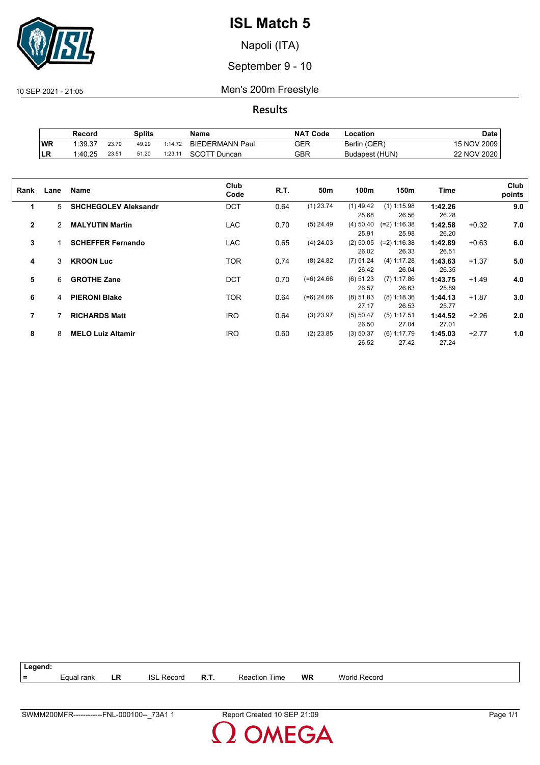# ISL Match 5

Napoli (ITA)

September 9 - 10

10 SEP 2021 - 21:05

## Men's 200m Freestyle

### Results

| | Record | Splits | | | Name | NAT Code | Location | Date |
|---|---|---|---|---|---|---|---|---|
| WR | 1:39.37 | 23.79 | 49.29 | 1:14.72 | BIEDERMANN Paul | GER | Berlin (GER) | 15 NOV 2009 |
| LR | 1:40.25 | 23.51 | 51.20 | 1:23.11 | SCOTT Duncan | GBR | Budapest (HUN) | 22 NOV 2020 |

| Rank | Lane | Name | Club Code | R.T. | 50m | 100m | 150m | Time | | Club points |
|---|---|---|---|---|---|---|---|---|---|---|
| **1** | 5 | **SHCHEGOLEV Aleksandr** | DCT | 0.64 | (1) 23.74 | (1) 49.42 | (1) 1:15.98 | **1:42.26** | | **9.0** |
| | | | | | | 25.68 | 26.56 | 26.28 | | |
| **2** | 2 | **MALYUTIN Martin** | LAC | 0.70 | (5) 24.49 | (4) 50.40 | (=2) 1:16.38 | **1:42.58** | +0.32 | **7.0** |
| | | | | | | 25.91 | 25.98 | 26.20 | | |
| **3** | 1 | **SCHEFFER Fernando** | LAC | 0.65 | (4) 24.03 | (2) 50.05 | (=2) 1:16.38 | **1:42.89** | +0.63 | **6.0** |
| | | | | | | 26.02 | 26.33 | 26.51 | | |
| **4** | 3 | **KROON Luc** | TOR | 0.74 | (8) 24.82 | (7) 51.24 | (4) 1:17.28 | **1:43.63** | +1.37 | **5.0** |
| | | | | | | 26.42 | 26.04 | 26.35 | | |
| **5** | 6 | **GROTHE Zane** | DCT | 0.70 | (=6) 24.66 | (6) 51.23 | (7) 1:17.86 | **1:43.75** | +1.49 | **4.0** |
| | | | | | | 26.57 | 26.63 | 25.89 | | |
| **6** | 4 | **PIERONI Blake** | TOR | 0.64 | (=6) 24.66 | (8) 51.83 | (8) 1:18.36 | **1:44.13** | +1.87 | **3.0** |
| | | | | | | 27.17 | 26.53 | 25.77 | | |
| **7** | 7 | **RICHARDS Matt** | IRO | 0.64 | (3) 23.97 | (5) 50.47 | (5) 1:17.51 | **1:44.52** | +2.26 | **2.0** |
| | | | | | | 26.50 | 27.04 | 27.01 | | |
| **8** | 8 | **MELO Luiz Altamir** | IRO | 0.60 | (2) 23.85 | (3) 50.37 | (6) 1:17.79 | **1:45.03** | +2.77 | **1.0** |
| | | | | | | 26.52 | 27.42 | 27.24 | | |

**Legend:**

| = | Equal rank | LR | ISL Record | R.T. | Reaction Time | WR | World Record |
|---|---|---|---|---|---|---|---|

SWMM200MFR------------FNL-000100--_73A1 1 Report Created 10 SEP 21:09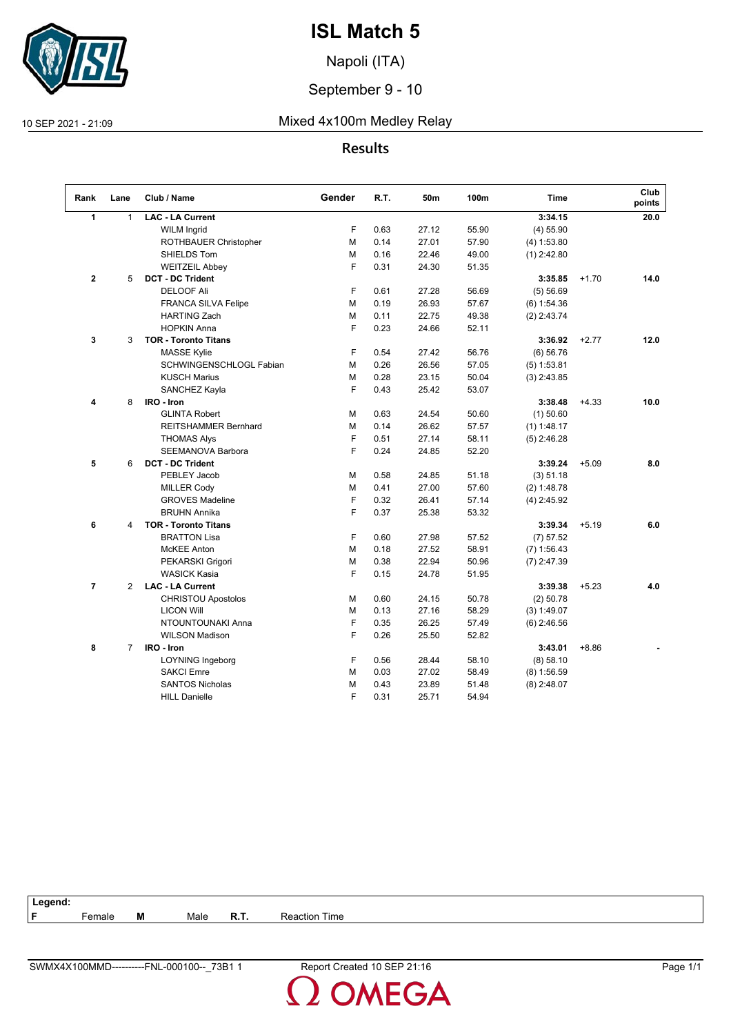# ISL Match 5

Napoli (ITA)

September 9 - 10

10 SEP 2021 - 21:09

Mixed 4x100m Medley Relay

## Results

| Rank | Lane | Club / Name | Gender | R.T. | 50m | 100m | Time | | Club points |
|---|---|---|---|---|---|---|---|---|---|
| **1** | 1 | **LAC - LA Current** | | | | | **3:34.15** | | **20.0** |
| | | WILM Ingrid | F | 0.63 | 27.12 | 55.90 | (4) 55.90 | | |
| | | ROTHBAUER Christopher | M | 0.14 | 27.01 | 57.90 | (4) 1:53.80 | | |
| | | SHIELDS Tom | M | 0.16 | 22.46 | 49.00 | (1) 2:42.80 | | |
| | | WEITZEIL Abbey | F | 0.31 | 24.30 | 51.35 | | | |
| **2** | 5 | **DCT - DC Trident** | | | | | **3:35.85** | +1.70 | **14.0** |
| | | DELOOF Ali | F | 0.61 | 27.28 | 56.69 | (5) 56.69 | | |
| | | FRANCA SILVA Felipe | M | 0.19 | 26.93 | 57.67 | (6) 1:54.36 | | |
| | | HARTING Zach | M | 0.11 | 22.75 | 49.38 | (2) 2:43.74 | | |
| | | HOPKIN Anna | F | 0.23 | 24.66 | 52.11 | | | |
| **3** | 3 | **TOR - Toronto Titans** | | | | | **3:36.92** | +2.77 | **12.0** |
| | | MASSE Kylie | F | 0.54 | 27.42 | 56.76 | (6) 56.76 | | |
| | | SCHWINGENSCHLOGL Fabian | M | 0.26 | 26.56 | 57.05 | (5) 1:53.81 | | |
| | | KUSCH Marius | M | 0.28 | 23.15 | 50.04 | (3) 2:43.85 | | |
| | | SANCHEZ Kayla | F | 0.43 | 25.42 | 53.07 | | | |
| **4** | 8 | **IRO - Iron** | | | | | **3:38.48** | +4.33 | **10.0** |
| | | GLINTA Robert | M | 0.63 | 24.54 | 50.60 | (1) 50.60 | | |
| | | REITSHAMMER Bernhard | M | 0.14 | 26.62 | 57.57 | (1) 1:48.17 | | |
| | | THOMAS Alys | F | 0.51 | 27.14 | 58.11 | (5) 2:46.28 | | |
| | | SEEMANOVA Barbora | F | 0.24 | 24.85 | 52.20 | | | |
| **5** | 6 | **DCT - DC Trident** | | | | | **3:39.24** | +5.09 | **8.0** |
| | | PEBLEY Jacob | M | 0.58 | 24.85 | 51.18 | (3) 51.18 | | |
| | | MILLER Cody | M | 0.41 | 27.00 | 57.60 | (2) 1:48.78 | | |
| | | GROVES Madeline | F | 0.32 | 26.41 | 57.14 | (4) 2:45.92 | | |
| | | BRUHN Annika | F | 0.37 | 25.38 | 53.32 | | | |
| **6** | 4 | **TOR - Toronto Titans** | | | | | **3:39.34** | +5.19 | **6.0** |
| | | BRATTON Lisa | F | 0.60 | 27.98 | 57.52 | (7) 57.52 | | |
| | | McKEE Anton | M | 0.18 | 27.52 | 58.91 | (7) 1:56.43 | | |
| | | PEKARSKI Grigori | M | 0.38 | 22.94 | 50.96 | (7) 2:47.39 | | |
| | | WASICK Kasia | F | 0.15 | 24.78 | 51.95 | | | |
| **7** | 2 | **LAC - LA Current** | | | | | **3:39.38** | +5.23 | **4.0** |
| | | CHRISTOU Apostolos | M | 0.60 | 24.15 | 50.78 | (2) 50.78 | | |
| | | LICON Will | M | 0.13 | 27.16 | 58.29 | (3) 1:49.07 | | |
| | | NTOUNTOUNAKI Anna | F | 0.35 | 26.25 | 57.49 | (6) 2:46.56 | | |
| | | WILSON Madison | F | 0.26 | 25.50 | 52.82 | | | |
| **8** | 7 | **IRO - Iron** | | | | | **3:43.01** | +8.86 | **-** |
| | | LOYNING Ingeborg | F | 0.56 | 28.44 | 58.10 | (8) 58.10 | | |
| | | SAKCI Emre | M | 0.03 | 27.02 | 58.49 | (8) 1:56.59 | | |
| | | SANTOS Nicholas | M | 0.43 | 23.89 | 51.48 | (8) 2:48.07 | | |
| | | HILL Danielle | F | 0.31 | 25.71 | 54.94 | | | |

**Legend:**
**F** Female **M** Male **R.T.** Reaction Time

SWMX4X100MMD----------FNL-000100--_73B1 1 Report Created 10 SEP 21:16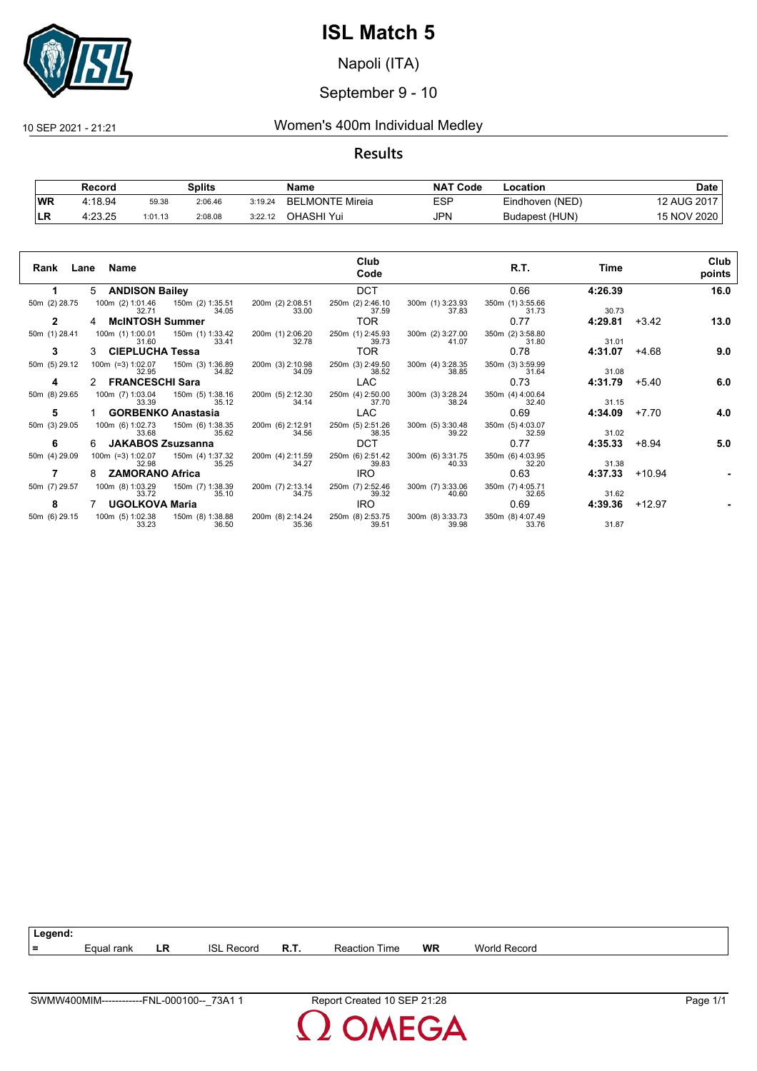# ISL Match 5

Napoli (ITA)

September 9 - 10

10 SEP 2021 - 21:21

## Women's 400m Individual Medley

### Results

| | Record | Splits | | | Name | NAT Code | Location | Date |
|---|---|---|---|---|---|---|---|---|
| WR | 4:18.94 | 59.38 | 2:06.46 | 3:19.24 | BELMONTE Mireia | ESP | Eindhoven (NED) | 12 AUG 2017 |
| LR | 4:23.25 | 1:01.13 | 2:08.08 | 3:22.12 | OHASHI Yui | JPN | Budapest (HUN) | 15 NOV 2020 |

| Rank | Lane | Name | Club Code | R.T. | Time | | Club points |
|---|---|---|---|---|---|---|---|
| **1** | 5 | **ANDISON Bailey** | DCT | 0.66 | **4:26.39** | | **16.0** |
| 50m (2) 28.75 | 100m (2) 1:01.46 32.71 | 150m (2) 1:35.51 34.05 | 200m (2) 2:08.51 33.00 | 250m (2) 2:46.10 37.59 | 300m (1) 3:23.93 37.83 | 350m (1) 3:55.66 31.73 | 30.73 |
| **2** | 4 | **McINTOSH Summer** | TOR | 0.77 | **4:29.81** | +3.42 | **13.0** |
| 50m (1) 28.41 | 100m (1) 1:00.01 31.60 | 150m (1) 1:33.42 33.41 | 200m (1) 2:06.20 32.78 | 250m (1) 2:45.93 39.73 | 300m (2) 3:27.00 41.07 | 350m (2) 3:58.80 31.80 | 31.01 |
| **3** | 3 | **CIEPLUCHA Tessa** | TOR | 0.78 | **4:31.07** | +4.68 | **9.0** |
| 50m (5) 29.12 | 100m (=3) 1:02.07 32.95 | 150m (3) 1:36.89 34.82 | 200m (3) 2:10.98 34.09 | 250m (3) 2:49.50 38.52 | 300m (4) 3:28.35 38.85 | 350m (3) 3:59.99 31.64 | 31.08 |
| **4** | 2 | **FRANCESCHI Sara** | LAC | 0.73 | **4:31.79** | +5.40 | **6.0** |
| 50m (8) 29.65 | 100m (7) 1:03.04 33.39 | 150m (5) 1:38.16 35.12 | 200m (5) 2:12.30 34.14 | 250m (4) 2:50.00 37.70 | 300m (3) 3:28.24 38.24 | 350m (4) 4:00.64 32.40 | 31.15 |
| **5** | 1 | **GORBENKO Anastasia** | LAC | 0.69 | **4:34.09** | +7.70 | **4.0** |
| 50m (3) 29.05 | 100m (6) 1:02.73 33.68 | 150m (6) 1:38.35 35.62 | 200m (6) 2:12.91 34.56 | 250m (5) 2:51.26 38.35 | 300m (5) 3:30.48 39.22 | 350m (5) 4:03.07 32.59 | 31.02 |
| **6** | 6 | **JAKABOS Zsuzsanna** | DCT | 0.77 | **4:35.33** | +8.94 | **5.0** |
| 50m (4) 29.09 | 100m (=3) 1:02.07 32.98 | 150m (4) 1:37.32 35.25 | 200m (4) 2:11.59 34.27 | 250m (6) 2:51.42 39.83 | 300m (6) 3:31.75 40.33 | 350m (6) 4:03.95 32.20 | 31.38 |
| **7** | 8 | **ZAMORANO Africa** | IRO | 0.63 | **4:37.33** | +10.94 | **-** |
| 50m (7) 29.57 | 100m (8) 1:03.29 33.72 | 150m (7) 1:38.39 35.10 | 200m (7) 2:13.14 34.75 | 250m (7) 2:52.46 39.32 | 300m (7) 3:33.06 40.60 | 350m (7) 4:05.71 32.65 | 31.62 |
| **8** | 7 | **UGOLKOVA Maria** | IRO | 0.69 | **4:39.36** | +12.97 | **-** |
| 50m (6) 29.15 | 100m (5) 1:02.38 33.23 | 150m (8) 1:38.88 36.50 | 200m (8) 2:14.24 35.36 | 250m (8) 2:53.75 39.51 | 300m (8) 3:33.73 39.98 | 350m (8) 4:07.49 33.76 | 31.87 |

**Legend:**

| | | | | | | | |
|---|---|---|---|---|---|---|---|
| = | Equal rank | LR | ISL Record | R.T. | Reaction Time | WR | World Record |

SWMW400MIM------------FNL-000100--_73A1 1 Report Created 10 SEP 21:28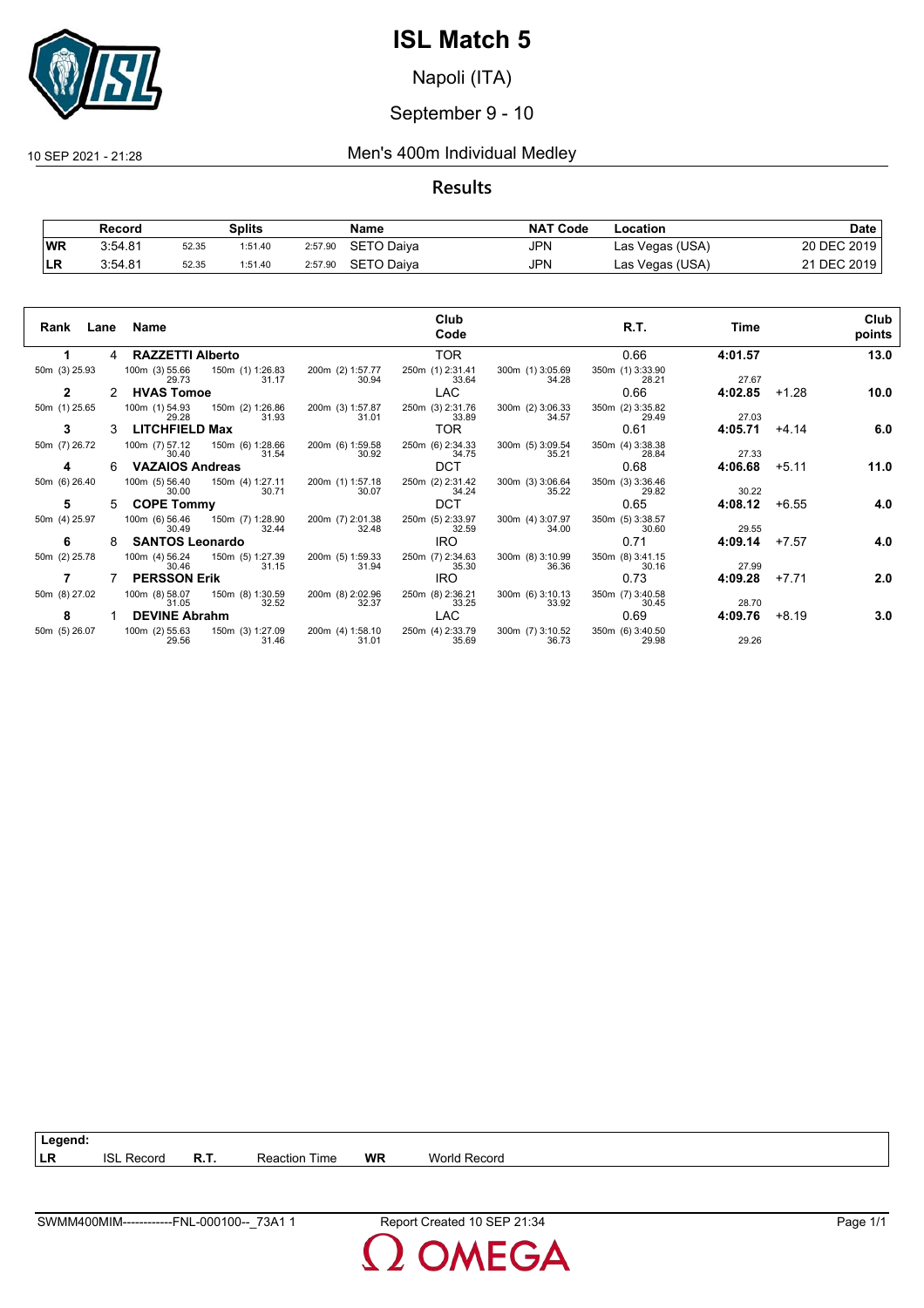# ISL Match 5

Napoli (ITA)

September 9 - 10

10 SEP 2021 - 21:28

## Men's 400m Individual Medley

### Results

| | Record | Splits | | | Name | NAT Code | Location | Date |
|---|---|---|---|---|---|---|---|---|
| WR | 3:54.81 | 52.35 | 1:51.40 | 2:57.90 | SETO Daiya | JPN | Las Vegas (USA) | 20 DEC 2019 |
| LR | 3:54.81 | 52.35 | 1:51.40 | 2:57.90 | SETO Daiya | JPN | Las Vegas (USA) | 21 DEC 2019 |

| Rank | Lane | Name | Club Code | R.T. | Time | | Club points |
|---|---|---|---|---|---|---|---|
| 1 | 4 | **RAZZETTI Alberto** | TOR | 0.66 | **4:01.57** | | **13.0** |
| | | 50m (3) 25.93 / 100m (3) 55.66 29.73 / 150m (1) 1:26.83 31.17 / 200m (2) 1:57.77 30.94 / 250m (1) 2:31.41 33.64 / 300m (1) 3:05.69 34.28 / 350m (1) 3:33.90 28.21 / 27.67 | | | | | |
| 2 | 2 | **HVAS Tomoe** | LAC | 0.66 | **4:02.85** | +1.28 | **10.0** |
| | | 50m (1) 25.65 / 100m (1) 54.93 29.28 / 150m (2) 1:26.86 31.93 / 200m (3) 1:57.87 31.01 / 250m (3) 2:31.76 33.89 / 300m (2) 3:06.33 34.57 / 350m (2) 3:35.82 29.49 / 27.03 | | | | | |
| 3 | 3 | **LITCHFIELD Max** | TOR | 0.61 | **4:05.71** | +4.14 | **6.0** |
| | | 50m (7) 26.72 / 100m (7) 57.12 30.40 / 150m (6) 1:28.66 31.54 / 200m (6) 1:59.58 30.92 / 250m (6) 2:34.33 34.75 / 300m (5) 3:09.54 35.21 / 350m (4) 3:38.38 28.84 / 27.33 | | | | | |
| 4 | 6 | **VAZAIOS Andreas** | DCT | 0.68 | **4:06.68** | +5.11 | **11.0** |
| | | 50m (6) 26.40 / 100m (5) 56.40 30.00 / 150m (4) 1:27.11 30.71 / 200m (1) 1:57.18 30.07 / 250m (2) 2:31.42 34.24 / 300m (3) 3:06.64 35.22 / 350m (3) 3:36.46 29.82 / 30.22 | | | | | |
| 5 | 5 | **COPE Tommy** | DCT | 0.65 | **4:08.12** | +6.55 | **4.0** |
| | | 50m (4) 25.97 / 100m (6) 56.46 30.49 / 150m (7) 1:28.90 32.44 / 200m (7) 2:01.38 32.48 / 250m (5) 2:33.97 32.59 / 300m (4) 3:07.97 34.00 / 350m (5) 3:38.57 30.60 / 29.55 | | | | | |
| 6 | 8 | **SANTOS Leonardo** | IRO | 0.71 | **4:09.14** | +7.57 | **4.0** |
| | | 50m (2) 25.78 / 100m (4) 56.24 30.46 / 150m (5) 1:27.39 31.15 / 200m (5) 1:59.33 31.94 / 250m (7) 2:34.63 35.30 / 300m (8) 3:10.99 36.36 / 350m (8) 3:41.15 30.16 / 27.99 | | | | | |
| 7 | 7 | **PERSSON Erik** | IRO | 0.73 | **4:09.28** | +7.71 | **2.0** |
| | | 50m (8) 27.02 / 100m (8) 58.07 31.05 / 150m (8) 1:30.59 32.52 / 200m (8) 2:02.96 32.37 / 250m (8) 2:36.21 33.25 / 300m (6) 3:10.13 33.92 / 350m (7) 3:40.58 30.45 / 28.70 | | | | | |
| 8 | 1 | **DEVINE Abrahm** | LAC | 0.69 | **4:09.76** | +8.19 | **3.0** |
| | | 50m (5) 26.07 / 100m (2) 55.63 29.56 / 150m (3) 1:27.09 31.46 / 200m (4) 1:58.10 31.01 / 250m (4) 2:33.79 35.69 / 300m (7) 3:10.52 36.73 / 350m (6) 3:40.50 29.98 / 29.26 | | | | | |

**Legend:**

| | | | | | |
|---|---|---|---|---|---|
| **LR** | ISL Record | **R.T.** | Reaction Time | **WR** | World Record |

SWMM400MIM------------FNL-000100--_73A1 1 Report Created 10 SEP 21:34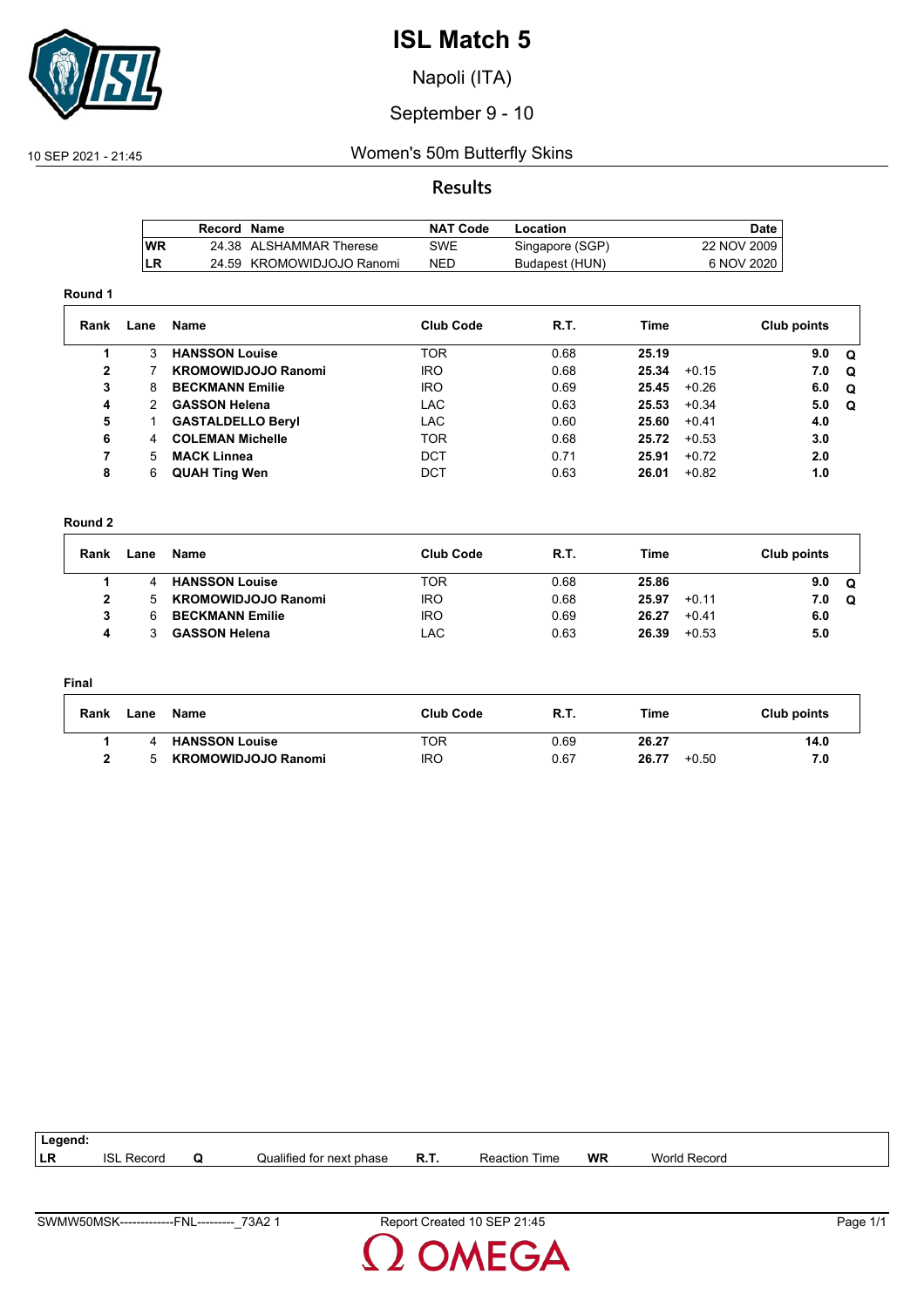# ISL Match 5

Napoli (ITA)

September 9 - 10

10 SEP 2021 - 21:45

## Women's 50m Butterfly Skins

### Results

| | Record | Name | NAT Code | Location | Date |
|---|---|---|---|---|---|
| WR | 24.38 | ALSHAMMAR Therese | SWE | Singapore (SGP) | 22 NOV 2009 |
| LR | 24.59 | KROMOWIDJOJO Ranomi | NED | Budapest (HUN) | 6 NOV 2020 |

**Round 1**

| Rank | Lane | Name | Club Code | R.T. | Time | | Club points | |
|---|---|---|---|---|---|---|---|---|
| 1 | 3 | **HANSSON Louise** | TOR | 0.68 | **25.19** | | **9.0** | **Q** |
| 2 | 7 | **KROMOWIDJOJO Ranomi** | IRO | 0.68 | **25.34** | +0.15 | **7.0** | **Q** |
| 3 | 8 | **BECKMANN Emilie** | IRO | 0.69 | **25.45** | +0.26 | **6.0** | **Q** |
| 4 | 2 | **GASSON Helena** | LAC | 0.63 | **25.53** | +0.34 | **5.0** | **Q** |
| 5 | 1 | **GASTALDELLO Beryl** | LAC | 0.60 | **25.60** | +0.41 | **4.0** | |
| 6 | 4 | **COLEMAN Michelle** | TOR | 0.68 | **25.72** | +0.53 | **3.0** | |
| 7 | 5 | **MACK Linnea** | DCT | 0.71 | **25.91** | +0.72 | **2.0** | |
| 8 | 6 | **QUAH Ting Wen** | DCT | 0.63 | **26.01** | +0.82 | **1.0** | |

**Round 2**

| Rank | Lane | Name | Club Code | R.T. | Time | | Club points | |
|---|---|---|---|---|---|---|---|---|
| 1 | 4 | **HANSSON Louise** | TOR | 0.68 | **25.86** | | **9.0** | **Q** |
| 2 | 5 | **KROMOWIDJOJO Ranomi** | IRO | 0.68 | **25.97** | +0.11 | **7.0** | **Q** |
| 3 | 6 | **BECKMANN Emilie** | IRO | 0.69 | **26.27** | +0.41 | **6.0** | |
| 4 | 3 | **GASSON Helena** | LAC | 0.63 | **26.39** | +0.53 | **5.0** | |

**Final**

| Rank | Lane | Name | Club Code | R.T. | Time | | Club points |
|---|---|---|---|---|---|---|---|
| 1 | 4 | **HANSSON Louise** | TOR | 0.69 | **26.27** | | **14.0** |
| 2 | 5 | **KROMOWIDJOJO Ranomi** | IRO | 0.67 | **26.77** | +0.50 | **7.0** |

**Legend:**

| | | | | | | | |
|---|---|---|---|---|---|---|---|
| **LR** | ISL Record | **Q** | Qualified for next phase | **R.T.** | Reaction Time | **WR** | World Record |

SWMW50MSK-------------FNL---------_73A2 1 Report Created 10 SEP 21:45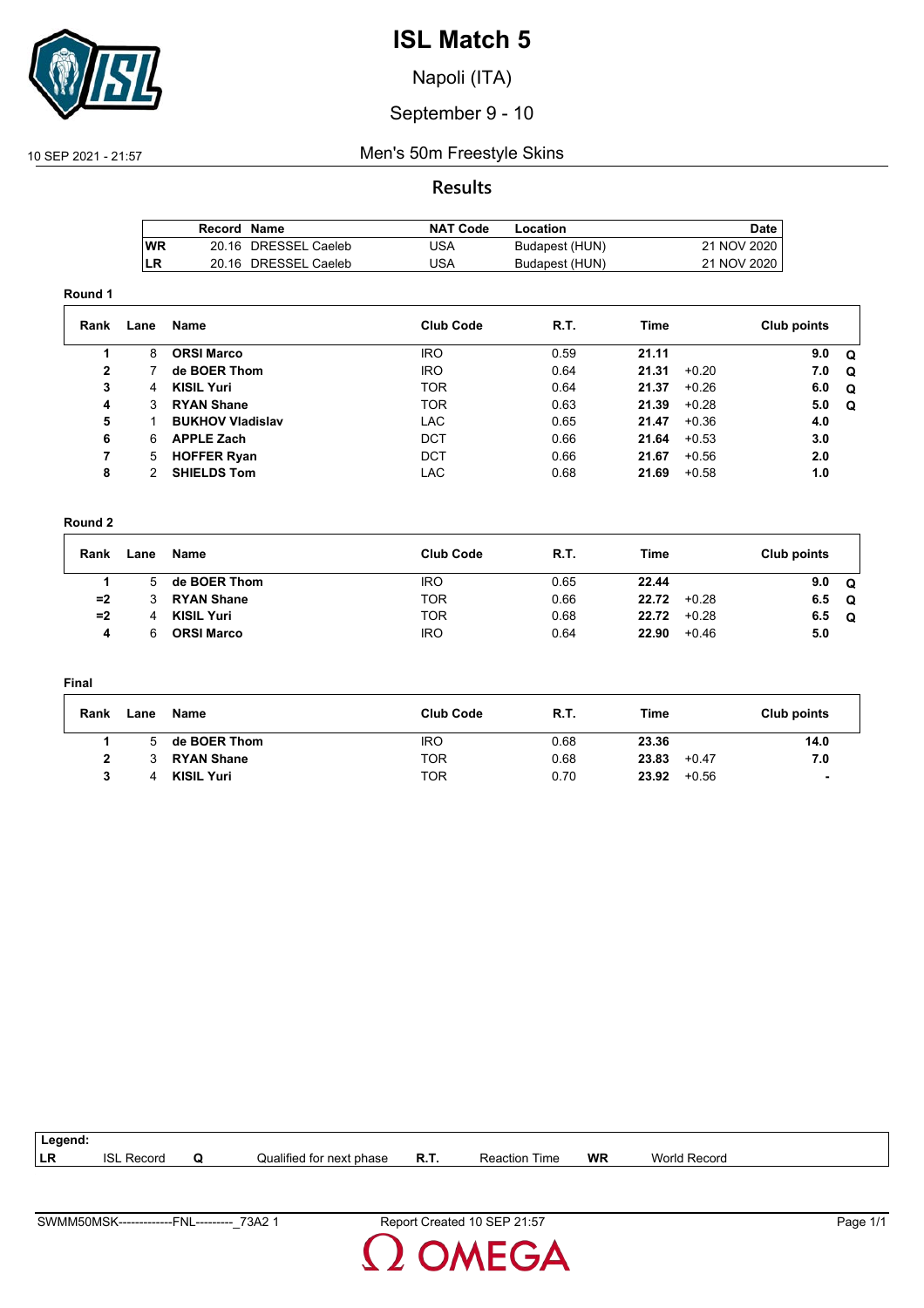# ISL Match 5

Napoli (ITA)

September 9 - 10

10 SEP 2021 - 21:57

## Men's 50m Freestyle Skins

### Results

| | Record | Name | NAT Code | Location | Date |
|---|---|---|---|---|---|
| WR | 20.16 | DRESSEL Caeleb | USA | Budapest (HUN) | 21 NOV 2020 |
| LR | 20.16 | DRESSEL Caeleb | USA | Budapest (HUN) | 21 NOV 2020 |

**Round 1**

| Rank | Lane | Name | Club Code | R.T. | Time | | Club points | |
|---|---|---|---|---|---|---|---|---|
| 1 | 8 | **ORSI Marco** | IRO | 0.59 | **21.11** | | **9.0** | **Q** |
| 2 | 7 | **de BOER Thom** | IRO | 0.64 | **21.31** | +0.20 | **7.0** | **Q** |
| 3 | 4 | **KISIL Yuri** | TOR | 0.64 | **21.37** | +0.26 | **6.0** | **Q** |
| 4 | 3 | **RYAN Shane** | TOR | 0.63 | **21.39** | +0.28 | **5.0** | **Q** |
| 5 | 1 | **BUKHOV Vladislav** | LAC | 0.65 | **21.47** | +0.36 | **4.0** | |
| 6 | 6 | **APPLE Zach** | DCT | 0.66 | **21.64** | +0.53 | **3.0** | |
| 7 | 5 | **HOFFER Ryan** | DCT | 0.66 | **21.67** | +0.56 | **2.0** | |
| 8 | 2 | **SHIELDS Tom** | LAC | 0.68 | **21.69** | +0.58 | **1.0** | |

**Round 2**

| Rank | Lane | Name | Club Code | R.T. | Time | | Club points | |
|---|---|---|---|---|---|---|---|---|
| 1 | 5 | **de BOER Thom** | IRO | 0.65 | **22.44** | | **9.0** | **Q** |
| =2 | 3 | **RYAN Shane** | TOR | 0.66 | **22.72** | +0.28 | **6.5** | **Q** |
| =2 | 4 | **KISIL Yuri** | TOR | 0.68 | **22.72** | +0.28 | **6.5** | **Q** |
| 4 | 6 | **ORSI Marco** | IRO | 0.64 | **22.90** | +0.46 | **5.0** | |

**Final**

| Rank | Lane | Name | Club Code | R.T. | Time | | Club points |
|---|---|---|---|---|---|---|---|
| 1 | 5 | **de BOER Thom** | IRO | 0.68 | **23.36** | | **14.0** |
| 2 | 3 | **RYAN Shane** | TOR | 0.68 | **23.83** | +0.47 | **7.0** |
| 3 | 4 | **KISIL Yuri** | TOR | 0.70 | **23.92** | +0.56 | **-** |

**Legend:**

| | | | | | | | |
|---|---|---|---|---|---|---|---|
| LR | ISL Record | Q | Qualified for next phase | R.T. | Reaction Time | WR | World Record |

SWMM50MSK-------------FNL---------_73A2 1 Report Created 10 SEP 21:57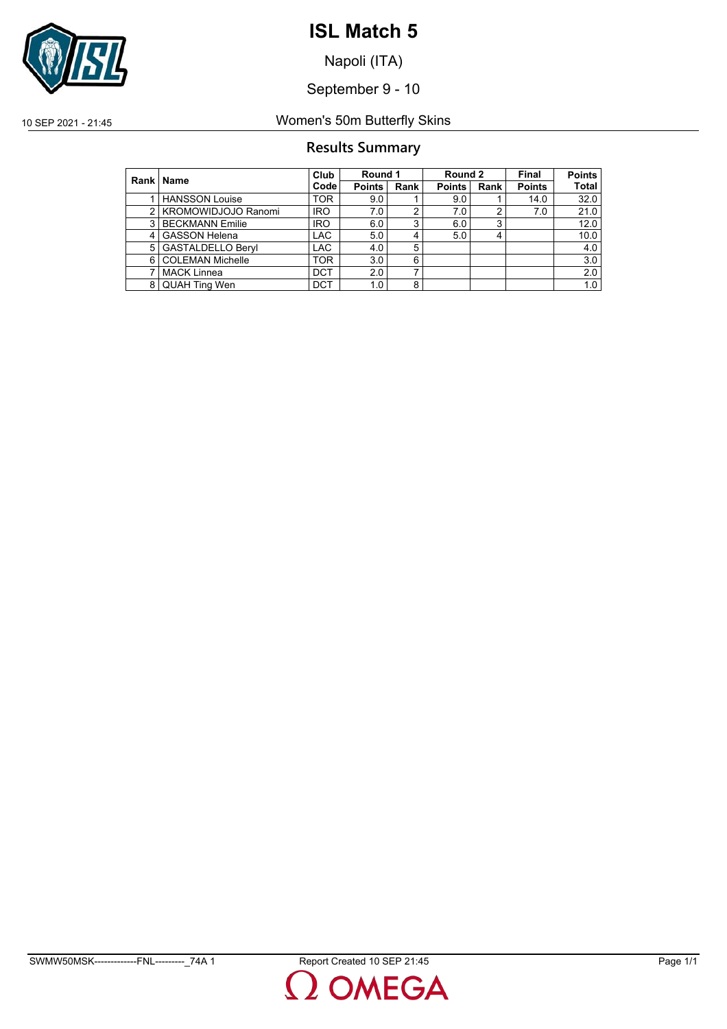# ISL Match 5

Napoli (ITA)

September 9 - 10

10 SEP 2021 - 21:45 Women's 50m Butterfly Skins

## Results Summary

| Rank | Name | Club Code | Round 1 | | Round 2 | | Final | Points |
|---|---|---|---|---|---|---|---|---|
| | | | Points | Rank | Points | Rank | Points | Total |
| 1 | HANSSON Louise | TOR | 9.0 | 1 | 9.0 | 1 | 14.0 | 32.0 |
| 2 | KROMOWIDJOJO Ranomi | IRO | 7.0 | 2 | 7.0 | 2 | 7.0 | 21.0 |
| 3 | BECKMANN Emilie | IRO | 6.0 | 3 | 6.0 | 3 | | 12.0 |
| 4 | GASSON Helena | LAC | 5.0 | 4 | 5.0 | 4 | | 10.0 |
| 5 | GASTALDELLO Beryl | LAC | 4.0 | 5 | | | | 4.0 |
| 6 | COLEMAN Michelle | TOR | 3.0 | 6 | | | | 3.0 |
| 7 | MACK Linnea | DCT | 2.0 | 7 | | | | 2.0 |
| 8 | QUAH Ting Wen | DCT | 1.0 | 8 | | | | 1.0 |

SWMW50MSK-------------FNL---------_74A 1 Report Created 10 SEP 21:45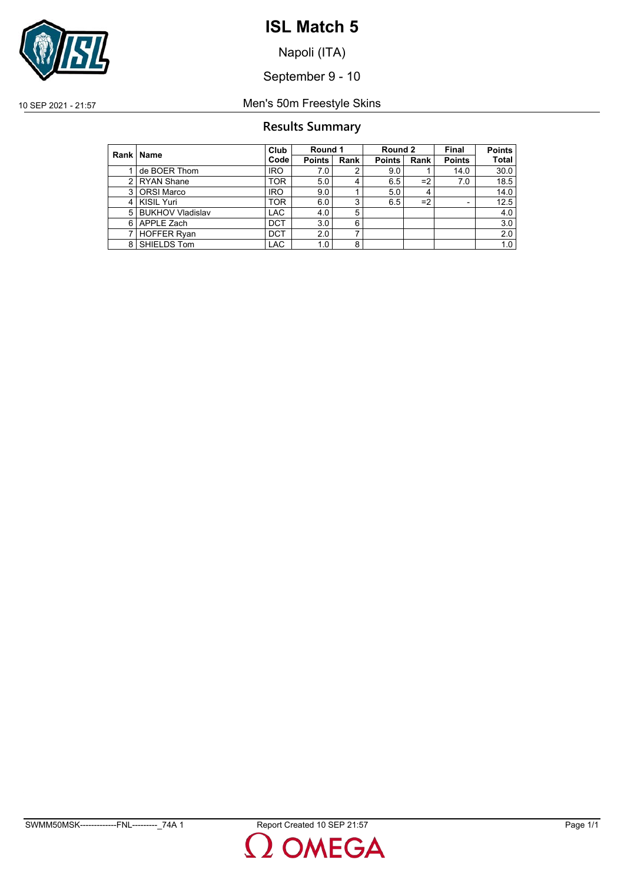# ISL Match 5

Napoli (ITA)

September 9 - 10

10 SEP 2021 - 21:57

Men's 50m Freestyle Skins

## Results Summary

| Rank | Name | Club Code | Round 1 | | Round 2 | | Final | Points |
|---|---|---|---|---|---|---|---|---|
| | | | Points | Rank | Points | Rank | Points | Total |
| 1 | de BOER Thom | IRO | 7.0 | 2 | 9.0 | 1 | 14.0 | 30.0 |
| 2 | RYAN Shane | TOR | 5.0 | 4 | 6.5 | =2 | 7.0 | 18.5 |
| 3 | ORSI Marco | IRO | 9.0 | 1 | 5.0 | 4 | | 14.0 |
| 4 | KISIL Yuri | TOR | 6.0 | 3 | 6.5 | =2 | - | 12.5 |
| 5 | BUKHOV Vladislav | LAC | 4.0 | 5 | | | | 4.0 |
| 6 | APPLE Zach | DCT | 3.0 | 6 | | | | 3.0 |
| 7 | HOFFER Ryan | DCT | 2.0 | 7 | | | | 2.0 |
| 8 | SHIELDS Tom | LAC | 1.0 | 8 | | | | 1.0 |

SWMM50MSK-------------FNL---------_74A 1 Report Created 10 SEP 21:57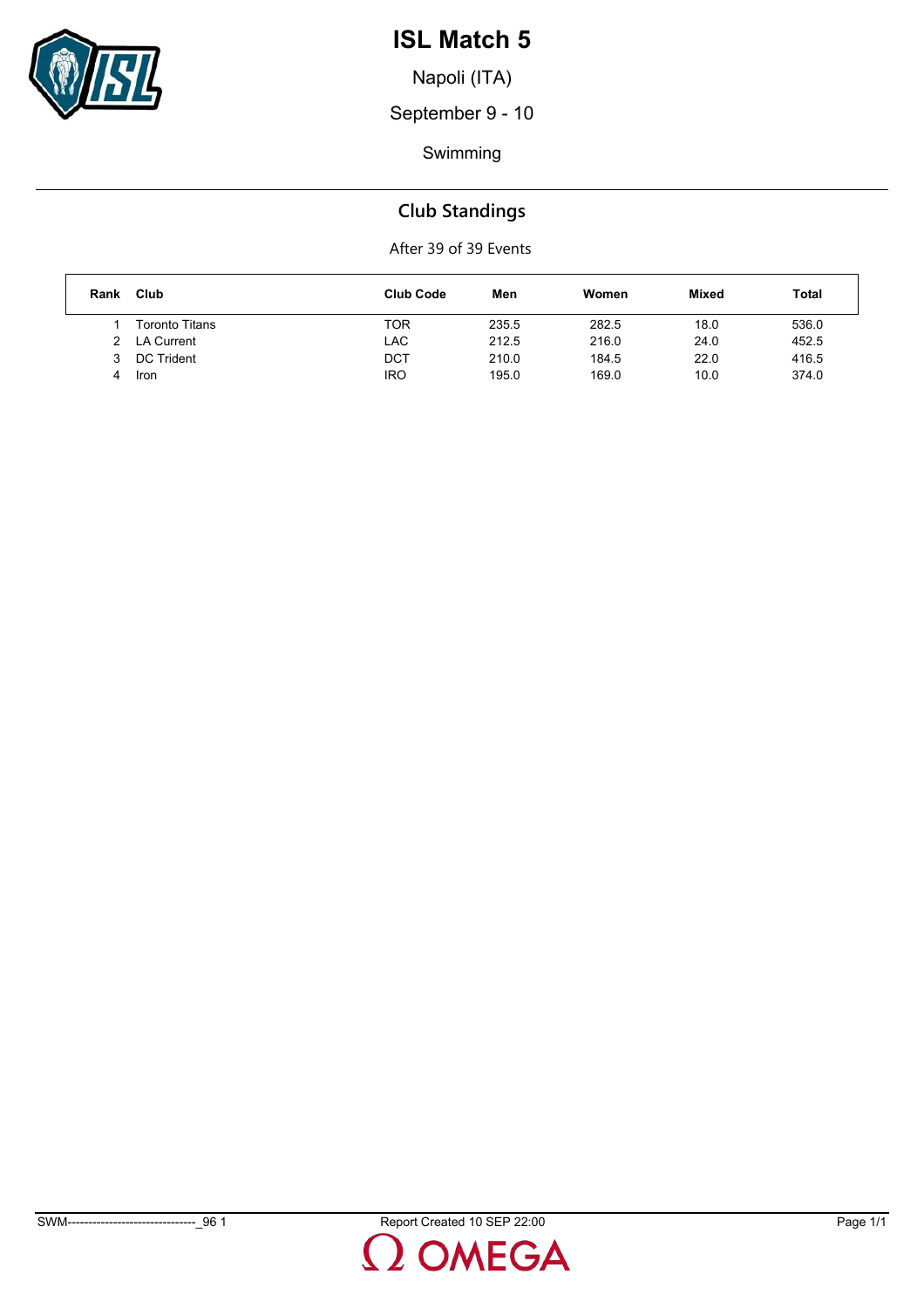# ISL Match 5

Napoli (ITA)

September 9 - 10

Swimming

## Club Standings

After 39 of 39 Events

| Rank | Club | Club Code | Men | Women | Mixed | Total |
|---|---|---|---|---|---|---|
| 1 | Toronto Titans | TOR | 235.5 | 282.5 | 18.0 | 536.0 |
| 2 | LA Current | LAC | 212.5 | 216.0 | 24.0 | 452.5 |
| 3 | DC Trident | DCT | 210.0 | 184.5 | 22.0 | 416.5 |
| 4 | Iron | IRO | 195.0 | 169.0 | 10.0 | 374.0 |

SWM-------------------------------_96 1 Report Created 10 SEP 22:00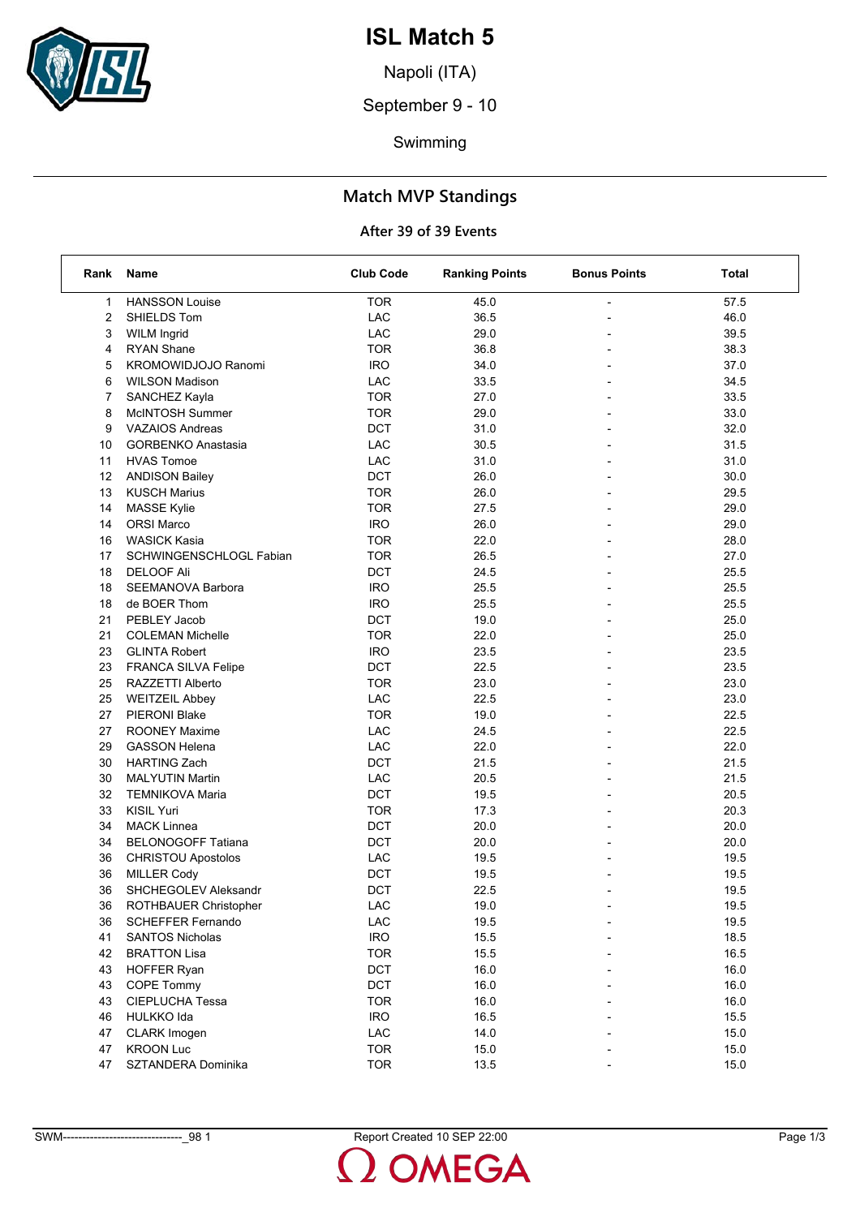# ISL Match 5

Napoli (ITA)

September 9 - 10

Swimming

## Match MVP Standings

### After 39 of 39 Events

| Rank | Name | Club Code | Ranking Points | Bonus Points | Total |
|---|---|---|---|---|---|
| 1 | HANSSON Louise | TOR | 45.0 | - | 57.5 |
| 2 | SHIELDS Tom | LAC | 36.5 | - | 46.0 |
| 3 | WILM Ingrid | LAC | 29.0 | - | 39.5 |
| 4 | RYAN Shane | TOR | 36.8 | - | 38.3 |
| 5 | KROMOWIDJOJO Ranomi | IRO | 34.0 | - | 37.0 |
| 6 | WILSON Madison | LAC | 33.5 | - | 34.5 |
| 7 | SANCHEZ Kayla | TOR | 27.0 | - | 33.5 |
| 8 | McINTOSH Summer | TOR | 29.0 | - | 33.0 |
| 9 | VAZAIOS Andreas | DCT | 31.0 | - | 32.0 |
| 10 | GORBENKO Anastasia | LAC | 30.5 | - | 31.5 |
| 11 | HVAS Tomoe | LAC | 31.0 | - | 31.0 |
| 12 | ANDISON Bailey | DCT | 26.0 | - | 30.0 |
| 13 | KUSCH Marius | TOR | 26.0 | - | 29.5 |
| 14 | MASSE Kylie | TOR | 27.5 | - | 29.0 |
| 14 | ORSI Marco | IRO | 26.0 | - | 29.0 |
| 16 | WASICK Kasia | TOR | 22.0 | - | 28.0 |
| 17 | SCHWINGENSCHLOGL Fabian | TOR | 26.5 | - | 27.0 |
| 18 | DELOOF Ali | DCT | 24.5 | - | 25.5 |
| 18 | SEEMANOVA Barbora | IRO | 25.5 | - | 25.5 |
| 18 | de BOER Thom | IRO | 25.5 | - | 25.5 |
| 21 | PEBLEY Jacob | DCT | 19.0 | - | 25.0 |
| 21 | COLEMAN Michelle | TOR | 22.0 | - | 25.0 |
| 23 | GLINTA Robert | IRO | 23.5 | - | 23.5 |
| 23 | FRANCA SILVA Felipe | DCT | 22.5 | - | 23.5 |
| 25 | RAZZETTI Alberto | TOR | 23.0 | - | 23.0 |
| 25 | WEITZEIL Abbey | LAC | 22.5 | - | 23.0 |
| 27 | PIERONI Blake | TOR | 19.0 | - | 22.5 |
| 27 | ROONEY Maxime | LAC | 24.5 | - | 22.5 |
| 29 | GASSON Helena | LAC | 22.0 | - | 22.0 |
| 30 | HARTING Zach | DCT | 21.5 | - | 21.5 |
| 30 | MALYUTIN Martin | LAC | 20.5 | - | 21.5 |
| 32 | TEMNIKOVA Maria | DCT | 19.5 | - | 20.5 |
| 33 | KISIL Yuri | TOR | 17.3 | - | 20.3 |
| 34 | MACK Linnea | DCT | 20.0 | - | 20.0 |
| 34 | BELONOGOFF Tatiana | DCT | 20.0 | - | 20.0 |
| 36 | CHRISTOU Apostolos | LAC | 19.5 | - | 19.5 |
| 36 | MILLER Cody | DCT | 19.5 | - | 19.5 |
| 36 | SHCHEGOLEV Aleksandr | DCT | 22.5 | - | 19.5 |
| 36 | ROTHBAUER Christopher | LAC | 19.0 | - | 19.5 |
| 36 | SCHEFFER Fernando | LAC | 19.5 | - | 19.5 |
| 41 | SANTOS Nicholas | IRO | 15.5 | - | 18.5 |
| 42 | BRATTON Lisa | TOR | 15.5 | - | 16.5 |
| 43 | HOFFER Ryan | DCT | 16.0 | - | 16.0 |
| 43 | COPE Tommy | DCT | 16.0 | - | 16.0 |
| 43 | CIEPLUCHA Tessa | TOR | 16.0 | - | 16.0 |
| 46 | HULKKO Ida | IRO | 16.5 | - | 15.5 |
| 47 | CLARK Imogen | LAC | 14.0 | - | 15.0 |
| 47 | KROON Luc | TOR | 15.0 | - | 15.0 |
| 47 | SZTANDERA Dominika | TOR | 13.5 | - | 15.0 |

SWM-------------------------------_98 1 Report Created 10 SEP 22:00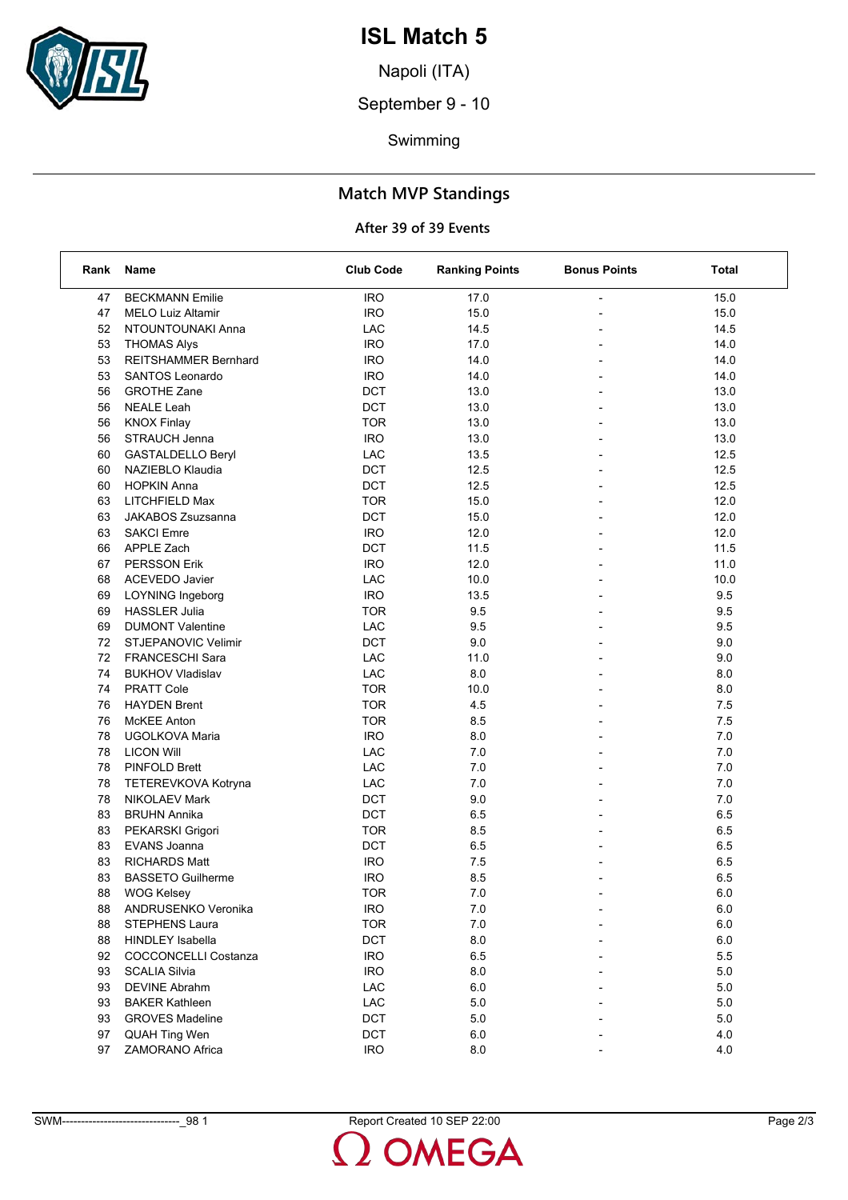# ISL Match 5

Napoli (ITA)

September 9 - 10

Swimming

## Match MVP Standings

### After 39 of 39 Events

| Rank | Name | Club Code | Ranking Points | Bonus Points | Total |
|---|---|---|---|---|---|
| 47 | BECKMANN Emilie | IRO | 17.0 | - | 15.0 |
| 47 | MELO Luiz Altamir | IRO | 15.0 | - | 15.0 |
| 52 | NTOUNTOUNAKI Anna | LAC | 14.5 | - | 14.5 |
| 53 | THOMAS Alys | IRO | 17.0 | - | 14.0 |
| 53 | REITSHAMMER Bernhard | IRO | 14.0 | - | 14.0 |
| 53 | SANTOS Leonardo | IRO | 14.0 | - | 14.0 |
| 56 | GROTHE Zane | DCT | 13.0 | - | 13.0 |
| 56 | NEALE Leah | DCT | 13.0 | - | 13.0 |
| 56 | KNOX Finlay | TOR | 13.0 | - | 13.0 |
| 56 | STRAUCH Jenna | IRO | 13.0 | - | 13.0 |
| 60 | GASTALDELLO Beryl | LAC | 13.5 | - | 12.5 |
| 60 | NAZIEBLO Klaudia | DCT | 12.5 | - | 12.5 |
| 60 | HOPKIN Anna | DCT | 12.5 | - | 12.5 |
| 63 | LITCHFIELD Max | TOR | 15.0 | - | 12.0 |
| 63 | JAKABOS Zsuzsanna | DCT | 15.0 | - | 12.0 |
| 63 | SAKCI Emre | IRO | 12.0 | - | 12.0 |
| 66 | APPLE Zach | DCT | 11.5 | - | 11.5 |
| 67 | PERSSON Erik | IRO | 12.0 | - | 11.0 |
| 68 | ACEVEDO Javier | LAC | 10.0 | - | 10.0 |
| 69 | LOYNING Ingeborg | IRO | 13.5 | - | 9.5 |
| 69 | HASSLER Julia | TOR | 9.5 | - | 9.5 |
| 69 | DUMONT Valentine | LAC | 9.5 | - | 9.5 |
| 72 | STJEPANOVIC Velimir | DCT | 9.0 | - | 9.0 |
| 72 | FRANCESCHI Sara | LAC | 11.0 | - | 9.0 |
| 74 | BUKHOV Vladislav | LAC | 8.0 | - | 8.0 |
| 74 | PRATT Cole | TOR | 10.0 | - | 8.0 |
| 76 | HAYDEN Brent | TOR | 4.5 | - | 7.5 |
| 76 | McKEE Anton | TOR | 8.5 | - | 7.5 |
| 78 | UGOLKOVA Maria | IRO | 8.0 | - | 7.0 |
| 78 | LICON Will | LAC | 7.0 | - | 7.0 |
| 78 | PINFOLD Brett | LAC | 7.0 | - | 7.0 |
| 78 | TETEREVKOVA Kotryna | LAC | 7.0 | - | 7.0 |
| 78 | NIKOLAEV Mark | DCT | 9.0 | - | 7.0 |
| 83 | BRUHN Annika | DCT | 6.5 | - | 6.5 |
| 83 | PEKARSKI Grigori | TOR | 8.5 | - | 6.5 |
| 83 | EVANS Joanna | DCT | 6.5 | - | 6.5 |
| 83 | RICHARDS Matt | IRO | 7.5 | - | 6.5 |
| 83 | BASSETO Guilherme | IRO | 8.5 | - | 6.5 |
| 88 | WOG Kelsey | TOR | 7.0 | - | 6.0 |
| 88 | ANDRUSENKO Veronika | IRO | 7.0 | - | 6.0 |
| 88 | STEPHENS Laura | TOR | 7.0 | - | 6.0 |
| 88 | HINDLEY Isabella | DCT | 8.0 | - | 6.0 |
| 92 | COCCONCELLI Costanza | IRO | 6.5 | - | 5.5 |
| 93 | SCALIA Silvia | IRO | 8.0 | - | 5.0 |
| 93 | DEVINE Abrahm | LAC | 6.0 | - | 5.0 |
| 93 | BAKER Kathleen | LAC | 5.0 | - | 5.0 |
| 93 | GROVES Madeline | DCT | 5.0 | - | 5.0 |
| 97 | QUAH Ting Wen | DCT | 6.0 | - | 4.0 |
| 97 | ZAMORANO Africa | IRO | 8.0 | - | 4.0 |

SWM-------------------------------_98 1 Report Created 10 SEP 22:00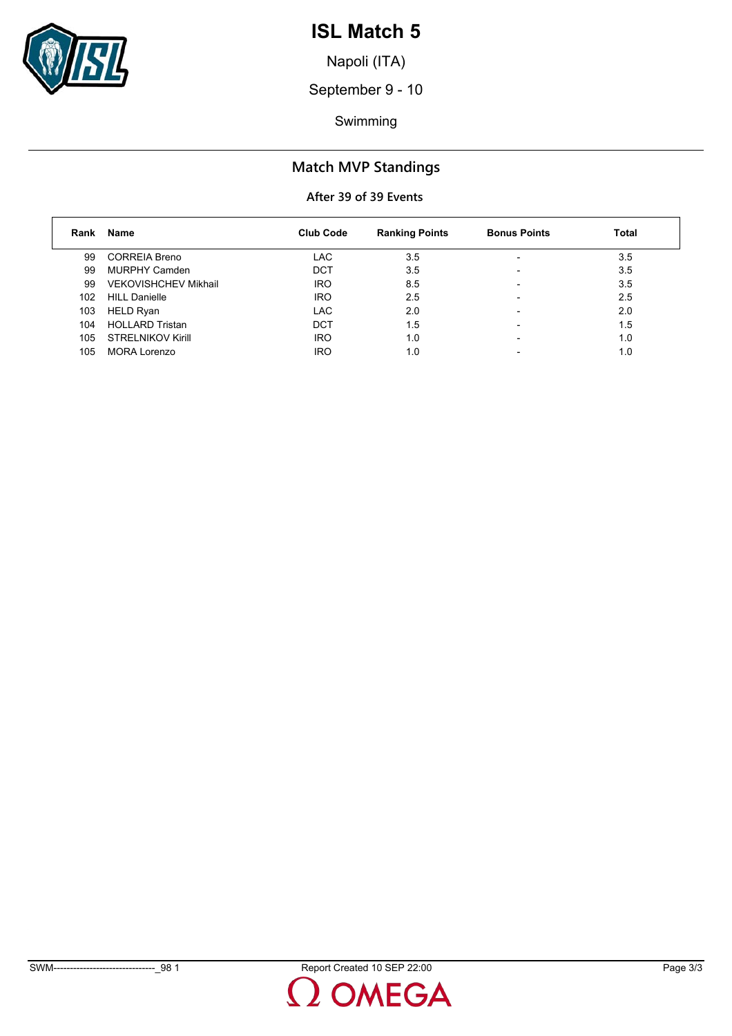# ISL Match 5

Napoli (ITA)

September 9 - 10

Swimming

## Match MVP Standings

### After 39 of 39 Events

| Rank | Name | Club Code | Ranking Points | Bonus Points | Total |
|---|---|---|---|---|---|
| 99 | CORREIA Breno | LAC | 3.5 | - | 3.5 |
| 99 | MURPHY Camden | DCT | 3.5 | - | 3.5 |
| 99 | VEKOVISHCHEV Mikhail | IRO | 8.5 | - | 3.5 |
| 102 | HILL Danielle | IRO | 2.5 | - | 2.5 |
| 103 | HELD Ryan | LAC | 2.0 | - | 2.0 |
| 104 | HOLLARD Tristan | DCT | 1.5 | - | 1.5 |
| 105 | STRELNIKOV Kirill | IRO | 1.0 | - | 1.0 |
| 105 | MORA Lorenzo | IRO | 1.0 | - | 1.0 |

SWM-------------------------------_98 1 Report Created 10 SEP 22:00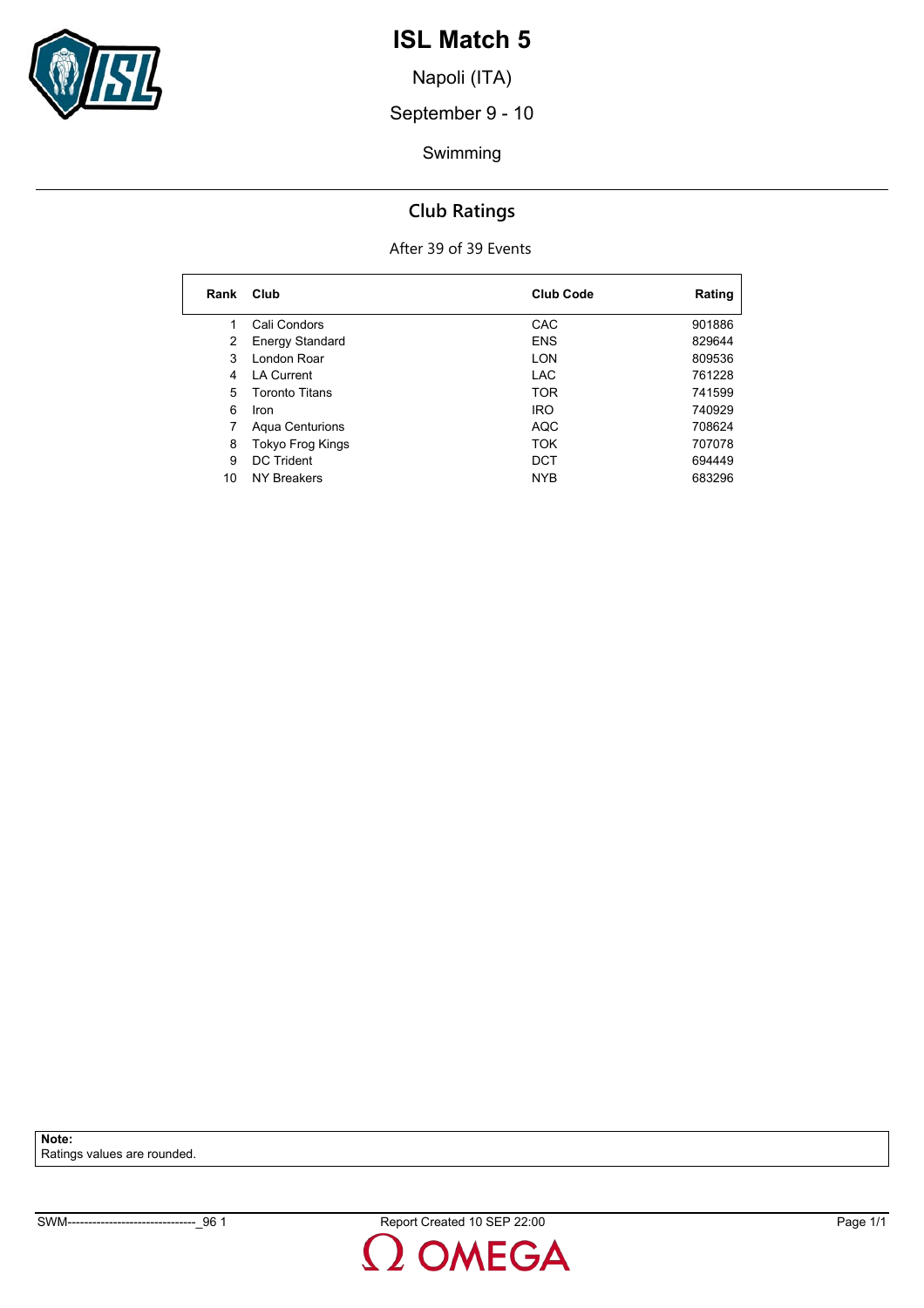# ISL Match 5

Napoli (ITA)

September 9 - 10

Swimming

## Club Ratings

After 39 of 39 Events

| Rank | Club | Club Code | Rating |
|---|---|---|---|
| 1 | Cali Condors | CAC | 901886 |
| 2 | Energy Standard | ENS | 829644 |
| 3 | London Roar | LON | 809536 |
| 4 | LA Current | LAC | 761228 |
| 5 | Toronto Titans | TOR | 741599 |
| 6 | Iron | IRO | 740929 |
| 7 | Aqua Centurions | AQC | 708624 |
| 8 | Tokyo Frog Kings | TOK | 707078 |
| 9 | DC Trident | DCT | 694449 |
| 10 | NY Breakers | NYB | 683296 |

**Note:**
Ratings values are rounded.

SWM-------------------------------_96 1 Report Created 10 SEP 22:00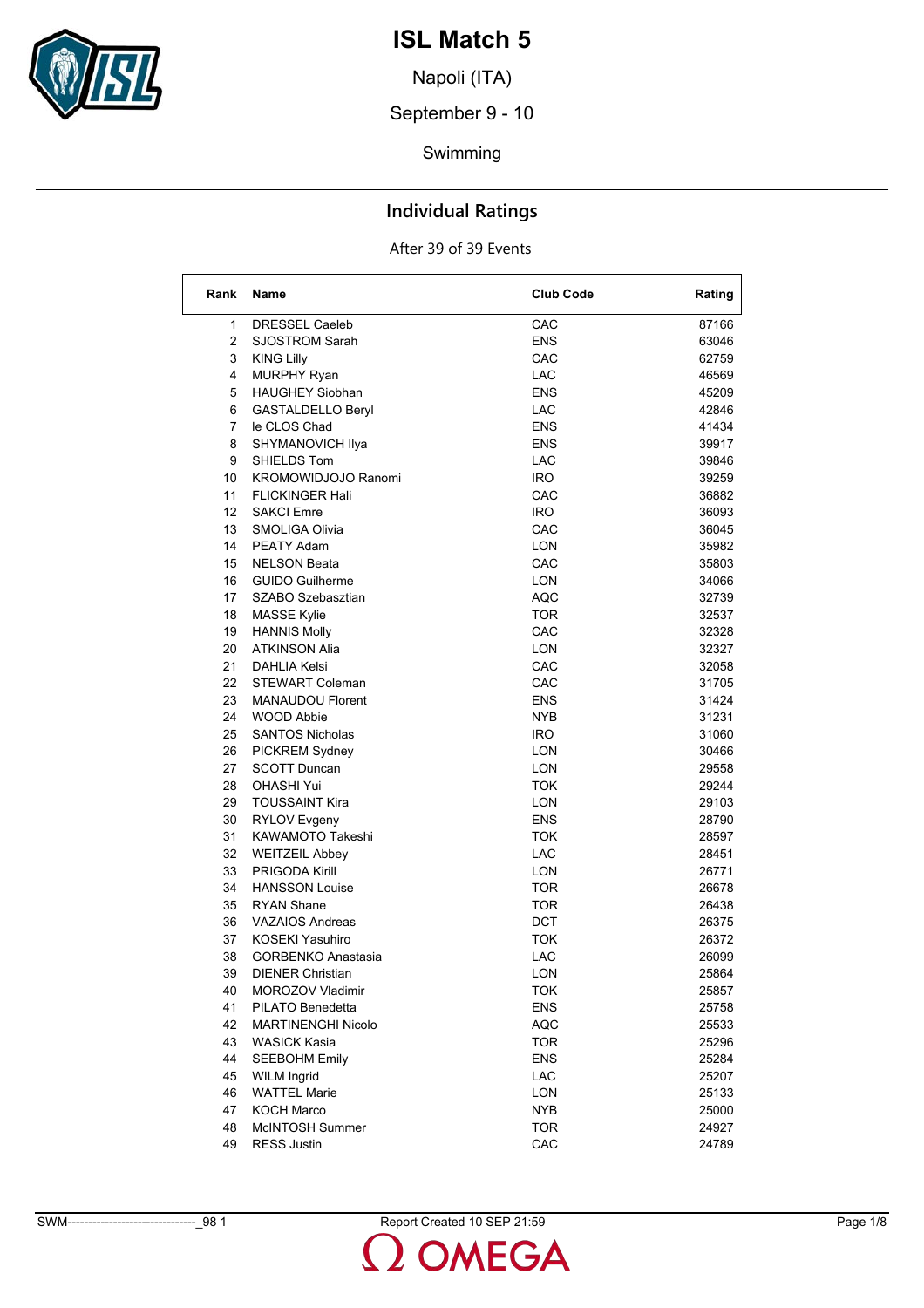# ISL Match 5

Napoli (ITA)

September 9 - 10

Swimming

## Individual Ratings

After 39 of 39 Events

| Rank | Name | Club Code | Rating |
|---|---|---|---|
| 1 | DRESSEL Caeleb | CAC | 87166 |
| 2 | SJOSTROM Sarah | ENS | 63046 |
| 3 | KING Lilly | CAC | 62759 |
| 4 | MURPHY Ryan | LAC | 46569 |
| 5 | HAUGHEY Siobhan | ENS | 45209 |
| 6 | GASTALDELLO Beryl | LAC | 42846 |
| 7 | le CLOS Chad | ENS | 41434 |
| 8 | SHYMANOVICH Ilya | ENS | 39917 |
| 9 | SHIELDS Tom | LAC | 39846 |
| 10 | KROMOWIDJOJO Ranomi | IRO | 39259 |
| 11 | FLICKINGER Hali | CAC | 36882 |
| 12 | SAKCI Emre | IRO | 36093 |
| 13 | SMOLIGA Olivia | CAC | 36045 |
| 14 | PEATY Adam | LON | 35982 |
| 15 | NELSON Beata | CAC | 35803 |
| 16 | GUIDO Guilherme | LON | 34066 |
| 17 | SZABO Szebasztian | AQC | 32739 |
| 18 | MASSE Kylie | TOR | 32537 |
| 19 | HANNIS Molly | CAC | 32328 |
| 20 | ATKINSON Alia | LON | 32327 |
| 21 | DAHLIA Kelsi | CAC | 32058 |
| 22 | STEWART Coleman | CAC | 31705 |
| 23 | MANAUDOU Florent | ENS | 31424 |
| 24 | WOOD Abbie | NYB | 31231 |
| 25 | SANTOS Nicholas | IRO | 31060 |
| 26 | PICKREM Sydney | LON | 30466 |
| 27 | SCOTT Duncan | LON | 29558 |
| 28 | OHASHI Yui | TOK | 29244 |
| 29 | TOUSSAINT Kira | LON | 29103 |
| 30 | RYLOV Evgeny | ENS | 28790 |
| 31 | KAWAMOTO Takeshi | TOK | 28597 |
| 32 | WEITZEIL Abbey | LAC | 28451 |
| 33 | PRIGODA Kirill | LON | 26771 |
| 34 | HANSSON Louise | TOR | 26678 |
| 35 | RYAN Shane | TOR | 26438 |
| 36 | VAZAIOS Andreas | DCT | 26375 |
| 37 | KOSEKI Yasuhiro | TOK | 26372 |
| 38 | GORBENKO Anastasia | LAC | 26099 |
| 39 | DIENER Christian | LON | 25864 |
| 40 | MOROZOV Vladimir | TOK | 25857 |
| 41 | PILATO Benedetta | ENS | 25758 |
| 42 | MARTINENGHI Nicolo | AQC | 25533 |
| 43 | WASICK Kasia | TOR | 25296 |
| 44 | SEEBOHM Emily | ENS | 25284 |
| 45 | WILM Ingrid | LAC | 25207 |
| 46 | WATTEL Marie | LON | 25133 |
| 47 | KOCH Marco | NYB | 25000 |
| 48 | McINTOSH Summer | TOR | 24927 |
| 49 | RESS Justin | CAC | 24789 |

SWM-------------------------------_98 1 Report Created 10 SEP 21:59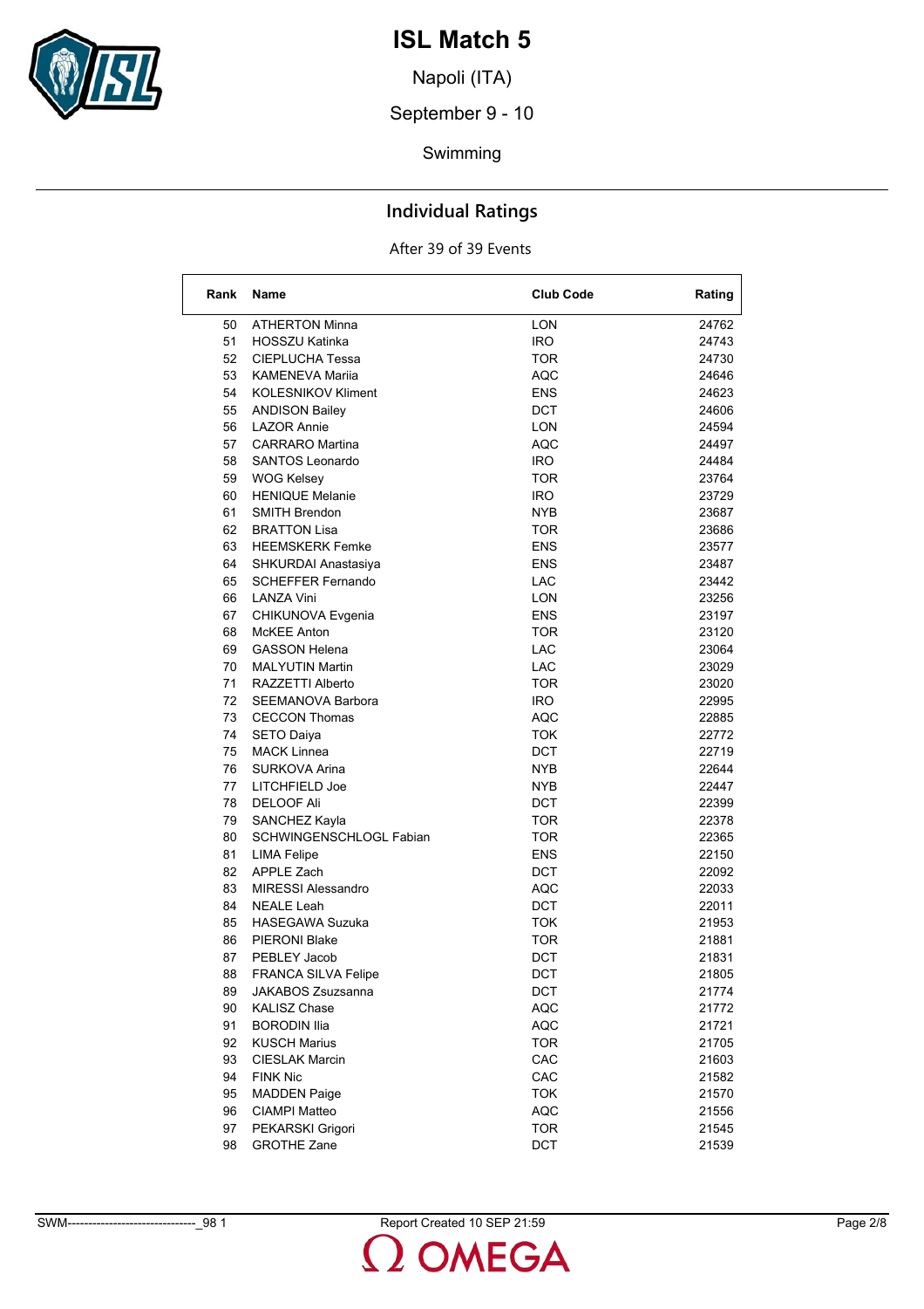# ISL Match 5

Napoli (ITA)

September 9 - 10

Swimming

## Individual Ratings

After 39 of 39 Events

| Rank | Name | Club Code | Rating |
|---|---|---|---|
| 50 | ATHERTON Minna | LON | 24762 |
| 51 | HOSSZU Katinka | IRO | 24743 |
| 52 | CIEPLUCHA Tessa | TOR | 24730 |
| 53 | KAMENEVA Mariia | AQC | 24646 |
| 54 | KOLESNIKOV Kliment | ENS | 24623 |
| 55 | ANDISON Bailey | DCT | 24606 |
| 56 | LAZOR Annie | LON | 24594 |
| 57 | CARRARO Martina | AQC | 24497 |
| 58 | SANTOS Leonardo | IRO | 24484 |
| 59 | WOG Kelsey | TOR | 23764 |
| 60 | HENIQUE Melanie | IRO | 23729 |
| 61 | SMITH Brendon | NYB | 23687 |
| 62 | BRATTON Lisa | TOR | 23686 |
| 63 | HEEMSKERK Femke | ENS | 23577 |
| 64 | SHKURDAI Anastasiya | ENS | 23487 |
| 65 | SCHEFFER Fernando | LAC | 23442 |
| 66 | LANZA Vini | LON | 23256 |
| 67 | CHIKUNOVA Evgenia | ENS | 23197 |
| 68 | McKEE Anton | TOR | 23120 |
| 69 | GASSON Helena | LAC | 23064 |
| 70 | MALYUTIN Martin | LAC | 23029 |
| 71 | RAZZETTI Alberto | TOR | 23020 |
| 72 | SEEMANOVA Barbora | IRO | 22995 |
| 73 | CECCON Thomas | AQC | 22885 |
| 74 | SETO Daiya | TOK | 22772 |
| 75 | MACK Linnea | DCT | 22719 |
| 76 | SURKOVA Arina | NYB | 22644 |
| 77 | LITCHFIELD Joe | NYB | 22447 |
| 78 | DELOOF Ali | DCT | 22399 |
| 79 | SANCHEZ Kayla | TOR | 22378 |
| 80 | SCHWINGENSCHLOGL Fabian | TOR | 22365 |
| 81 | LIMA Felipe | ENS | 22150 |
| 82 | APPLE Zach | DCT | 22092 |
| 83 | MIRESSI Alessandro | AQC | 22033 |
| 84 | NEALE Leah | DCT | 22011 |
| 85 | HASEGAWA Suzuka | TOK | 21953 |
| 86 | PIERONI Blake | TOR | 21881 |
| 87 | PEBLEY Jacob | DCT | 21831 |
| 88 | FRANCA SILVA Felipe | DCT | 21805 |
| 89 | JAKABOS Zsuzsanna | DCT | 21774 |
| 90 | KALISZ Chase | AQC | 21772 |
| 91 | BORODIN Ilia | AQC | 21721 |
| 92 | KUSCH Marius | TOR | 21705 |
| 93 | CIESLAK Marcin | CAC | 21603 |
| 94 | FINK Nic | CAC | 21582 |
| 95 | MADDEN Paige | TOK | 21570 |
| 96 | CIAMPI Matteo | AQC | 21556 |
| 97 | PEKARSKI Grigori | TOR | 21545 |
| 98 | GROTHE Zane | DCT | 21539 |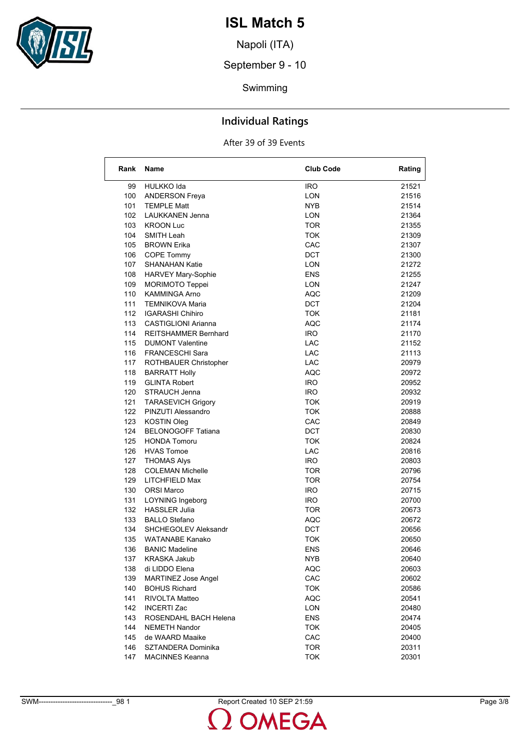# ISL Match 5

Napoli (ITA)

September 9 - 10

Swimming

## Individual Ratings

After 39 of 39 Events

| Rank | Name | Club Code | Rating |
|---|---|---|---|
| 99 | HULKKO Ida | IRO | 21521 |
| 100 | ANDERSON Freya | LON | 21516 |
| 101 | TEMPLE Matt | NYB | 21514 |
| 102 | LAUKKANEN Jenna | LON | 21364 |
| 103 | KROON Luc | TOR | 21355 |
| 104 | SMITH Leah | TOK | 21309 |
| 105 | BROWN Erika | CAC | 21307 |
| 106 | COPE Tommy | DCT | 21300 |
| 107 | SHANAHAN Katie | LON | 21272 |
| 108 | HARVEY Mary-Sophie | ENS | 21255 |
| 109 | MORIMOTO Teppei | LON | 21247 |
| 110 | KAMMINGA Arno | AQC | 21209 |
| 111 | TEMNIKOVA Maria | DCT | 21204 |
| 112 | IGARASHI Chihiro | TOK | 21181 |
| 113 | CASTIGLIONI Arianna | AQC | 21174 |
| 114 | REITSHAMMER Bernhard | IRO | 21170 |
| 115 | DUMONT Valentine | LAC | 21152 |
| 116 | FRANCESCHI Sara | LAC | 21113 |
| 117 | ROTHBAUER Christopher | LAC | 20979 |
| 118 | BARRATT Holly | AQC | 20972 |
| 119 | GLINTA Robert | IRO | 20952 |
| 120 | STRAUCH Jenna | IRO | 20932 |
| 121 | TARASEVICH Grigory | TOK | 20919 |
| 122 | PINZUTI Alessandro | TOK | 20888 |
| 123 | KOSTIN Oleg | CAC | 20849 |
| 124 | BELONOGOFF Tatiana | DCT | 20830 |
| 125 | HONDA Tomoru | TOK | 20824 |
| 126 | HVAS Tomoe | LAC | 20816 |
| 127 | THOMAS Alys | IRO | 20803 |
| 128 | COLEMAN Michelle | TOR | 20796 |
| 129 | LITCHFIELD Max | TOR | 20754 |
| 130 | ORSI Marco | IRO | 20715 |
| 131 | LOYNING Ingeborg | IRO | 20700 |
| 132 | HASSLER Julia | TOR | 20673 |
| 133 | BALLO Stefano | AQC | 20672 |
| 134 | SHCHEGOLEV Aleksandr | DCT | 20656 |
| 135 | WATANABE Kanako | TOK | 20650 |
| 136 | BANIC Madeline | ENS | 20646 |
| 137 | KRASKA Jakub | NYB | 20640 |
| 138 | di LIDDO Elena | AQC | 20603 |
| 139 | MARTINEZ Jose Angel | CAC | 20602 |
| 140 | BOHUS Richard | TOK | 20586 |
| 141 | RIVOLTA Matteo | AQC | 20541 |
| 142 | INCERTI Zac | LON | 20480 |
| 143 | ROSENDAHL BACH Helena | ENS | 20474 |
| 144 | NEMETH Nandor | TOK | 20405 |
| 145 | de WAARD Maaike | CAC | 20400 |
| 146 | SZTANDERA Dominika | TOR | 20311 |
| 147 | MACINNES Keanna | TOK | 20301 |

SWM-------------------------------_98 1 Report Created 10 SEP 21:59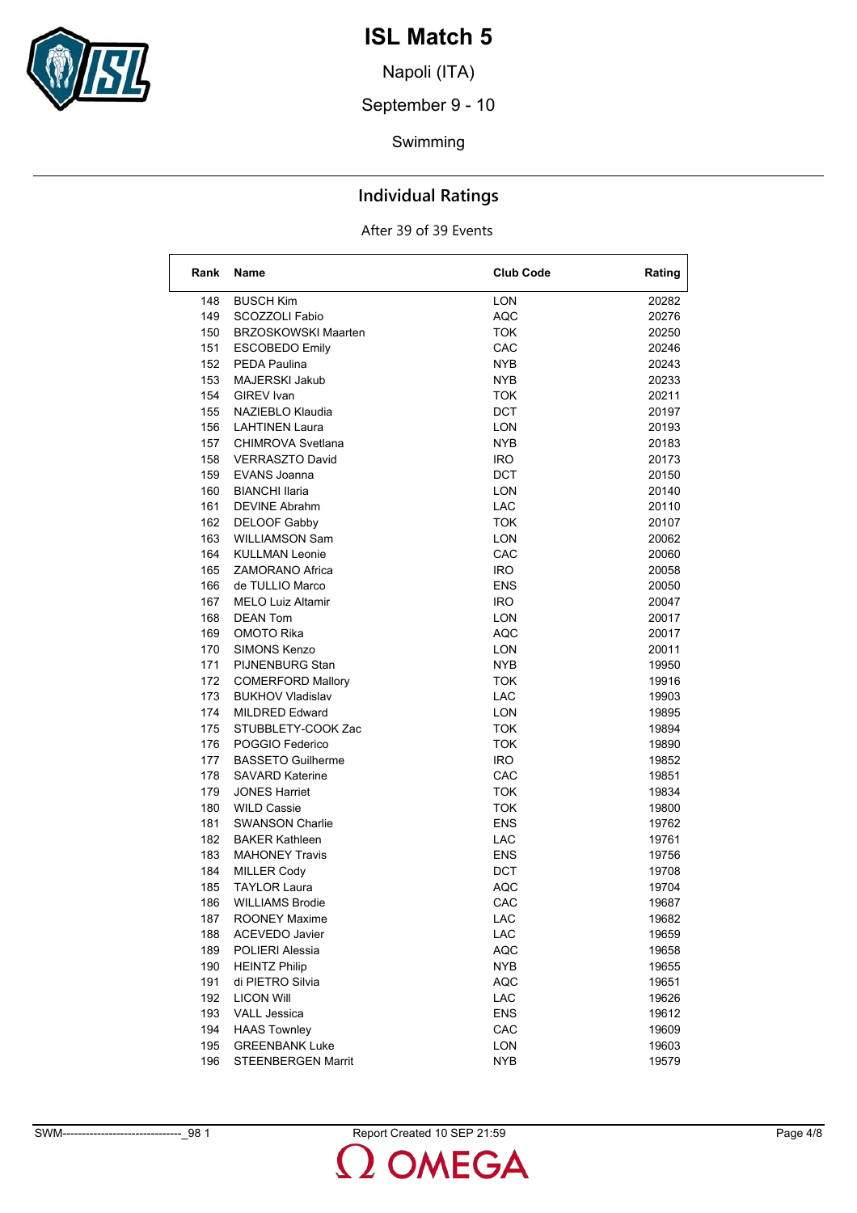# ISL Match 5

Napoli (ITA)

September 9 - 10

Swimming

## Individual Ratings

After 39 of 39 Events

| Rank | Name | Club Code | Rating |
|---|---|---|---|
| 148 | BUSCH Kim | LON | 20282 |
| 149 | SCOZZOLI Fabio | AQC | 20276 |
| 150 | BRZOSKOWSKI Maarten | TOK | 20250 |
| 151 | ESCOBEDO Emily | CAC | 20246 |
| 152 | PEDA Paulina | NYB | 20243 |
| 153 | MAJERSKI Jakub | NYB | 20233 |
| 154 | GIREV Ivan | TOK | 20211 |
| 155 | NAZIEBLO Klaudia | DCT | 20197 |
| 156 | LAHTINEN Laura | LON | 20193 |
| 157 | CHIMROVA Svetlana | NYB | 20183 |
| 158 | VERRASZTO David | IRO | 20173 |
| 159 | EVANS Joanna | DCT | 20150 |
| 160 | BIANCHI Ilaria | LON | 20140 |
| 161 | DEVINE Abrahm | LAC | 20110 |
| 162 | DELOOF Gabby | TOK | 20107 |
| 163 | WILLIAMSON Sam | LON | 20062 |
| 164 | KULLMAN Leonie | CAC | 20060 |
| 165 | ZAMORANO Africa | IRO | 20058 |
| 166 | de TULLIO Marco | ENS | 20050 |
| 167 | MELO Luiz Altamir | IRO | 20047 |
| 168 | DEAN Tom | LON | 20017 |
| 169 | OMOTO Rika | AQC | 20017 |
| 170 | SIMONS Kenzo | LON | 20011 |
| 171 | PIJNENBURG Stan | NYB | 19950 |
| 172 | COMERFORD Mallory | TOK | 19916 |
| 173 | BUKHOV Vladislav | LAC | 19903 |
| 174 | MILDRED Edward | LON | 19895 |
| 175 | STUBBLETY-COOK Zac | TOK | 19894 |
| 176 | POGGIO Federico | TOK | 19890 |
| 177 | BASSETO Guilherme | IRO | 19852 |
| 178 | SAVARD Katerine | CAC | 19851 |
| 179 | JONES Harriet | TOK | 19834 |
| 180 | WILD Cassie | TOK | 19800 |
| 181 | SWANSON Charlie | ENS | 19762 |
| 182 | BAKER Kathleen | LAC | 19761 |
| 183 | MAHONEY Travis | ENS | 19756 |
| 184 | MILLER Cody | DCT | 19708 |
| 185 | TAYLOR Laura | AQC | 19704 |
| 186 | WILLIAMS Brodie | CAC | 19687 |
| 187 | ROONEY Maxime | LAC | 19682 |
| 188 | ACEVEDO Javier | LAC | 19659 |
| 189 | POLIERI Alessia | AQC | 19658 |
| 190 | HEINTZ Philip | NYB | 19655 |
| 191 | di PIETRO Silvia | AQC | 19651 |
| 192 | LICON Will | LAC | 19626 |
| 193 | VALL Jessica | ENS | 19612 |
| 194 | HAAS Townley | CAC | 19609 |
| 195 | GREENBANK Luke | LON | 19603 |
| 196 | STEENBERGEN Marrit | NYB | 19579 |

SWM-------------------------------_98 1 Report Created 10 SEP 21:59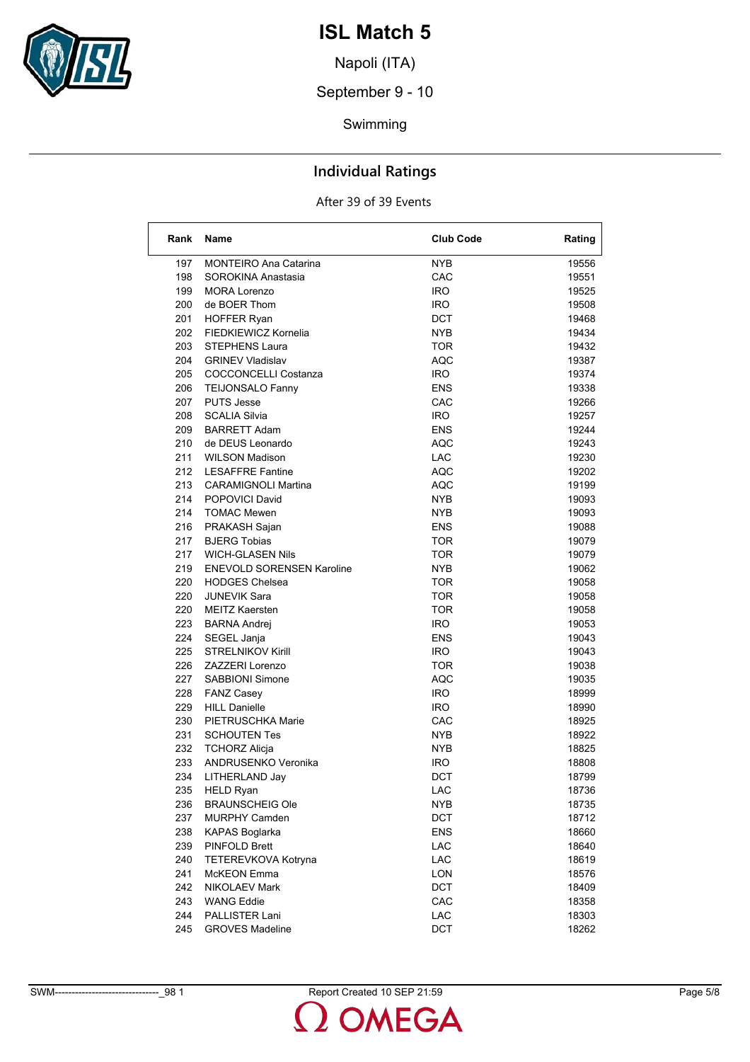# ISL Match 5

Napoli (ITA)

September 9 - 10

Swimming

## Individual Ratings

After 39 of 39 Events

| Rank | Name | Club Code | Rating |
|---|---|---|---|
| 197 | MONTEIRO Ana Catarina | NYB | 19556 |
| 198 | SOROKINA Anastasia | CAC | 19551 |
| 199 | MORA Lorenzo | IRO | 19525 |
| 200 | de BOER Thom | IRO | 19508 |
| 201 | HOFFER Ryan | DCT | 19468 |
| 202 | FIEDKIEWICZ Kornelia | NYB | 19434 |
| 203 | STEPHENS Laura | TOR | 19432 |
| 204 | GRINEV Vladislav | AQC | 19387 |
| 205 | COCCONCELLI Costanza | IRO | 19374 |
| 206 | TEIJONSALO Fanny | ENS | 19338 |
| 207 | PUTS Jesse | CAC | 19266 |
| 208 | SCALIA Silvia | IRO | 19257 |
| 209 | BARRETT Adam | ENS | 19244 |
| 210 | de DEUS Leonardo | AQC | 19243 |
| 211 | WILSON Madison | LAC | 19230 |
| 212 | LESAFFRE Fantine | AQC | 19202 |
| 213 | CARAMIGNOLI Martina | AQC | 19199 |
| 214 | POPOVICI David | NYB | 19093 |
| 214 | TOMAC Mewen | NYB | 19093 |
| 216 | PRAKASH Sajan | ENS | 19088 |
| 217 | BJERG Tobias | TOR | 19079 |
| 217 | WICH-GLASEN Nils | TOR | 19079 |
| 219 | ENEVOLD SORENSEN Karoline | NYB | 19062 |
| 220 | HODGES Chelsea | TOR | 19058 |
| 220 | JUNEVIK Sara | TOR | 19058 |
| 220 | MEITZ Kaersten | TOR | 19058 |
| 223 | BARNA Andrej | IRO | 19053 |
| 224 | SEGEL Janja | ENS | 19043 |
| 225 | STRELNIKOV Kirill | IRO | 19043 |
| 226 | ZAZZERI Lorenzo | TOR | 19038 |
| 227 | SABBIONI Simone | AQC | 19035 |
| 228 | FANZ Casey | IRO | 18999 |
| 229 | HILL Danielle | IRO | 18990 |
| 230 | PIETRUSCHKA Marie | CAC | 18925 |
| 231 | SCHOUTEN Tes | NYB | 18922 |
| 232 | TCHORZ Alicja | NYB | 18825 |
| 233 | ANDRUSENKO Veronika | IRO | 18808 |
| 234 | LITHERLAND Jay | DCT | 18799 |
| 235 | HELD Ryan | LAC | 18736 |
| 236 | BRAUNSCHEIG Ole | NYB | 18735 |
| 237 | MURPHY Camden | DCT | 18712 |
| 238 | KAPAS Boglarka | ENS | 18660 |
| 239 | PINFOLD Brett | LAC | 18640 |
| 240 | TETEREVKOVA Kotryna | LAC | 18619 |
| 241 | McKEON Emma | LON | 18576 |
| 242 | NIKOLAEV Mark | DCT | 18409 |
| 243 | WANG Eddie | CAC | 18358 |
| 244 | PALLISTER Lani | LAC | 18303 |
| 245 | GROVES Madeline | DCT | 18262 |

SWM-------------------------------_98 1 Report Created 10 SEP 21:59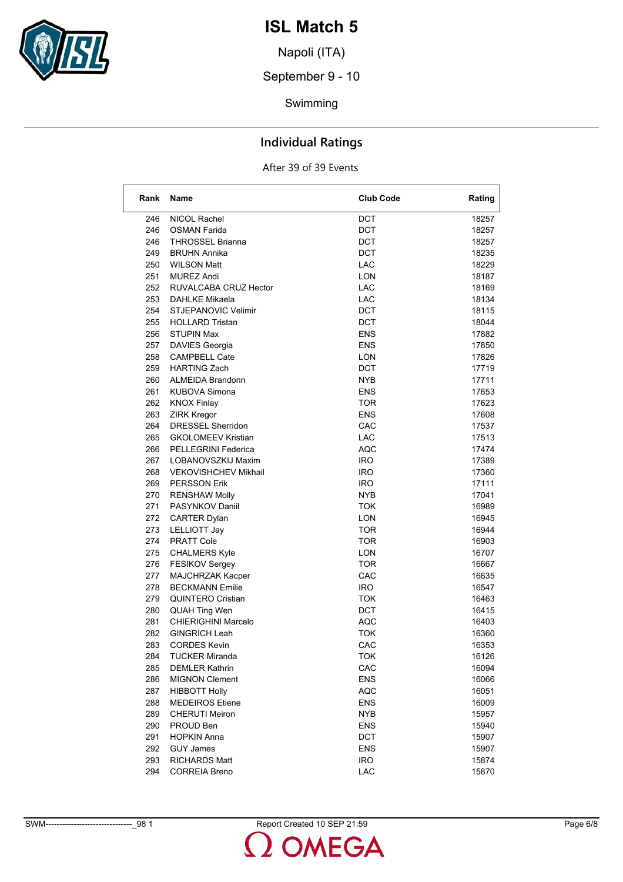# ISL Match 5

Napoli (ITA)

September 9 - 10

Swimming

## Individual Ratings

After 39 of 39 Events

| Rank | Name | Club Code | Rating |
|---|---|---|---|
| 246 | NICOL Rachel | DCT | 18257 |
| 246 | OSMAN Farida | DCT | 18257 |
| 246 | THROSSEL Brianna | DCT | 18257 |
| 249 | BRUHN Annika | DCT | 18235 |
| 250 | WILSON Matt | LAC | 18229 |
| 251 | MUREZ Andi | LON | 18187 |
| 252 | RUVALCABA CRUZ Hector | LAC | 18169 |
| 253 | DAHLKE Mikaela | LAC | 18134 |
| 254 | STJEPANOVIC Velimir | DCT | 18115 |
| 255 | HOLLARD Tristan | DCT | 18044 |
| 256 | STUPIN Max | ENS | 17882 |
| 257 | DAVIES Georgia | ENS | 17850 |
| 258 | CAMPBELL Cate | LON | 17826 |
| 259 | HARTING Zach | DCT | 17719 |
| 260 | ALMEIDA Brandonn | NYB | 17711 |
| 261 | KUBOVA Simona | ENS | 17653 |
| 262 | KNOX Finlay | TOR | 17623 |
| 263 | ZIRK Kregor | ENS | 17608 |
| 264 | DRESSEL Sherridon | CAC | 17537 |
| 265 | GKOLOMEEV Kristian | LAC | 17513 |
| 266 | PELLEGRINI Federica | AQC | 17474 |
| 267 | LOBANOVSZKIJ Maxim | IRO | 17389 |
| 268 | VEKOVISHCHEV Mikhail | IRO | 17360 |
| 269 | PERSSON Erik | IRO | 17111 |
| 270 | RENSHAW Molly | NYB | 17041 |
| 271 | PASYNKOV Daniil | TOK | 16989 |
| 272 | CARTER Dylan | LON | 16945 |
| 273 | LELLIOTT Jay | TOR | 16944 |
| 274 | PRATT Cole | TOR | 16903 |
| 275 | CHALMERS Kyle | LON | 16707 |
| 276 | FESIKOV Sergey | TOR | 16667 |
| 277 | MAJCHRZAK Kacper | CAC | 16635 |
| 278 | BECKMANN Emilie | IRO | 16547 |
| 279 | QUINTERO Cristian | TOK | 16463 |
| 280 | QUAH Ting Wen | DCT | 16415 |
| 281 | CHIERIGHINI Marcelo | AQC | 16403 |
| 282 | GINGRICH Leah | TOK | 16360 |
| 283 | CORDES Kevin | CAC | 16353 |
| 284 | TUCKER Miranda | TOK | 16126 |
| 285 | DEMLER Kathrin | CAC | 16094 |
| 286 | MIGNON Clement | ENS | 16066 |
| 287 | HIBBOTT Holly | AQC | 16051 |
| 288 | MEDEIROS Etiene | ENS | 16009 |
| 289 | CHERUTI Meiron | NYB | 15957 |
| 290 | PROUD Ben | ENS | 15940 |
| 291 | HOPKIN Anna | DCT | 15907 |
| 292 | GUY James | ENS | 15907 |
| 293 | RICHARDS Matt | IRO | 15874 |
| 294 | CORREIA Breno | LAC | 15870 |

SWM-------------------------------_98 1 Report Created 10 SEP 21:59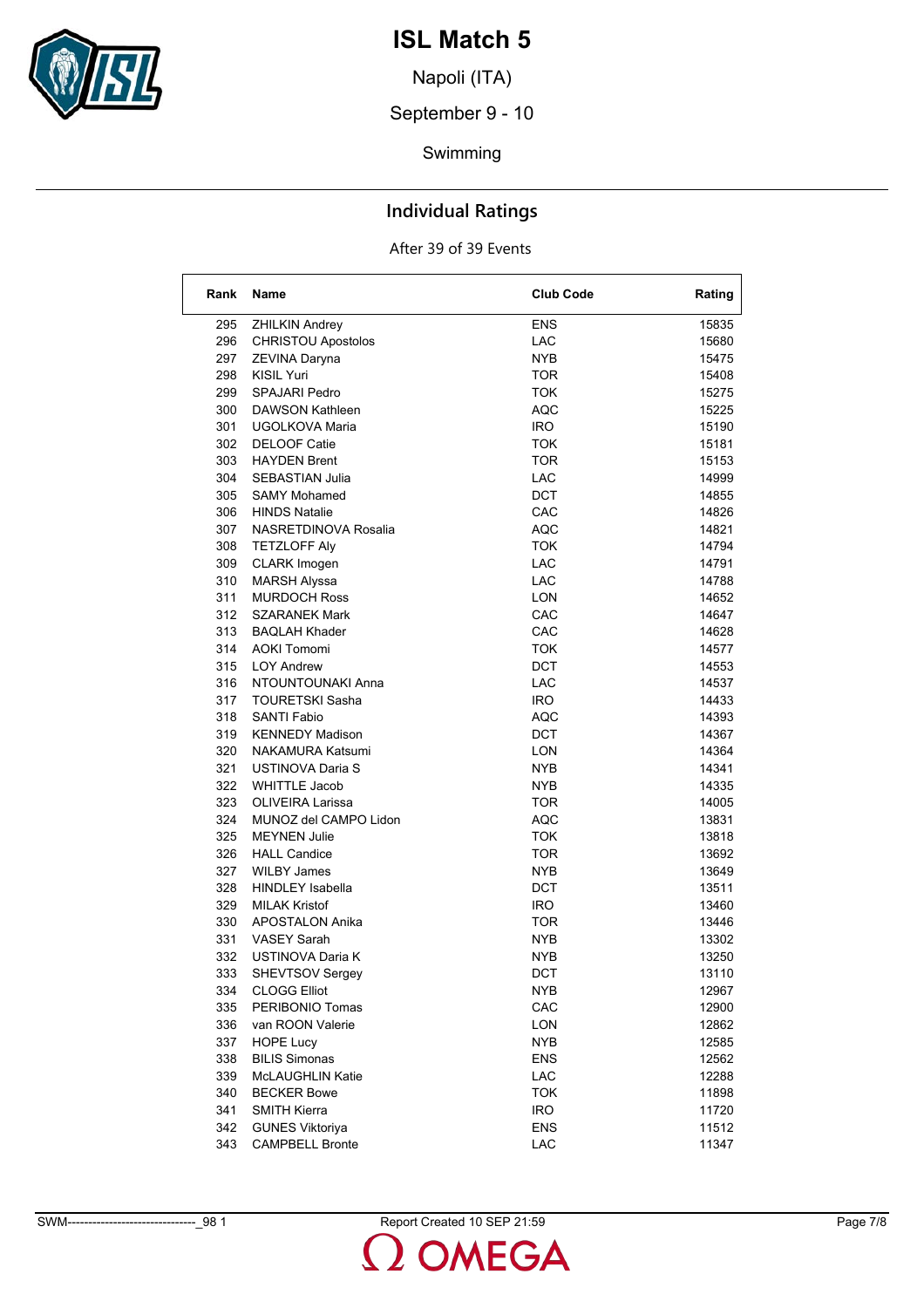# ISL Match 5

Napoli (ITA)

September 9 - 10

Swimming

## Individual Ratings

After 39 of 39 Events

| Rank | Name | Club Code | Rating |
|---|---|---|---|
| 295 | ZHILKIN Andrey | ENS | 15835 |
| 296 | CHRISTOU Apostolos | LAC | 15680 |
| 297 | ZEVINA Daryna | NYB | 15475 |
| 298 | KISIL Yuri | TOR | 15408 |
| 299 | SPAJARI Pedro | TOK | 15275 |
| 300 | DAWSON Kathleen | AQC | 15225 |
| 301 | UGOLKOVA Maria | IRO | 15190 |
| 302 | DELOOF Catie | TOK | 15181 |
| 303 | HAYDEN Brent | TOR | 15153 |
| 304 | SEBASTIAN Julia | LAC | 14999 |
| 305 | SAMY Mohamed | DCT | 14855 |
| 306 | HINDS Natalie | CAC | 14826 |
| 307 | NASRETDINOVA Rosalia | AQC | 14821 |
| 308 | TETZLOFF Aly | TOK | 14794 |
| 309 | CLARK Imogen | LAC | 14791 |
| 310 | MARSH Alyssa | LAC | 14788 |
| 311 | MURDOCH Ross | LON | 14652 |
| 312 | SZARANEK Mark | CAC | 14647 |
| 313 | BAQLAH Khader | CAC | 14628 |
| 314 | AOKI Tomomi | TOK | 14577 |
| 315 | LOY Andrew | DCT | 14553 |
| 316 | NTOUNTOUNAKI Anna | LAC | 14537 |
| 317 | TOURETSKI Sasha | IRO | 14433 |
| 318 | SANTI Fabio | AQC | 14393 |
| 319 | KENNEDY Madison | DCT | 14367 |
| 320 | NAKAMURA Katsumi | LON | 14364 |
| 321 | USTINOVA Daria S | NYB | 14341 |
| 322 | WHITTLE Jacob | NYB | 14335 |
| 323 | OLIVEIRA Larissa | TOR | 14005 |
| 324 | MUNOZ del CAMPO Lidon | AQC | 13831 |
| 325 | MEYNEN Julie | TOK | 13818 |
| 326 | HALL Candice | TOR | 13692 |
| 327 | WILBY James | NYB | 13649 |
| 328 | HINDLEY Isabella | DCT | 13511 |
| 329 | MILAK Kristof | IRO | 13460 |
| 330 | APOSTALON Anika | TOR | 13446 |
| 331 | VASEY Sarah | NYB | 13302 |
| 332 | USTINOVA Daria K | NYB | 13250 |
| 333 | SHEVTSOV Sergey | DCT | 13110 |
| 334 | CLOGG Elliot | NYB | 12967 |
| 335 | PERIBONIO Tomas | CAC | 12900 |
| 336 | van ROON Valerie | LON | 12862 |
| 337 | HOPE Lucy | NYB | 12585 |
| 338 | BILIS Simonas | ENS | 12562 |
| 339 | McLAUGHLIN Katie | LAC | 12288 |
| 340 | BECKER Bowe | TOK | 11898 |
| 341 | SMITH Kierra | IRO | 11720 |
| 342 | GUNES Viktoriya | ENS | 11512 |
| 343 | CAMPBELL Bronte | LAC | 11347 |

SWM-------------------------------_98 1 Report Created 10 SEP 21:59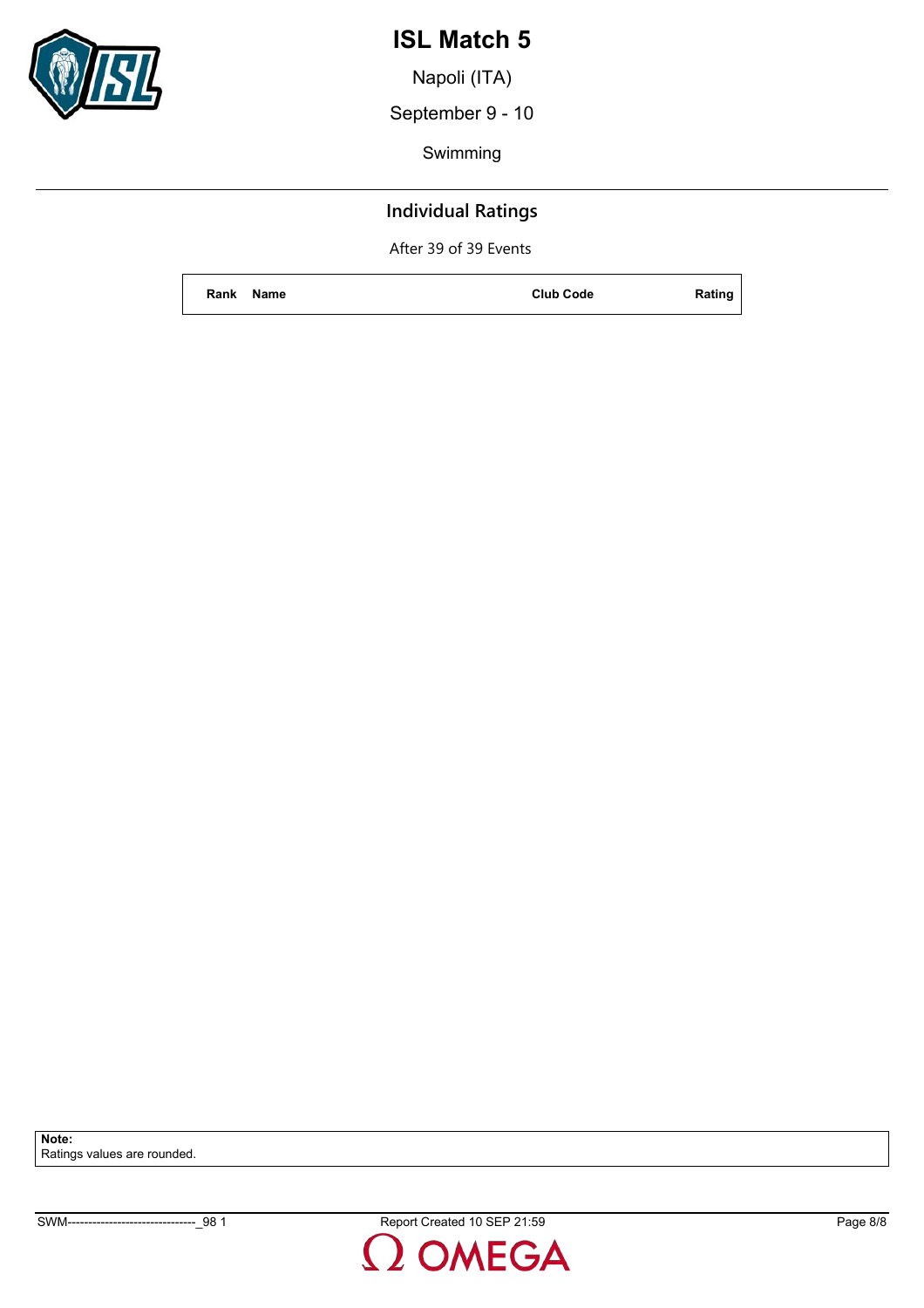# ISL Match 5

Napoli (ITA)

September 9 - 10

Swimming

## Individual Ratings

After 39 of 39 Events

| Rank | Name | Club Code | Rating |
|---|---|---|---|

**Note:**
Ratings values are rounded.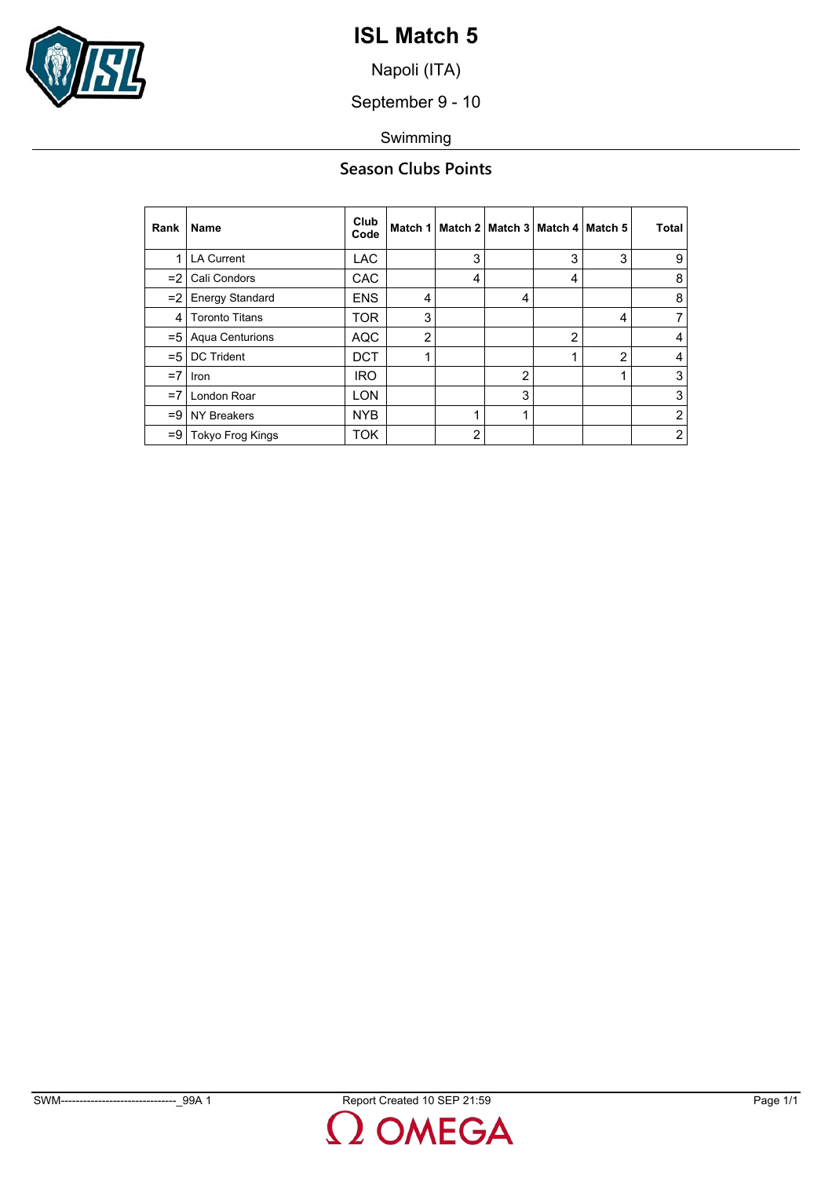# ISL Match 5

Napoli (ITA)

September 9 - 10

Swimming

## Season Clubs Points

| Rank | Name | Club Code | Match 1 | Match 2 | Match 3 | Match 4 | Match 5 | Total |
|---|---|---|---|---|---|---|---|---|
| 1 | LA Current | LAC | | 3 | | 3 | 3 | 9 |
| =2 | Cali Condors | CAC | | 4 | | 4 | | 8 |
| =2 | Energy Standard | ENS | 4 | | 4 | | | 8 |
| 4 | Toronto Titans | TOR | 3 | | | | 4 | 7 |
| =5 | Aqua Centurions | AQC | 2 | | | 2 | | 4 |
| =5 | DC Trident | DCT | 1 | | | 1 | 2 | 4 |
| =7 | Iron | IRO | | | 2 | | 1 | 3 |
| =7 | London Roar | LON | | | 3 | | | 3 |
| =9 | NY Breakers | NYB | | 1 | 1 | | | 2 |
| =9 | Tokyo Frog Kings | TOK | | 2 | | | | 2 |

SWM-------------------------------_99A 1 Report Created 10 SEP 21:59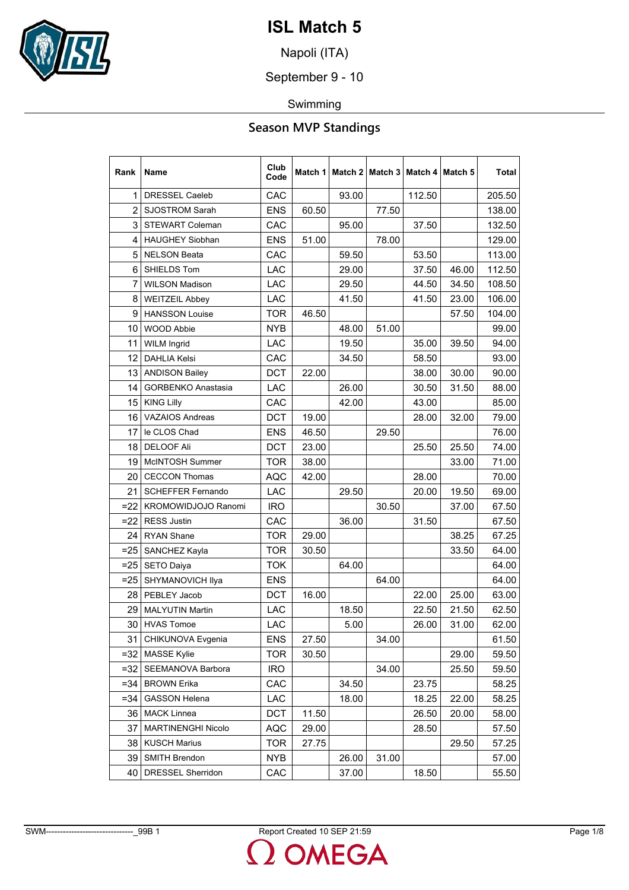# ISL Match 5

Napoli (ITA)

September 9 - 10

Swimming

## Season MVP Standings

| Rank | Name | Club Code | Match 1 | Match 2 | Match 3 | Match 4 | Match 5 | Total |
|---|---|---|---|---|---|---|---|---|
| 1 | DRESSEL Caeleb | CAC | | 93.00 | | 112.50 | | 205.50 |
| 2 | SJOSTROM Sarah | ENS | 60.50 | | 77.50 | | | 138.00 |
| 3 | STEWART Coleman | CAC | | 95.00 | | 37.50 | | 132.50 |
| 4 | HAUGHEY Siobhan | ENS | 51.00 | | 78.00 | | | 129.00 |
| 5 | NELSON Beata | CAC | | 59.50 | | 53.50 | | 113.00 |
| 6 | SHIELDS Tom | LAC | | 29.00 | | 37.50 | 46.00 | 112.50 |
| 7 | WILSON Madison | LAC | | 29.50 | | 44.50 | 34.50 | 108.50 |
| 8 | WEITZEIL Abbey | LAC | | 41.50 | | 41.50 | 23.00 | 106.00 |
| 9 | HANSSON Louise | TOR | 46.50 | | | | 57.50 | 104.00 |
| 10 | WOOD Abbie | NYB | | 48.00 | 51.00 | | | 99.00 |
| 11 | WILM Ingrid | LAC | | 19.50 | | 35.00 | 39.50 | 94.00 |
| 12 | DAHLIA Kelsi | CAC | | 34.50 | | 58.50 | | 93.00 |
| 13 | ANDISON Bailey | DCT | 22.00 | | | 38.00 | 30.00 | 90.00 |
| 14 | GORBENKO Anastasia | LAC | | 26.00 | | 30.50 | 31.50 | 88.00 |
| 15 | KING Lilly | CAC | | 42.00 | | 43.00 | | 85.00 |
| 16 | VAZAIOS Andreas | DCT | 19.00 | | | 28.00 | 32.00 | 79.00 |
| 17 | le CLOS Chad | ENS | 46.50 | | 29.50 | | | 76.00 |
| 18 | DELOOF Ali | DCT | 23.00 | | | 25.50 | 25.50 | 74.00 |
| 19 | McINTOSH Summer | TOR | 38.00 | | | | 33.00 | 71.00 |
| 20 | CECCON Thomas | AQC | 42.00 | | | 28.00 | | 70.00 |
| 21 | SCHEFFER Fernando | LAC | | 29.50 | | 20.00 | 19.50 | 69.00 |
| =22 | KROMOWIDJOJO Ranomi | IRO | | | 30.50 | | 37.00 | 67.50 |
| =22 | RESS Justin | CAC | | 36.00 | | 31.50 | | 67.50 |
| 24 | RYAN Shane | TOR | 29.00 | | | | 38.25 | 67.25 |
| =25 | SANCHEZ Kayla | TOR | 30.50 | | | | 33.50 | 64.00 |
| =25 | SETO Daiya | TOK | | 64.00 | | | | 64.00 |
| =25 | SHYMANOVICH Ilya | ENS | | | 64.00 | | | 64.00 |
| 28 | PEBLEY Jacob | DCT | 16.00 | | | 22.00 | 25.00 | 63.00 |
| 29 | MALYUTIN Martin | LAC | | 18.50 | | 22.50 | 21.50 | 62.50 |
| 30 | HVAS Tomoe | LAC | | 5.00 | | 26.00 | 31.00 | 62.00 |
| 31 | CHIKUNOVA Evgenia | ENS | 27.50 | | 34.00 | | | 61.50 |
| =32 | MASSE Kylie | TOR | 30.50 | | | | 29.00 | 59.50 |
| =32 | SEEMANOVA Barbora | IRO | | | 34.00 | | 25.50 | 59.50 |
| =34 | BROWN Erika | CAC | | 34.50 | | 23.75 | | 58.25 |
| =34 | GASSON Helena | LAC | | 18.00 | | 18.25 | 22.00 | 58.25 |
| 36 | MACK Linnea | DCT | 11.50 | | | 26.50 | 20.00 | 58.00 |
| 37 | MARTINENGHI Nicolo | AQC | 29.00 | | | 28.50 | | 57.50 |
| 38 | KUSCH Marius | TOR | 27.75 | | | | 29.50 | 57.25 |
| 39 | SMITH Brendon | NYB | | 26.00 | 31.00 | | | 57.00 |
| 40 | DRESSEL Sherridon | CAC | | 37.00 | | 18.50 | | 55.50 |

SWM-------------------------------_99B 1 Report Created 10 SEP 21:59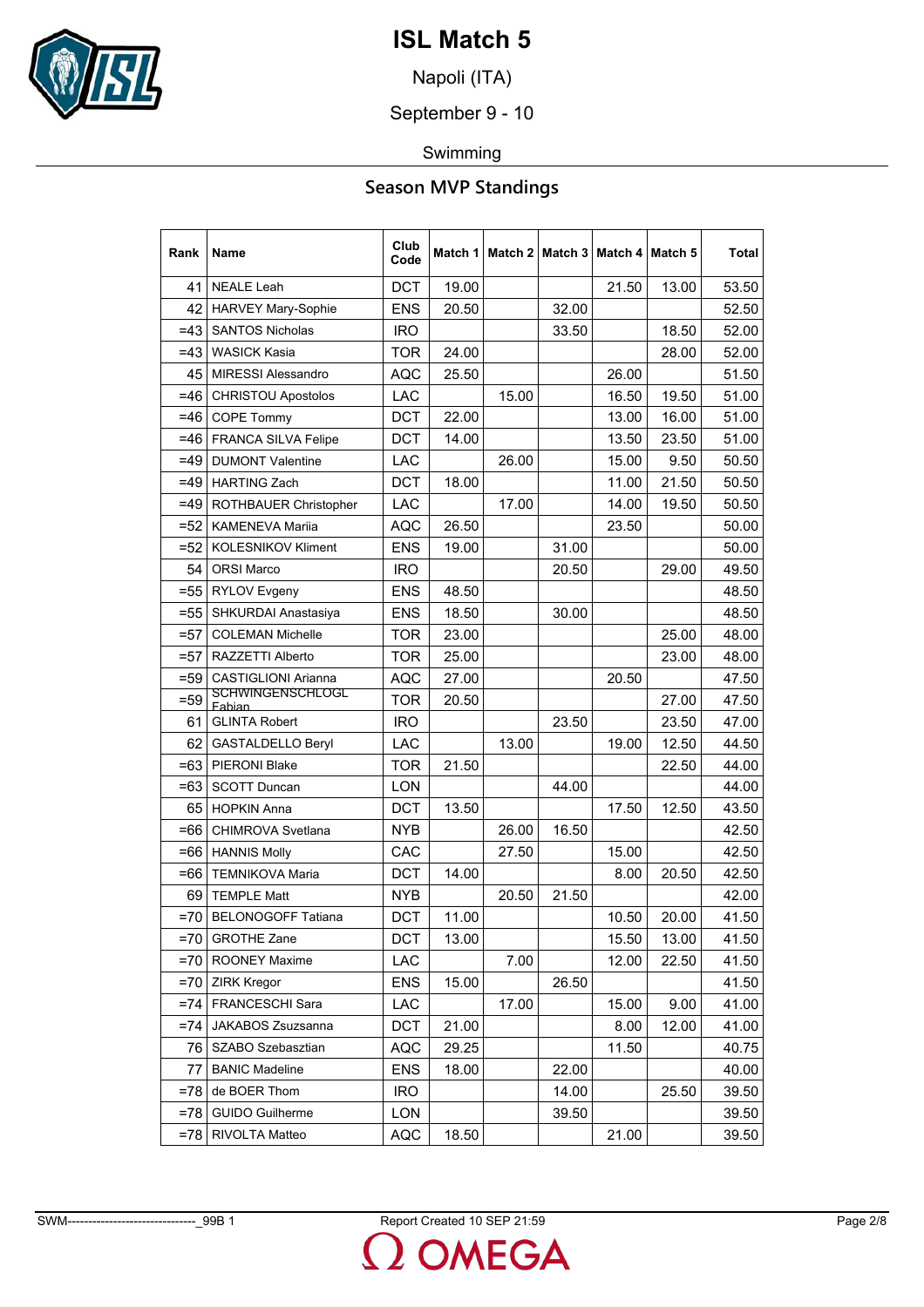# ISL Match 5

Napoli (ITA)

September 9 - 10

Swimming

## Season MVP Standings

| Rank | Name | Club Code | Match 1 | Match 2 | Match 3 | Match 4 | Match 5 | Total |
|---|---|---|---|---|---|---|---|---|
| 41 | NEALE Leah | DCT | 19.00 | | | 21.50 | 13.00 | 53.50 |
| 42 | HARVEY Mary-Sophie | ENS | 20.50 | | 32.00 | | | 52.50 |
| =43 | SANTOS Nicholas | IRO | | | 33.50 | | 18.50 | 52.00 |
| =43 | WASICK Kasia | TOR | 24.00 | | | | 28.00 | 52.00 |
| 45 | MIRESSI Alessandro | AQC | 25.50 | | | 26.00 | | 51.50 |
| =46 | CHRISTOU Apostolos | LAC | | 15.00 | | 16.50 | 19.50 | 51.00 |
| =46 | COPE Tommy | DCT | 22.00 | | | 13.00 | 16.00 | 51.00 |
| =46 | FRANCA SILVA Felipe | DCT | 14.00 | | | 13.50 | 23.50 | 51.00 |
| =49 | DUMONT Valentine | LAC | | 26.00 | | 15.00 | 9.50 | 50.50 |
| =49 | HARTING Zach | DCT | 18.00 | | | 11.00 | 21.50 | 50.50 |
| =49 | ROTHBAUER Christopher | LAC | | 17.00 | | 14.00 | 19.50 | 50.50 |
| =52 | KAMENEVA Mariia | AQC | 26.50 | | | 23.50 | | 50.00 |
| =52 | KOLESNIKOV Kliment | ENS | 19.00 | | 31.00 | | | 50.00 |
| 54 | ORSI Marco | IRO | | | 20.50 | | 29.00 | 49.50 |
| =55 | RYLOV Evgeny | ENS | 48.50 | | | | | 48.50 |
| =55 | SHKURDAI Anastasiya | ENS | 18.50 | | 30.00 | | | 48.50 |
| =57 | COLEMAN Michelle | TOR | 23.00 | | | | 25.00 | 48.00 |
| =57 | RAZZETTI Alberto | TOR | 25.00 | | | | 23.00 | 48.00 |
| =59 | CASTIGLIONI Arianna | AQC | 27.00 | | | 20.50 | | 47.50 |
| =59 | SCHWINGENSCHLOGL Fabian | TOR | 20.50 | | | | 27.00 | 47.50 |
| 61 | GLINTA Robert | IRO | | | 23.50 | | 23.50 | 47.00 |
| 62 | GASTALDELLO Beryl | LAC | | 13.00 | | 19.00 | 12.50 | 44.50 |
| =63 | PIERONI Blake | TOR | 21.50 | | | | 22.50 | 44.00 |
| =63 | SCOTT Duncan | LON | | | 44.00 | | | 44.00 |
| 65 | HOPKIN Anna | DCT | 13.50 | | | 17.50 | 12.50 | 43.50 |
| =66 | CHIMROVA Svetlana | NYB | | 26.00 | 16.50 | | | 42.50 |
| =66 | HANNIS Molly | CAC | | 27.50 | | 15.00 | | 42.50 |
| =66 | TEMNIKOVA Maria | DCT | 14.00 | | | 8.00 | 20.50 | 42.50 |
| 69 | TEMPLE Matt | NYB | | 20.50 | 21.50 | | | 42.00 |
| =70 | BELONOGOFF Tatiana | DCT | 11.00 | | | 10.50 | 20.00 | 41.50 |
| =70 | GROTHE Zane | DCT | 13.00 | | | 15.50 | 13.00 | 41.50 |
| =70 | ROONEY Maxime | LAC | | 7.00 | | 12.00 | 22.50 | 41.50 |
| =70 | ZIRK Kregor | ENS | 15.00 | | 26.50 | | | 41.50 |
| =74 | FRANCESCHI Sara | LAC | | 17.00 | | 15.00 | 9.00 | 41.00 |
| =74 | JAKABOS Zsuzsanna | DCT | 21.00 | | | 8.00 | 12.00 | 41.00 |
| 76 | SZABO Szebasztian | AQC | 29.25 | | | 11.50 | | 40.75 |
| 77 | BANIC Madeline | ENS | 18.00 | | 22.00 | | | 40.00 |
| =78 | de BOER Thom | IRO | | | 14.00 | | 25.50 | 39.50 |
| =78 | GUIDO Guilherme | LON | | | 39.50 | | | 39.50 |
| =78 | RIVOLTA Matteo | AQC | 18.50 | | | 21.00 | | 39.50 |

SWM-------------------------------_99B 1 Report Created 10 SEP 21:59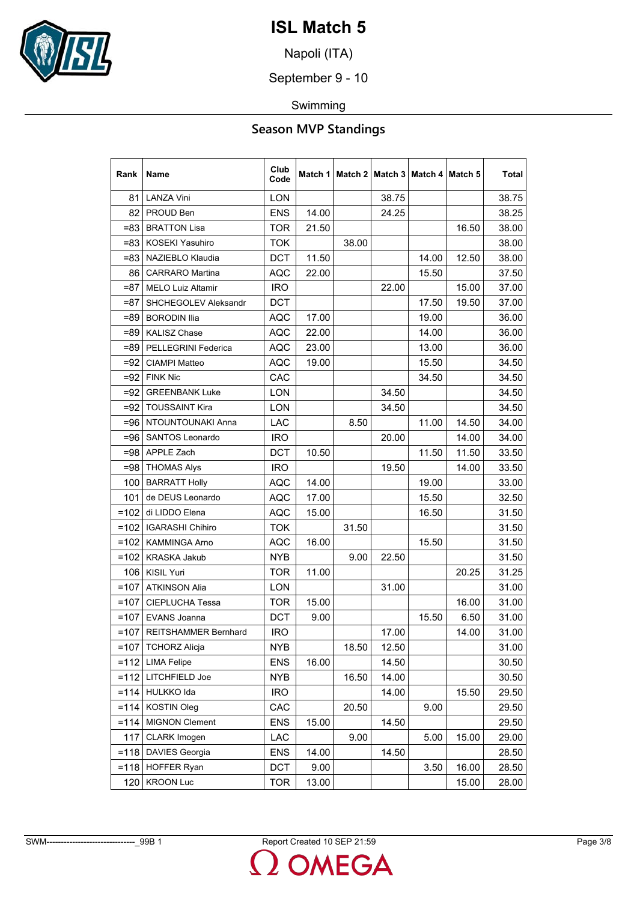# ISL Match 5

Napoli (ITA)

September 9 - 10

Swimming

## Season MVP Standings

| Rank | Name | Club Code | Match 1 | Match 2 | Match 3 | Match 4 | Match 5 | Total |
|---|---|---|---|---|---|---|---|---|
| 81 | LANZA Vini | LON | | | 38.75 | | | 38.75 |
| 82 | PROUD Ben | ENS | 14.00 | | 24.25 | | | 38.25 |
| =83 | BRATTON Lisa | TOR | 21.50 | | | | 16.50 | 38.00 |
| =83 | KOSEKI Yasuhiro | TOK | | 38.00 | | | | 38.00 |
| =83 | NAZIEBLO Klaudia | DCT | 11.50 | | | 14.00 | 12.50 | 38.00 |
| 86 | CARRARO Martina | AQC | 22.00 | | | 15.50 | | 37.50 |
| =87 | MELO Luiz Altamir | IRO | | | 22.00 | | 15.00 | 37.00 |
| =87 | SHCHEGOLEV Aleksandr | DCT | | | | 17.50 | 19.50 | 37.00 |
| =89 | BORODIN Ilia | AQC | 17.00 | | | 19.00 | | 36.00 |
| =89 | KALISZ Chase | AQC | 22.00 | | | 14.00 | | 36.00 |
| =89 | PELLEGRINI Federica | AQC | 23.00 | | | 13.00 | | 36.00 |
| =92 | CIAMPI Matteo | AQC | 19.00 | | | 15.50 | | 34.50 |
| =92 | FINK Nic | CAC | | | | 34.50 | | 34.50 |
| =92 | GREENBANK Luke | LON | | | 34.50 | | | 34.50 |
| =92 | TOUSSAINT Kira | LON | | | 34.50 | | | 34.50 |
| =96 | NTOUNTOUNAKI Anna | LAC | | 8.50 | | 11.00 | 14.50 | 34.00 |
| =96 | SANTOS Leonardo | IRO | | | 20.00 | | 14.00 | 34.00 |
| =98 | APPLE Zach | DCT | 10.50 | | | 11.50 | 11.50 | 33.50 |
| =98 | THOMAS Alys | IRO | | | 19.50 | | 14.00 | 33.50 |
| 100 | BARRATT Holly | AQC | 14.00 | | | 19.00 | | 33.00 |
| 101 | de DEUS Leonardo | AQC | 17.00 | | | 15.50 | | 32.50 |
| =102 | di LIDDO Elena | AQC | 15.00 | | | 16.50 | | 31.50 |
| =102 | IGARASHI Chihiro | TOK | | 31.50 | | | | 31.50 |
| =102 | KAMMINGA Arno | AQC | 16.00 | | | 15.50 | | 31.50 |
| =102 | KRASKA Jakub | NYB | | 9.00 | 22.50 | | | 31.50 |
| 106 | KISIL Yuri | TOR | 11.00 | | | | 20.25 | 31.25 |
| =107 | ATKINSON Alia | LON | | | 31.00 | | | 31.00 |
| =107 | CIEPLUCHA Tessa | TOR | 15.00 | | | | 16.00 | 31.00 |
| =107 | EVANS Joanna | DCT | 9.00 | | | 15.50 | 6.50 | 31.00 |
| =107 | REITSHAMMER Bernhard | IRO | | | 17.00 | | 14.00 | 31.00 |
| =107 | TCHORZ Alicja | NYB | | 18.50 | 12.50 | | | 31.00 |
| =112 | LIMA Felipe | ENS | 16.00 | | 14.50 | | | 30.50 |
| =112 | LITCHFIELD Joe | NYB | | 16.50 | 14.00 | | | 30.50 |
| =114 | HULKKO Ida | IRO | | | 14.00 | | 15.50 | 29.50 |
| =114 | KOSTIN Oleg | CAC | | 20.50 | | 9.00 | | 29.50 |
| =114 | MIGNON Clement | ENS | 15.00 | | 14.50 | | | 29.50 |
| 117 | CLARK Imogen | LAC | | 9.00 | | 5.00 | 15.00 | 29.00 |
| =118 | DAVIES Georgia | ENS | 14.00 | | 14.50 | | | 28.50 |
| =118 | HOFFER Ryan | DCT | 9.00 | | | 3.50 | 16.00 | 28.50 |
| 120 | KROON Luc | TOR | 13.00 | | | | 15.00 | 28.00 |

SWM-------------------------------_99B 1 Report Created 10 SEP 21:59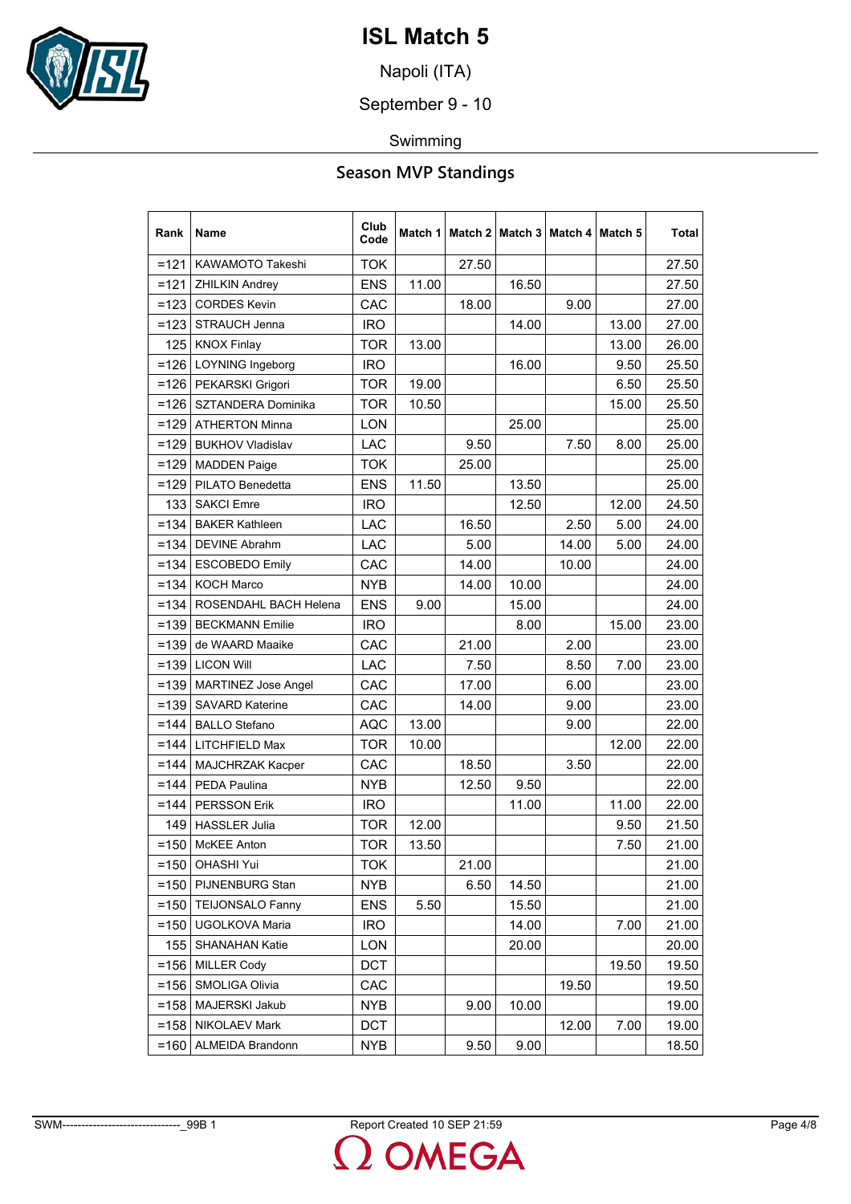# ISL Match 5

Napoli (ITA)

September 9 - 10

Swimming

## Season MVP Standings

| Rank | Name | Club Code | Match 1 | Match 2 | Match 3 | Match 4 | Match 5 | Total |
|---|---|---|---|---|---|---|---|---|
| =121 | KAWAMOTO Takeshi | TOK | | 27.50 | | | | 27.50 |
| =121 | ZHILKIN Andrey | ENS | 11.00 | | 16.50 | | | 27.50 |
| =123 | CORDES Kevin | CAC | | 18.00 | | 9.00 | | 27.00 |
| =123 | STRAUCH Jenna | IRO | | | 14.00 | | 13.00 | 27.00 |
| 125 | KNOX Finlay | TOR | 13.00 | | | | 13.00 | 26.00 |
| =126 | LOYNING Ingeborg | IRO | | | 16.00 | | 9.50 | 25.50 |
| =126 | PEKARSKI Grigori | TOR | 19.00 | | | | 6.50 | 25.50 |
| =126 | SZTANDERA Dominika | TOR | 10.50 | | | | 15.00 | 25.50 |
| =129 | ATHERTON Minna | LON | | | 25.00 | | | 25.00 |
| =129 | BUKHOV Vladislav | LAC | | 9.50 | | 7.50 | 8.00 | 25.00 |
| =129 | MADDEN Paige | TOK | | 25.00 | | | | 25.00 |
| =129 | PILATO Benedetta | ENS | 11.50 | | 13.50 | | | 25.00 |
| 133 | SAKCI Emre | IRO | | | 12.50 | | 12.00 | 24.50 |
| =134 | BAKER Kathleen | LAC | | 16.50 | | 2.50 | 5.00 | 24.00 |
| =134 | DEVINE Abrahm | LAC | | 5.00 | | 14.00 | 5.00 | 24.00 |
| =134 | ESCOBEDO Emily | CAC | | 14.00 | | 10.00 | | 24.00 |
| =134 | KOCH Marco | NYB | | 14.00 | 10.00 | | | 24.00 |
| =134 | ROSENDAHL BACH Helena | ENS | 9.00 | | 15.00 | | | 24.00 |
| =139 | BECKMANN Emilie | IRO | | | 8.00 | | 15.00 | 23.00 |
| =139 | de WAARD Maaike | CAC | | 21.00 | | 2.00 | | 23.00 |
| =139 | LICON Will | LAC | | 7.50 | | 8.50 | 7.00 | 23.00 |
| =139 | MARTINEZ Jose Angel | CAC | | 17.00 | | 6.00 | | 23.00 |
| =139 | SAVARD Katerine | CAC | | 14.00 | | 9.00 | | 23.00 |
| =144 | BALLO Stefano | AQC | 13.00 | | | 9.00 | | 22.00 |
| =144 | LITCHFIELD Max | TOR | 10.00 | | | | 12.00 | 22.00 |
| =144 | MAJCHRZAK Kacper | CAC | | 18.50 | | 3.50 | | 22.00 |
| =144 | PEDA Paulina | NYB | | 12.50 | 9.50 | | | 22.00 |
| =144 | PERSSON Erik | IRO | | | 11.00 | | 11.00 | 22.00 |
| 149 | HASSLER Julia | TOR | 12.00 | | | | 9.50 | 21.50 |
| =150 | McKEE Anton | TOR | 13.50 | | | | 7.50 | 21.00 |
| =150 | OHASHI Yui | TOK | | 21.00 | | | | 21.00 |
| =150 | PIJNENBURG Stan | NYB | | 6.50 | 14.50 | | | 21.00 |
| =150 | TEIJONSALO Fanny | ENS | 5.50 | | 15.50 | | | 21.00 |
| =150 | UGOLKOVA Maria | IRO | | | 14.00 | | 7.00 | 21.00 |
| 155 | SHANAHAN Katie | LON | | | 20.00 | | | 20.00 |
| =156 | MILLER Cody | DCT | | | | | 19.50 | 19.50 |
| =156 | SMOLIGA Olivia | CAC | | | | 19.50 | | 19.50 |
| =158 | MAJERSKI Jakub | NYB | | 9.00 | 10.00 | | | 19.00 |
| =158 | NIKOLAEV Mark | DCT | | | | 12.00 | 7.00 | 19.00 |
| =160 | ALMEIDA Brandonn | NYB | | 9.50 | 9.00 | | | 18.50 |

SWM--------------------------------_99B 1 | Report Created 10 SEP 21:59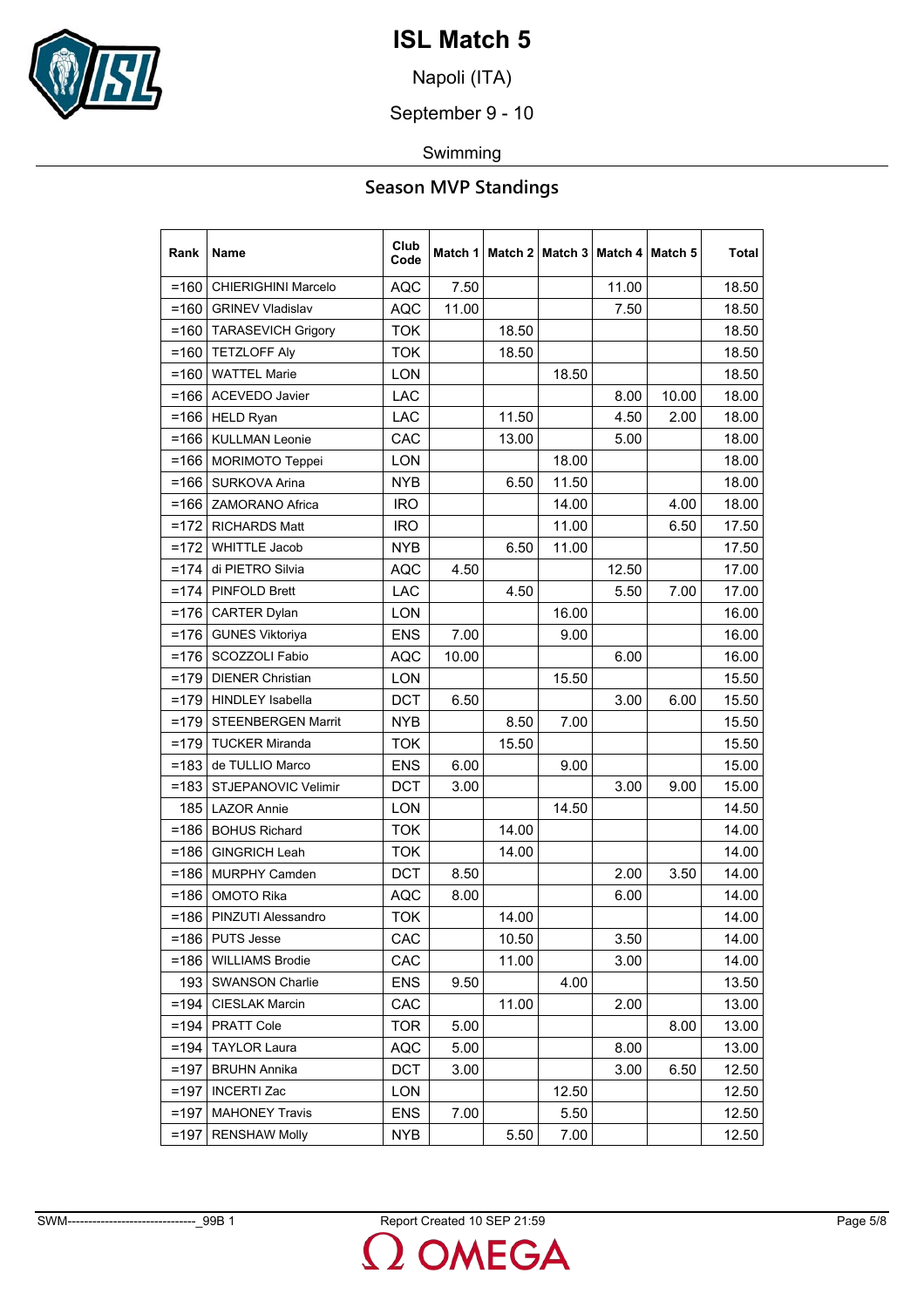# ISL Match 5

Napoli (ITA)

September 9 - 10

Swimming

## Season MVP Standings

| Rank | Name | Club Code | Match 1 | Match 2 | Match 3 | Match 4 | Match 5 | Total |
|---|---|---|---|---|---|---|---|---|
| =160 | CHIERIGHINI Marcelo | AQC | 7.50 | | | 11.00 | | 18.50 |
| =160 | GRINEV Vladislav | AQC | 11.00 | | | 7.50 | | 18.50 |
| =160 | TARASEVICH Grigory | TOK | | 18.50 | | | | 18.50 |
| =160 | TETZLOFF Aly | TOK | | 18.50 | | | | 18.50 |
| =160 | WATTEL Marie | LON | | | 18.50 | | | 18.50 |
| =166 | ACEVEDO Javier | LAC | | | | 8.00 | 10.00 | 18.00 |
| =166 | HELD Ryan | LAC | | 11.50 | | 4.50 | 2.00 | 18.00 |
| =166 | KULLMAN Leonie | CAC | | 13.00 | | 5.00 | | 18.00 |
| =166 | MORIMOTO Teppei | LON | | | 18.00 | | | 18.00 |
| =166 | SURKOVA Arina | NYB | | 6.50 | 11.50 | | | 18.00 |
| =166 | ZAMORANO Africa | IRO | | | 14.00 | | 4.00 | 18.00 |
| =172 | RICHARDS Matt | IRO | | | 11.00 | | 6.50 | 17.50 |
| =172 | WHITTLE Jacob | NYB | | 6.50 | 11.00 | | | 17.50 |
| =174 | di PIETRO Silvia | AQC | 4.50 | | | 12.50 | | 17.00 |
| =174 | PINFOLD Brett | LAC | | 4.50 | | 5.50 | 7.00 | 17.00 |
| =176 | CARTER Dylan | LON | | | 16.00 | | | 16.00 |
| =176 | GUNES Viktoriya | ENS | 7.00 | | 9.00 | | | 16.00 |
| =176 | SCOZZOLI Fabio | AQC | 10.00 | | | 6.00 | | 16.00 |
| =179 | DIENER Christian | LON | | | 15.50 | | | 15.50 |
| =179 | HINDLEY Isabella | DCT | 6.50 | | | 3.00 | 6.00 | 15.50 |
| =179 | STEENBERGEN Marrit | NYB | | 8.50 | 7.00 | | | 15.50 |
| =179 | TUCKER Miranda | TOK | | 15.50 | | | | 15.50 |
| =183 | de TULLIO Marco | ENS | 6.00 | | 9.00 | | | 15.00 |
| =183 | STJEPANOVIC Velimir | DCT | 3.00 | | | 3.00 | 9.00 | 15.00 |
| 185 | LAZOR Annie | LON | | | 14.50 | | | 14.50 |
| =186 | BOHUS Richard | TOK | | 14.00 | | | | 14.00 |
| =186 | GINGRICH Leah | TOK | | 14.00 | | | | 14.00 |
| =186 | MURPHY Camden | DCT | 8.50 | | | 2.00 | 3.50 | 14.00 |
| =186 | OMOTO Rika | AQC | 8.00 | | | 6.00 | | 14.00 |
| =186 | PINZUTI Alessandro | TOK | | 14.00 | | | | 14.00 |
| =186 | PUTS Jesse | CAC | | 10.50 | | 3.50 | | 14.00 |
| =186 | WILLIAMS Brodie | CAC | | 11.00 | | 3.00 | | 14.00 |
| 193 | SWANSON Charlie | ENS | 9.50 | | 4.00 | | | 13.50 |
| =194 | CIESLAK Marcin | CAC | | 11.00 | | 2.00 | | 13.00 |
| =194 | PRATT Cole | TOR | 5.00 | | | | 8.00 | 13.00 |
| =194 | TAYLOR Laura | AQC | 5.00 | | | 8.00 | | 13.00 |
| =197 | BRUHN Annika | DCT | 3.00 | | | 3.00 | 6.50 | 12.50 |
| =197 | INCERTI Zac | LON | | | 12.50 | | | 12.50 |
| =197 | MAHONEY Travis | ENS | 7.00 | | 5.50 | | | 12.50 |
| =197 | RENSHAW Molly | NYB | | 5.50 | 7.00 | | | 12.50 |

SWM--------------------------------_99B 1 Report Created 10 SEP 21:59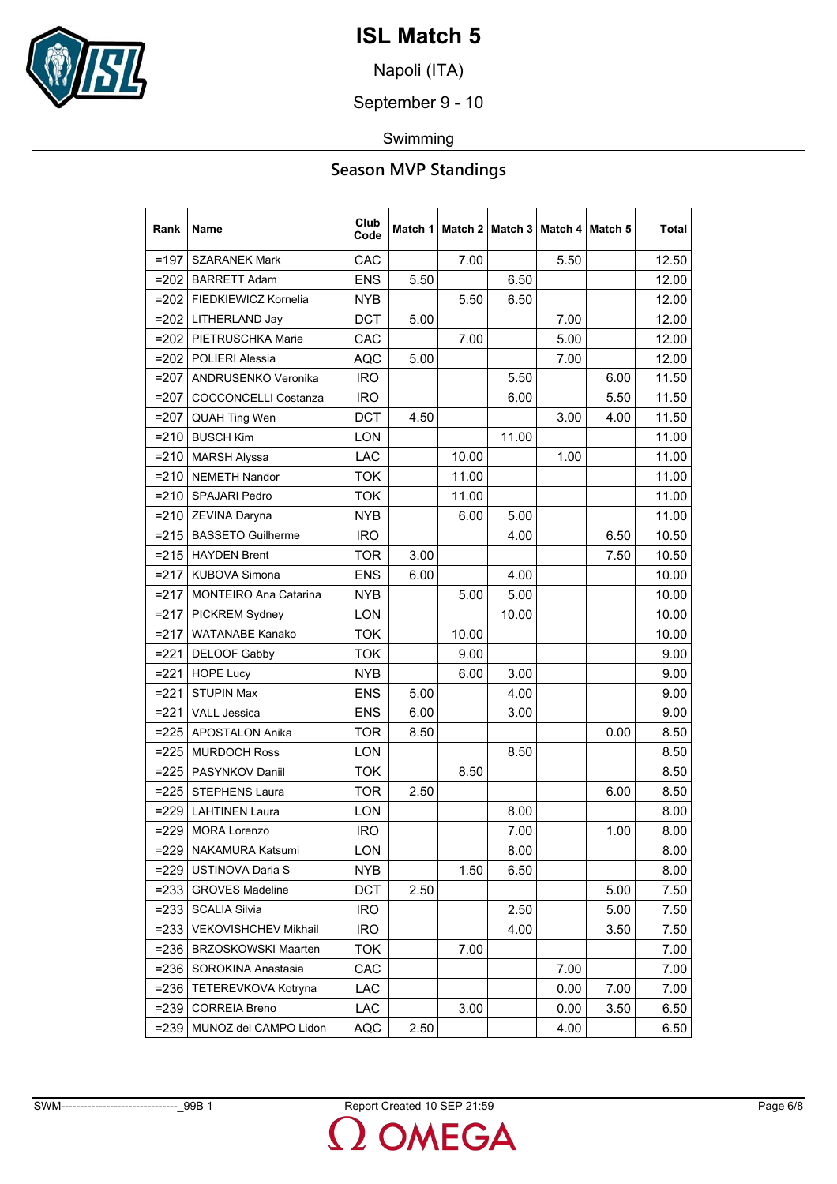# ISL Match 5

Napoli (ITA)

September 9 - 10

Swimming

## Season MVP Standings

| Rank | Name | Club Code | Match 1 | Match 2 | Match 3 | Match 4 | Match 5 | Total |
|---|---|---|---|---|---|---|---|---|
| =197 | SZARANEK Mark | CAC | | 7.00 | | 5.50 | | 12.50 |
| =202 | BARRETT Adam | ENS | 5.50 | | 6.50 | | | 12.00 |
| =202 | FIEDKIEWICZ Kornelia | NYB | | 5.50 | 6.50 | | | 12.00 |
| =202 | LITHERLAND Jay | DCT | 5.00 | | | 7.00 | | 12.00 |
| =202 | PIETRUSCHKA Marie | CAC | | 7.00 | | 5.00 | | 12.00 |
| =202 | POLIERI Alessia | AQC | 5.00 | | | 7.00 | | 12.00 |
| =207 | ANDRUSENKO Veronika | IRO | | | 5.50 | | 6.00 | 11.50 |
| =207 | COCCONCELLI Costanza | IRO | | | 6.00 | | 5.50 | 11.50 |
| =207 | QUAH Ting Wen | DCT | 4.50 | | | 3.00 | 4.00 | 11.50 |
| =210 | BUSCH Kim | LON | | | 11.00 | | | 11.00 |
| =210 | MARSH Alyssa | LAC | | 10.00 | | 1.00 | | 11.00 |
| =210 | NEMETH Nandor | TOK | | 11.00 | | | | 11.00 |
| =210 | SPAJARI Pedro | TOK | | 11.00 | | | | 11.00 |
| =210 | ZEVINA Daryna | NYB | | 6.00 | 5.00 | | | 11.00 |
| =215 | BASSETO Guilherme | IRO | | | 4.00 | | 6.50 | 10.50 |
| =215 | HAYDEN Brent | TOR | 3.00 | | | | 7.50 | 10.50 |
| =217 | KUBOVA Simona | ENS | 6.00 | | 4.00 | | | 10.00 |
| =217 | MONTEIRO Ana Catarina | NYB | | 5.00 | 5.00 | | | 10.00 |
| =217 | PICKREM Sydney | LON | | | 10.00 | | | 10.00 |
| =217 | WATANABE Kanako | TOK | | 10.00 | | | | 10.00 |
| =221 | DELOOF Gabby | TOK | | 9.00 | | | | 9.00 |
| =221 | HOPE Lucy | NYB | | 6.00 | 3.00 | | | 9.00 |
| =221 | STUPIN Max | ENS | 5.00 | | 4.00 | | | 9.00 |
| =221 | VALL Jessica | ENS | 6.00 | | 3.00 | | | 9.00 |
| =225 | APOSTALON Anika | TOR | 8.50 | | | | 0.00 | 8.50 |
| =225 | MURDOCH Ross | LON | | | 8.50 | | | 8.50 |
| =225 | PASYNKOV Daniil | TOK | | 8.50 | | | | 8.50 |
| =225 | STEPHENS Laura | TOR | 2.50 | | | | 6.00 | 8.50 |
| =229 | LAHTINEN Laura | LON | | | 8.00 | | | 8.00 |
| =229 | MORA Lorenzo | IRO | | | 7.00 | | 1.00 | 8.00 |
| =229 | NAKAMURA Katsumi | LON | | | 8.00 | | | 8.00 |
| =229 | USTINOVA Daria S | NYB | | 1.50 | 6.50 | | | 8.00 |
| =233 | GROVES Madeline | DCT | 2.50 | | | | 5.00 | 7.50 |
| =233 | SCALIA Silvia | IRO | | | 2.50 | | 5.00 | 7.50 |
| =233 | VEKOVISHCHEV Mikhail | IRO | | | 4.00 | | 3.50 | 7.50 |
| =236 | BRZOSKOWSKI Maarten | TOK | | 7.00 | | | | 7.00 |
| =236 | SOROKINA Anastasia | CAC | | | | 7.00 | | 7.00 |
| =236 | TETEREVKOVA Kotryna | LAC | | | | 0.00 | 7.00 | 7.00 |
| =239 | CORREIA Breno | LAC | | 3.00 | | 0.00 | 3.50 | 6.50 |
| =239 | MUNOZ del CAMPO Lidon | AQC | 2.50 | | | 4.00 | | 6.50 |

SWM-------------------------------_99B 1 Report Created 10 SEP 21:59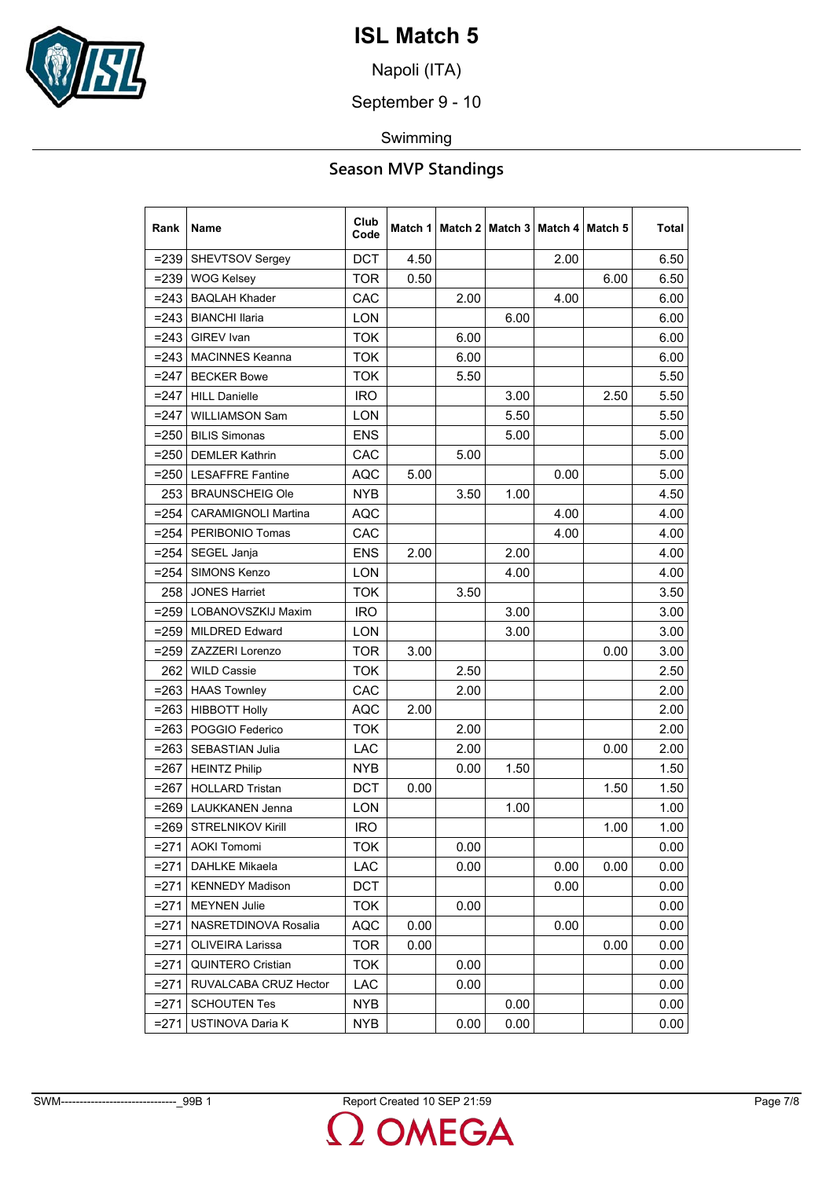# ISL Match 5

Napoli (ITA)

September 9 - 10

Swimming

## Season MVP Standings

| Rank | Name | Club Code | Match 1 | Match 2 | Match 3 | Match 4 | Match 5 | Total |
|---|---|---|---|---|---|---|---|---|
| =239 | SHEVTSOV Sergey | DCT | 4.50 | | | 2.00 | | 6.50 |
| =239 | WOG Kelsey | TOR | 0.50 | | | | 6.00 | 6.50 |
| =243 | BAQLAH Khader | CAC | | 2.00 | | 4.00 | | 6.00 |
| =243 | BIANCHI Ilaria | LON | | | 6.00 | | | 6.00 |
| =243 | GIREV Ivan | TOK | | 6.00 | | | | 6.00 |
| =243 | MACINNES Keanna | TOK | | 6.00 | | | | 6.00 |
| =247 | BECKER Bowe | TOK | | 5.50 | | | | 5.50 |
| =247 | HILL Danielle | IRO | | | 3.00 | | 2.50 | 5.50 |
| =247 | WILLIAMSON Sam | LON | | | 5.50 | | | 5.50 |
| =250 | BILIS Simonas | ENS | | | 5.00 | | | 5.00 |
| =250 | DEMLER Kathrin | CAC | | 5.00 | | | | 5.00 |
| =250 | LESAFFRE Fantine | AQC | 5.00 | | | 0.00 | | 5.00 |
| 253 | BRAUNSCHEIG Ole | NYB | | 3.50 | 1.00 | | | 4.50 |
| =254 | CARAMIGNOLI Martina | AQC | | | | 4.00 | | 4.00 |
| =254 | PERIBONIO Tomas | CAC | | | | 4.00 | | 4.00 |
| =254 | SEGEL Janja | ENS | 2.00 | | 2.00 | | | 4.00 |
| =254 | SIMONS Kenzo | LON | | | 4.00 | | | 4.00 |
| 258 | JONES Harriet | TOK | | 3.50 | | | | 3.50 |
| =259 | LOBANOVSZKIJ Maxim | IRO | | | 3.00 | | | 3.00 |
| =259 | MILDRED Edward | LON | | | 3.00 | | | 3.00 |
| =259 | ZAZZERI Lorenzo | TOR | 3.00 | | | | 0.00 | 3.00 |
| 262 | WILD Cassie | TOK | | 2.50 | | | | 2.50 |
| =263 | HAAS Townley | CAC | | 2.00 | | | | 2.00 |
| =263 | HIBBOTT Holly | AQC | 2.00 | | | | | 2.00 |
| =263 | POGGIO Federico | TOK | | 2.00 | | | | 2.00 |
| =263 | SEBASTIAN Julia | LAC | | 2.00 | | | 0.00 | 2.00 |
| =267 | HEINTZ Philip | NYB | | 0.00 | 1.50 | | | 1.50 |
| =267 | HOLLARD Tristan | DCT | 0.00 | | | | 1.50 | 1.50 |
| =269 | LAUKKANEN Jenna | LON | | | 1.00 | | | 1.00 |
| =269 | STRELNIKOV Kirill | IRO | | | | | 1.00 | 1.00 |
| =271 | AOKI Tomomi | TOK | | 0.00 | | | | 0.00 |
| =271 | DAHLKE Mikaela | LAC | | 0.00 | | 0.00 | 0.00 | 0.00 |
| =271 | KENNEDY Madison | DCT | | | | 0.00 | | 0.00 |
| =271 | MEYNEN Julie | TOK | | 0.00 | | | | 0.00 |
| =271 | NASRETDINOVA Rosalia | AQC | 0.00 | | | 0.00 | | 0.00 |
| =271 | OLIVEIRA Larissa | TOR | 0.00 | | | | 0.00 | 0.00 |
| =271 | QUINTERO Cristian | TOK | | 0.00 | | | | 0.00 |
| =271 | RUVALCABA CRUZ Hector | LAC | | 0.00 | | | | 0.00 |
| =271 | SCHOUTEN Tes | NYB | | | 0.00 | | | 0.00 |
| =271 | USTINOVA Daria K | NYB | | 0.00 | 0.00 | | | 0.00 |

SWM-------------------------------_99B 1 Report Created 10 SEP 21:59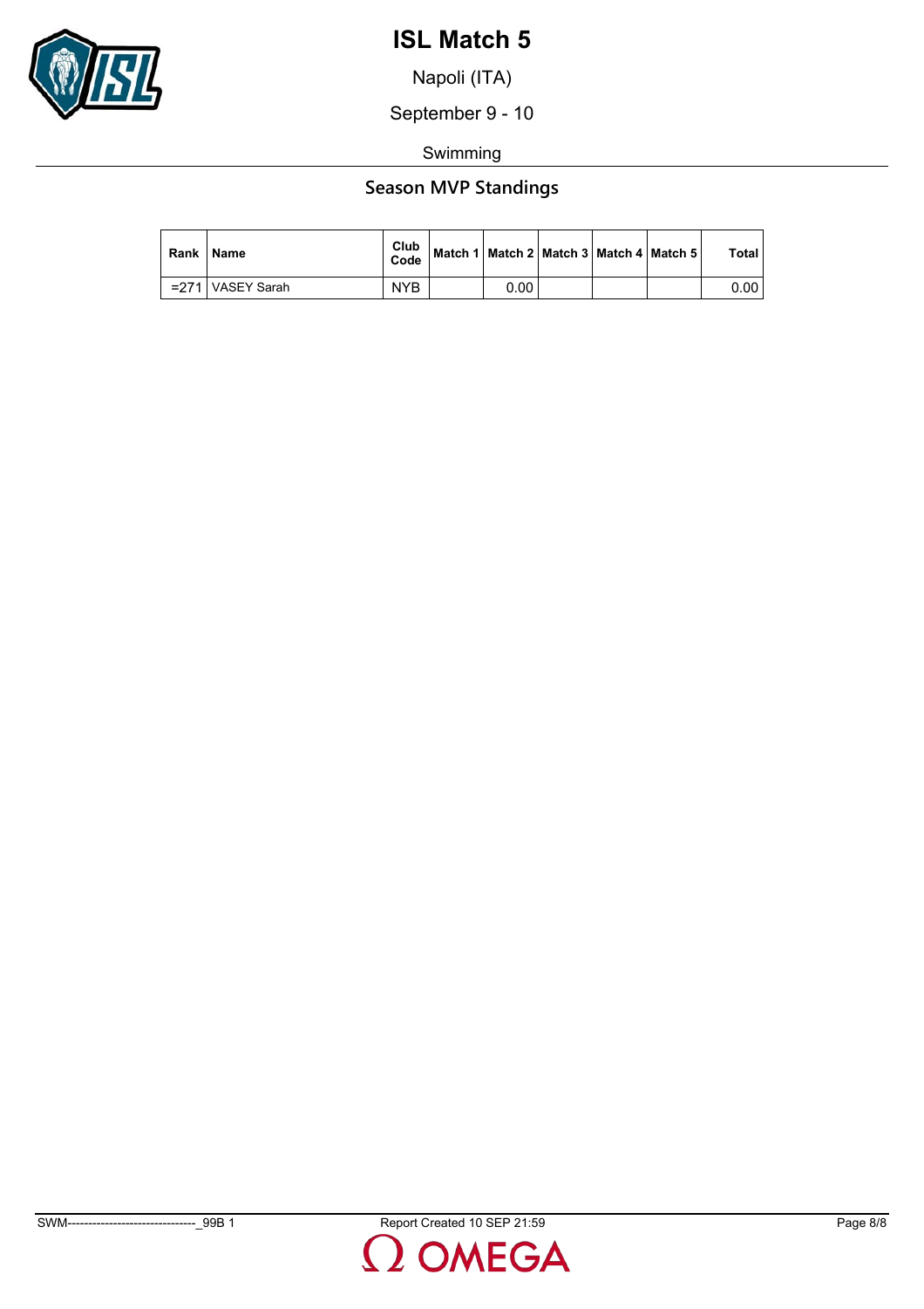# ISL Match 5

Napoli (ITA)

September 9 - 10

Swimming

## Season MVP Standings

| Rank | Name | Club Code | Match 1 | Match 2 | Match 3 | Match 4 | Match 5 | Total |
|---|---|---|---|---|---|---|---|---|
| =271 | VASEY Sarah | NYB | | 0.00 | | | | 0.00 |

SWM-------------------------------_99B 1 Report Created 10 SEP 21:59